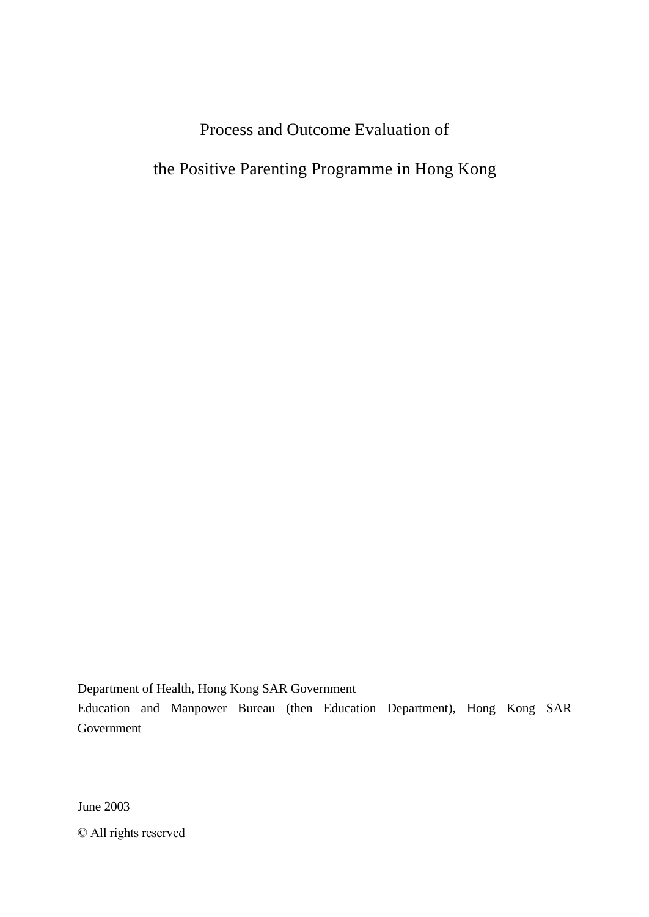# Process and Outcome Evaluation of the Positive Parenting Programme in Hong Kong

Department of Health, Hong Kong SAR Government

Education and Manpower Bureau (then Education Department), Hong Kong SAR Government

June 2003

© All rights reserved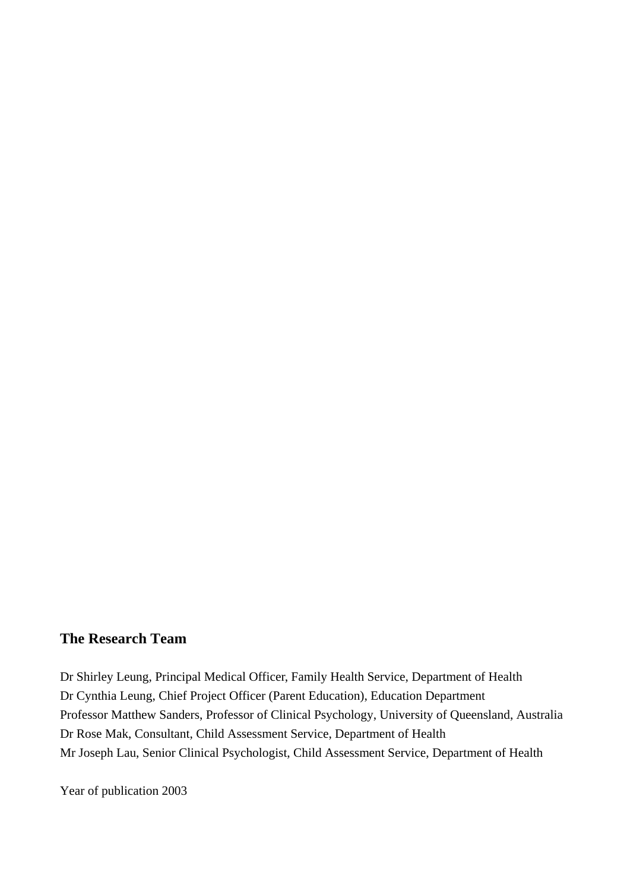## The Research Team

Dr Shirley Leung, Principal Medical Officer, Family Health Service, Department of Health
Dr Cynthia Leung, Chief Project Officer (Parent Education), Education Department
Professor Matthew Sanders, Professor of Clinical Psychology, University of Queensland, Australia
Dr Rose Mak, Consultant, Child Assessment Service, Department of Health
Mr Joseph Lau, Senior Clinical Psychologist, Child Assessment Service, Department of Health

Year of publication 2003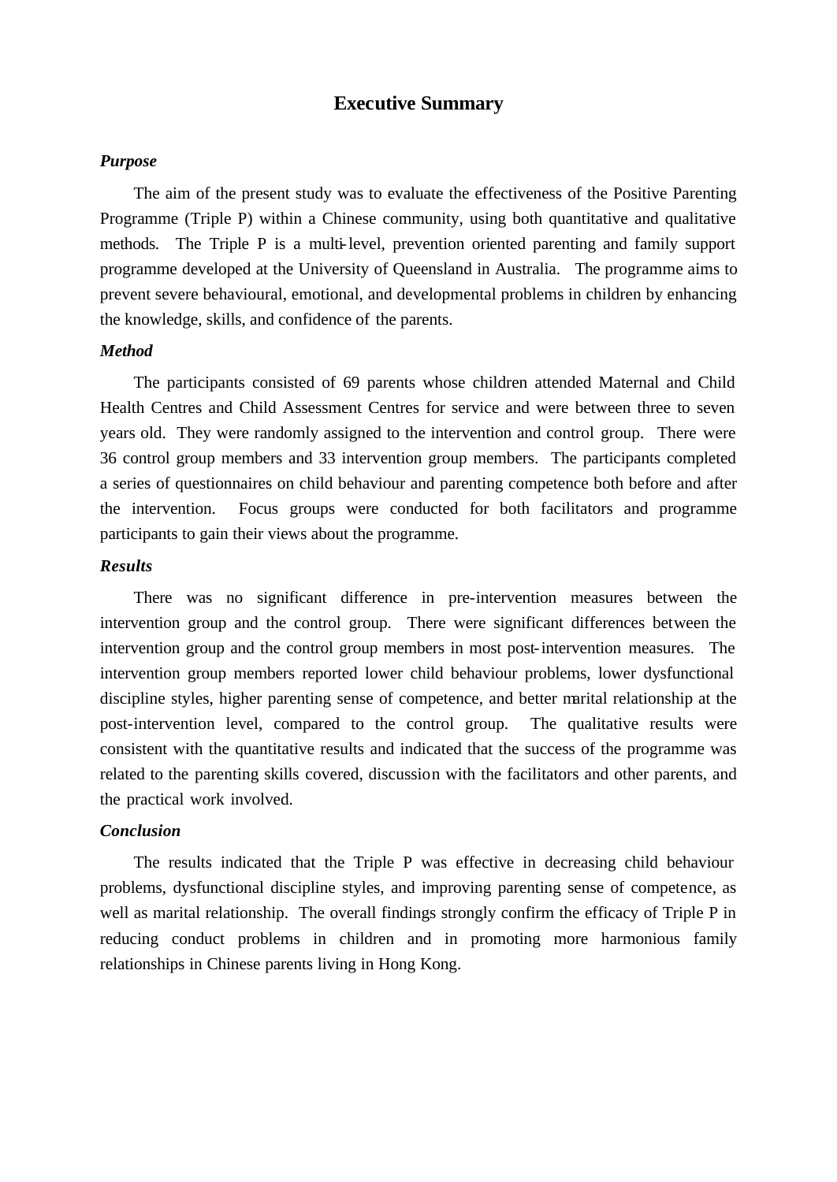# Executive Summary

***Purpose***

The aim of the present study was to evaluate the effectiveness of the Positive Parenting Programme (Triple P) within a Chinese community, using both quantitative and qualitative methods. The Triple P is a multi-level, prevention oriented parenting and family support programme developed at the University of Queensland in Australia. The programme aims to prevent severe behavioural, emotional, and developmental problems in children by enhancing the knowledge, skills, and confidence of the parents.

***Method***

The participants consisted of 69 parents whose children attended Maternal and Child Health Centres and Child Assessment Centres for service and were between three to seven years old. They were randomly assigned to the intervention and control group. There were 36 control group members and 33 intervention group members. The participants completed a series of questionnaires on child behaviour and parenting competence both before and after the intervention. Focus groups were conducted for both facilitators and programme participants to gain their views about the programme.

***Results***

There was no significant difference in pre-intervention measures between the intervention group and the control group. There were significant differences between the intervention group and the control group members in most post-intervention measures. The intervention group members reported lower child behaviour problems, lower dysfunctional discipline styles, higher parenting sense of competence, and better marital relationship at the post-intervention level, compared to the control group. The qualitative results were consistent with the quantitative results and indicated that the success of the programme was related to the parenting skills covered, discussion with the facilitators and other parents, and the practical work involved.

***Conclusion***

The results indicated that the Triple P was effective in decreasing child behaviour problems, dysfunctional discipline styles, and improving parenting sense of competence, as well as marital relationship. The overall findings strongly confirm the efficacy of Triple P in reducing conduct problems in children and in promoting more harmonious family relationships in Chinese parents living in Hong Kong.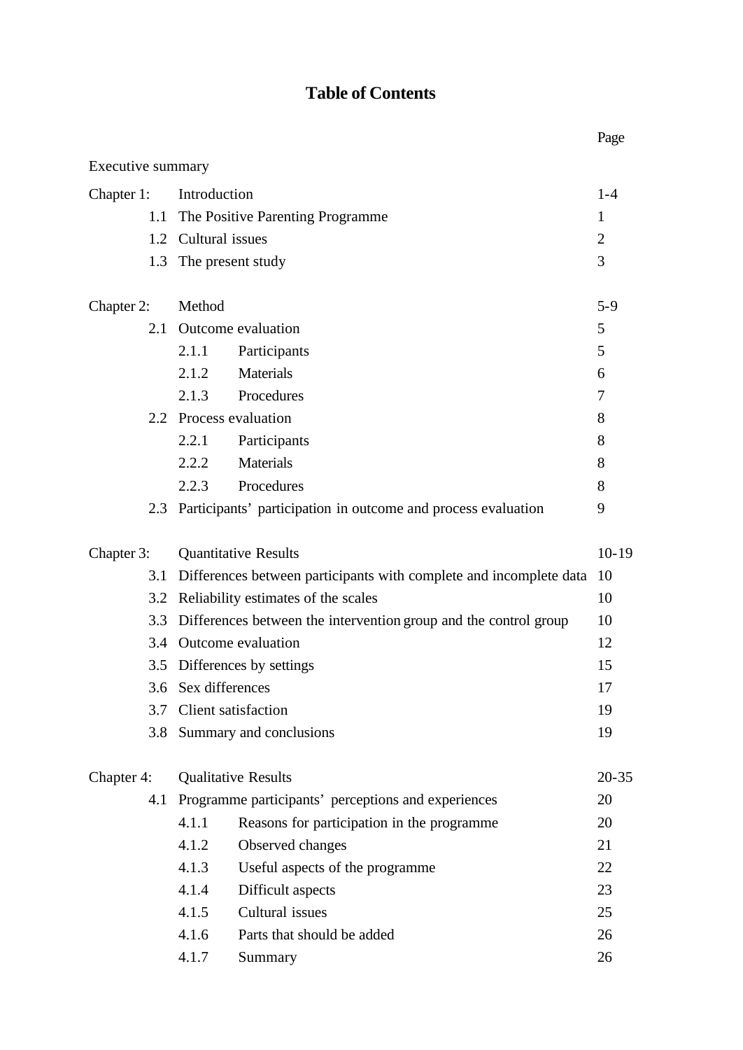# Table of Contents

| | | Page |
|---|---|---|
| Executive summary | | |
| Chapter 1: | Introduction | 1-4 |
| 1.1 | The Positive Parenting Programme | 1 |
| 1.2 | Cultural issues | 2 |
| 1.3 | The present study | 3 |
| Chapter 2: | Method | 5-9 |
| 2.1 | Outcome evaluation | 5 |
| 2.1.1 | Participants | 5 |
| 2.1.2 | Materials | 6 |
| 2.1.3 | Procedures | 7 |
| 2.2 | Process evaluation | 8 |
| 2.2.1 | Participants | 8 |
| 2.2.2 | Materials | 8 |
| 2.2.3 | Procedures | 8 |
| 2.3 | Participants' participation in outcome and process evaluation | 9 |
| Chapter 3: | Quantitative Results | 10-19 |
| 3.1 | Differences between participants with complete and incomplete data | 10 |
| 3.2 | Reliability estimates of the scales | 10 |
| 3.3 | Differences between the intervention group and the control group | 10 |
| 3.4 | Outcome evaluation | 12 |
| 3.5 | Differences by settings | 15 |
| 3.6 | Sex differences | 17 |
| 3.7 | Client satisfaction | 19 |
| 3.8 | Summary and conclusions | 19 |
| Chapter 4: | Qualitative Results | 20-35 |
| 4.1 | Programme participants' perceptions and experiences | 20 |
| 4.1.1 | Reasons for participation in the programme | 20 |
| 4.1.2 | Observed changes | 21 |
| 4.1.3 | Useful aspects of the programme | 22 |
| 4.1.4 | Difficult aspects | 23 |
| 4.1.5 | Cultural issues | 25 |
| 4.1.6 | Parts that should be added | 26 |
| 4.1.7 | Summary | 26 |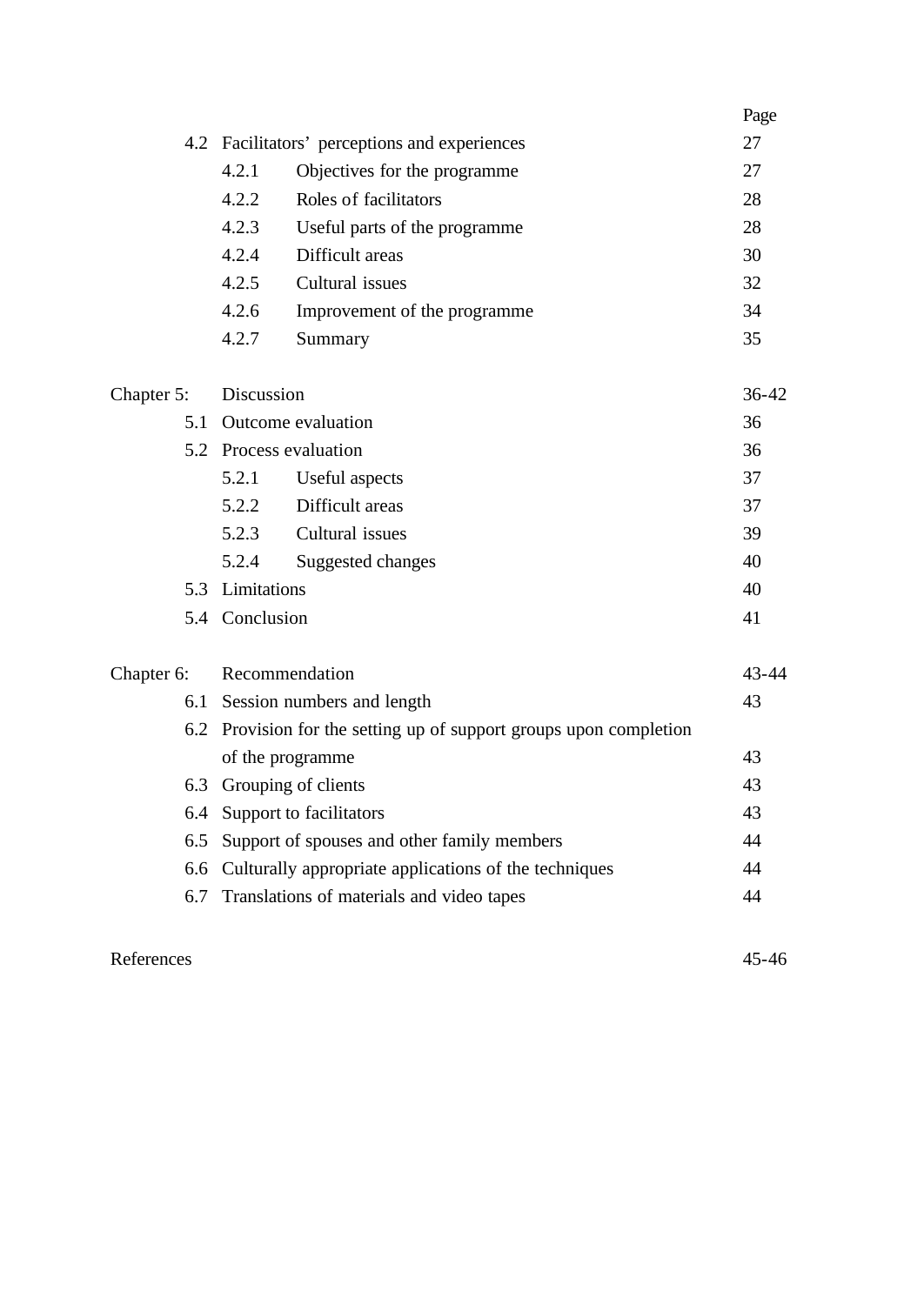| | | Page |
|---|---|---|
| 4.2 | Facilitators' perceptions and experiences | 27 |
| 4.2.1 | Objectives for the programme | 27 |
| 4.2.2 | Roles of facilitators | 28 |
| 4.2.3 | Useful parts of the programme | 28 |
| 4.2.4 | Difficult areas | 30 |
| 4.2.5 | Cultural issues | 32 |
| 4.2.6 | Improvement of the programme | 34 |
| 4.2.7 | Summary | 35 |
| | | |
| Chapter 5: | Discussion | 36-42 |
| 5.1 | Outcome evaluation | 36 |
| 5.2 | Process evaluation | 36 |
| 5.2.1 | Useful aspects | 37 |
| 5.2.2 | Difficult areas | 37 |
| 5.2.3 | Cultural issues | 39 |
| 5.2.4 | Suggested changes | 40 |
| 5.3 | Limitations | 40 |
| 5.4 | Conclusion | 41 |
| | | |
| Chapter 6: | Recommendation | 43-44 |
| 6.1 | Session numbers and length | 43 |
| 6.2 | Provision for the setting up of support groups upon completion of the programme | 43 |
| 6.3 | Grouping of clients | 43 |
| 6.4 | Support to facilitators | 43 |
| 6.5 | Support of spouses and other family members | 44 |
| 6.6 | Culturally appropriate applications of the techniques | 44 |
| 6.7 | Translations of materials and video tapes | 44 |
| | | |
| References | | 45-46 |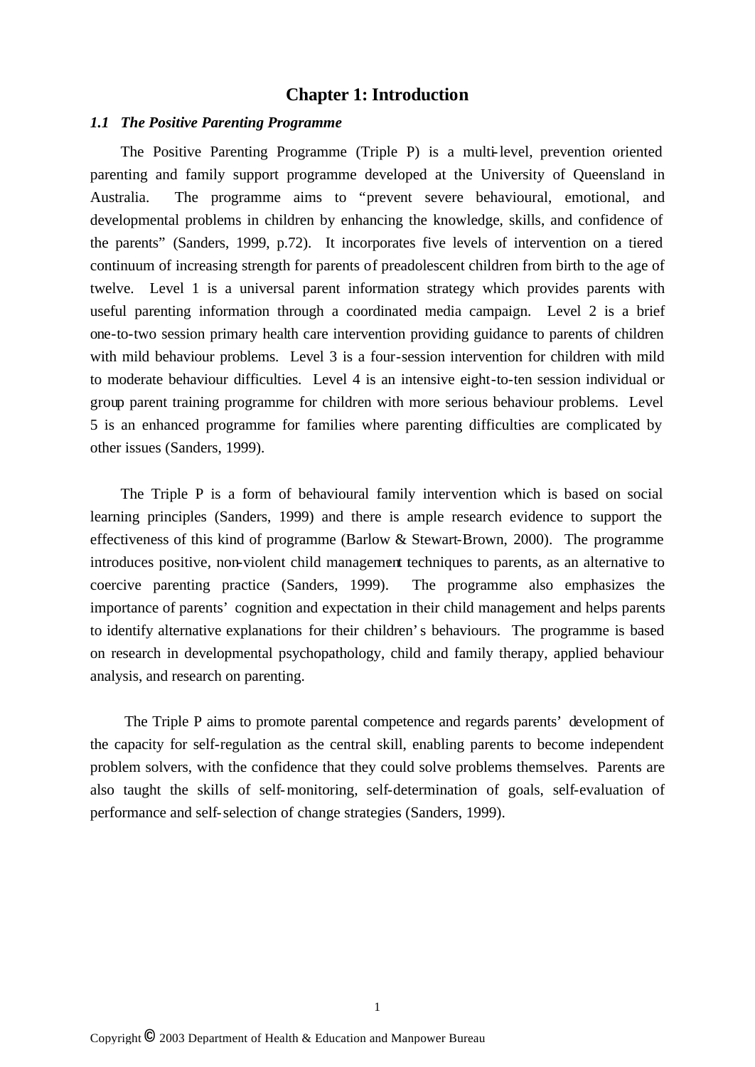# Chapter 1: Introduction

## *1.1 The Positive Parenting Programme*

The Positive Parenting Programme (Triple P) is a multi-level, prevention oriented parenting and family support programme developed at the University of Queensland in Australia. The programme aims to "prevent severe behavioural, emotional, and developmental problems in children by enhancing the knowledge, skills, and confidence of the parents" (Sanders, 1999, p.72). It incorporates five levels of intervention on a tiered continuum of increasing strength for parents of preadolescent children from birth to the age of twelve. Level 1 is a universal parent information strategy which provides parents with useful parenting information through a coordinated media campaign. Level 2 is a brief one-to-two session primary health care intervention providing guidance to parents of children with mild behaviour problems. Level 3 is a four-session intervention for children with mild to moderate behaviour difficulties. Level 4 is an intensive eight-to-ten session individual or group parent training programme for children with more serious behaviour problems. Level 5 is an enhanced programme for families where parenting difficulties are complicated by other issues (Sanders, 1999).

The Triple P is a form of behavioural family intervention which is based on social learning principles (Sanders, 1999) and there is ample research evidence to support the effectiveness of this kind of programme (Barlow & Stewart-Brown, 2000). The programme introduces positive, non-violent child management techniques to parents, as an alternative to coercive parenting practice (Sanders, 1999). The programme also emphasizes the importance of parents' cognition and expectation in their child management and helps parents to identify alternative explanations for their children's behaviours. The programme is based on research in developmental psychopathology, child and family therapy, applied behaviour analysis, and research on parenting.

The Triple P aims to promote parental competence and regards parents' development of the capacity for self-regulation as the central skill, enabling parents to become independent problem solvers, with the confidence that they could solve problems themselves. Parents are also taught the skills of self-monitoring, self-determination of goals, self-evaluation of performance and self-selection of change strategies (Sanders, 1999).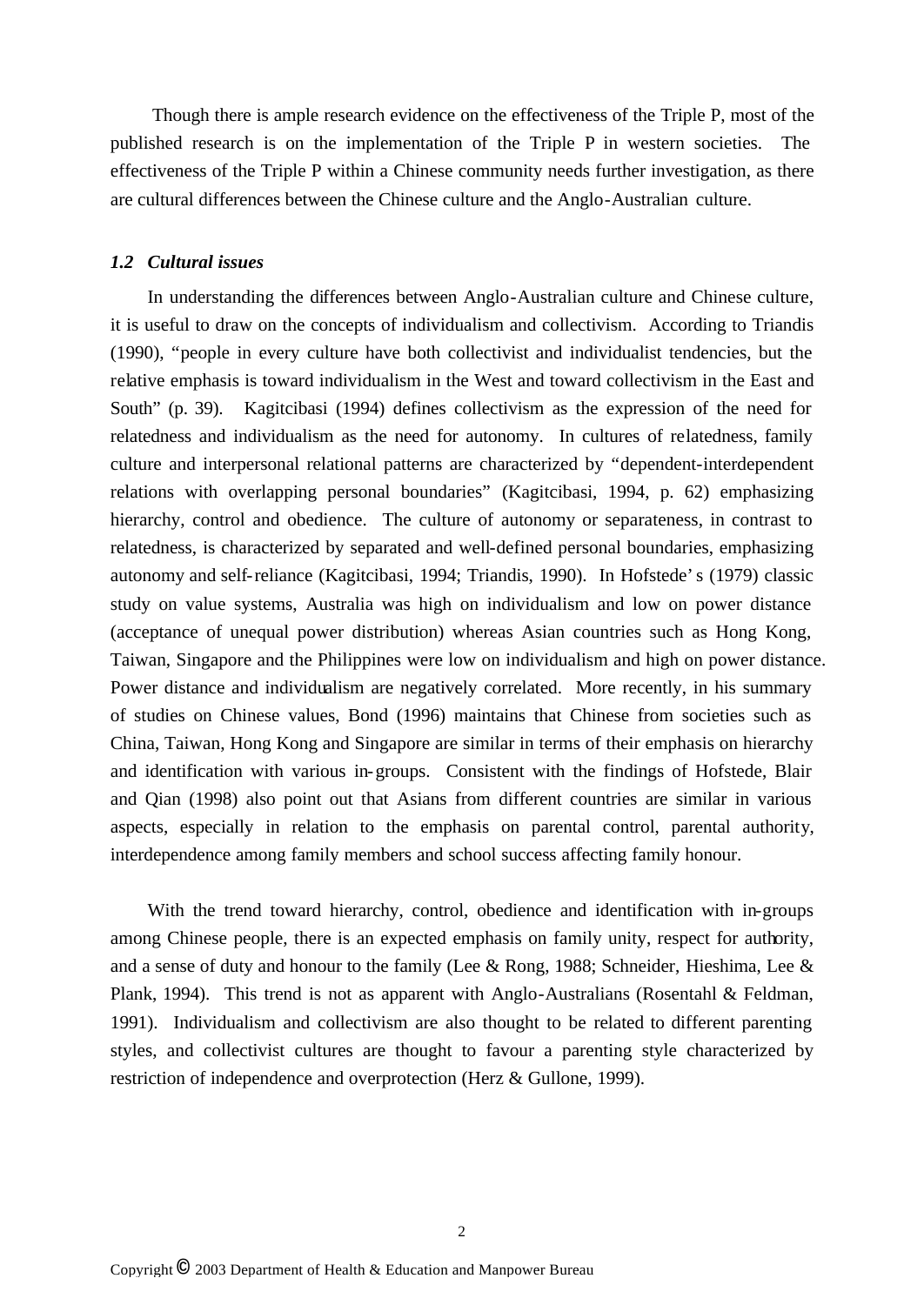Though there is ample research evidence on the effectiveness of the Triple P, most of the published research is on the implementation of the Triple P in western societies. The effectiveness of the Triple P within a Chinese community needs further investigation, as there are cultural differences between the Chinese culture and the Anglo-Australian culture.

### *1.2 Cultural issues*

In understanding the differences between Anglo-Australian culture and Chinese culture, it is useful to draw on the concepts of individualism and collectivism. According to Triandis (1990), "people in every culture have both collectivist and individualist tendencies, but the relative emphasis is toward individualism in the West and toward collectivism in the East and South" (p. 39). Kagitcibasi (1994) defines collectivism as the expression of the need for relatedness and individualism as the need for autonomy. In cultures of relatedness, family culture and interpersonal relational patterns are characterized by "dependent-interdependent relations with overlapping personal boundaries" (Kagitcibasi, 1994, p. 62) emphasizing hierarchy, control and obedience. The culture of autonomy or separateness, in contrast to relatedness, is characterized by separated and well-defined personal boundaries, emphasizing autonomy and self-reliance (Kagitcibasi, 1994; Triandis, 1990). In Hofstede's (1979) classic study on value systems, Australia was high on individualism and low on power distance (acceptance of unequal power distribution) whereas Asian countries such as Hong Kong, Taiwan, Singapore and the Philippines were low on individualism and high on power distance. Power distance and individualism are negatively correlated. More recently, in his summary of studies on Chinese values, Bond (1996) maintains that Chinese from societies such as China, Taiwan, Hong Kong and Singapore are similar in terms of their emphasis on hierarchy and identification with various in-groups. Consistent with the findings of Hofstede, Blair and Qian (1998) also point out that Asians from different countries are similar in various aspects, especially in relation to the emphasis on parental control, parental authority, interdependence among family members and school success affecting family honour.

With the trend toward hierarchy, control, obedience and identification with in-groups among Chinese people, there is an expected emphasis on family unity, respect for authority, and a sense of duty and honour to the family (Lee & Rong, 1988; Schneider, Hieshima, Lee & Plank, 1994). This trend is not as apparent with Anglo-Australians (Rosentahl & Feldman, 1991). Individualism and collectivism are also thought to be related to different parenting styles, and collectivist cultures are thought to favour a parenting style characterized by restriction of independence and overprotection (Herz & Gullone, 1999).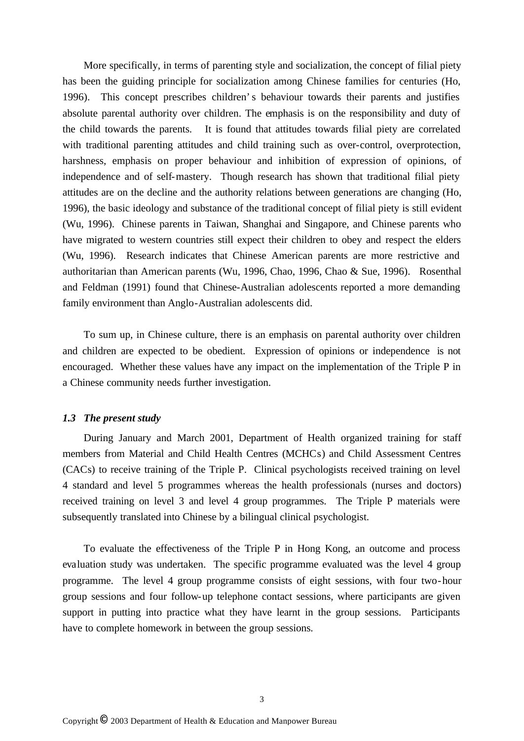More specifically, in terms of parenting style and socialization, the concept of filial piety has been the guiding principle for socialization among Chinese families for centuries (Ho, 1996). This concept prescribes children's behaviour towards their parents and justifies absolute parental authority over children. The emphasis is on the responsibility and duty of the child towards the parents. It is found that attitudes towards filial piety are correlated with traditional parenting attitudes and child training such as over-control, overprotection, harshness, emphasis on proper behaviour and inhibition of expression of opinions, of independence and of self-mastery. Though research has shown that traditional filial piety attitudes are on the decline and the authority relations between generations are changing (Ho, 1996), the basic ideology and substance of the traditional concept of filial piety is still evident (Wu, 1996). Chinese parents in Taiwan, Shanghai and Singapore, and Chinese parents who have migrated to western countries still expect their children to obey and respect the elders (Wu, 1996). Research indicates that Chinese American parents are more restrictive and authoritarian than American parents (Wu, 1996, Chao, 1996, Chao & Sue, 1996). Rosenthal and Feldman (1991) found that Chinese-Australian adolescents reported a more demanding family environment than Anglo-Australian adolescents did.

To sum up, in Chinese culture, there is an emphasis on parental authority over children and children are expected to be obedient. Expression of opinions or independence is not encouraged. Whether these values have any impact on the implementation of the Triple P in a Chinese community needs further investigation.

### *1.3 The present study*

During January and March 2001, Department of Health organized training for staff members from Material and Child Health Centres (MCHCs) and Child Assessment Centres (CACs) to receive training of the Triple P. Clinical psychologists received training on level 4 standard and level 5 programmes whereas the health professionals (nurses and doctors) received training on level 3 and level 4 group programmes. The Triple P materials were subsequently translated into Chinese by a bilingual clinical psychologist.

To evaluate the effectiveness of the Triple P in Hong Kong, an outcome and process evaluation study was undertaken. The specific programme evaluated was the level 4 group programme. The level 4 group programme consists of eight sessions, with four two-hour group sessions and four follow-up telephone contact sessions, where participants are given support in putting into practice what they have learnt in the group sessions. Participants have to complete homework in between the group sessions.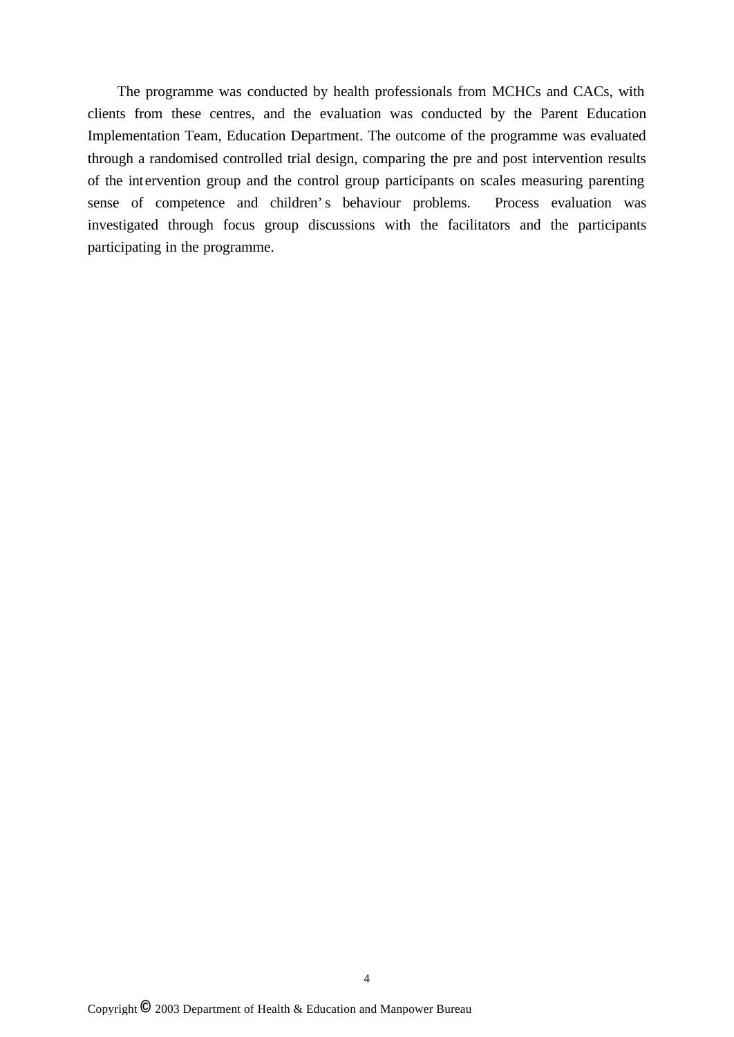The programme was conducted by health professionals from MCHCs and CACs, with clients from these centres, and the evaluation was conducted by the Parent Education Implementation Team, Education Department. The outcome of the programme was evaluated through a randomised controlled trial design, comparing the pre and post intervention results of the intervention group and the control group participants on scales measuring parenting sense of competence and children's behaviour problems. Process evaluation was investigated through focus group discussions with the facilitators and the participants participating in the programme.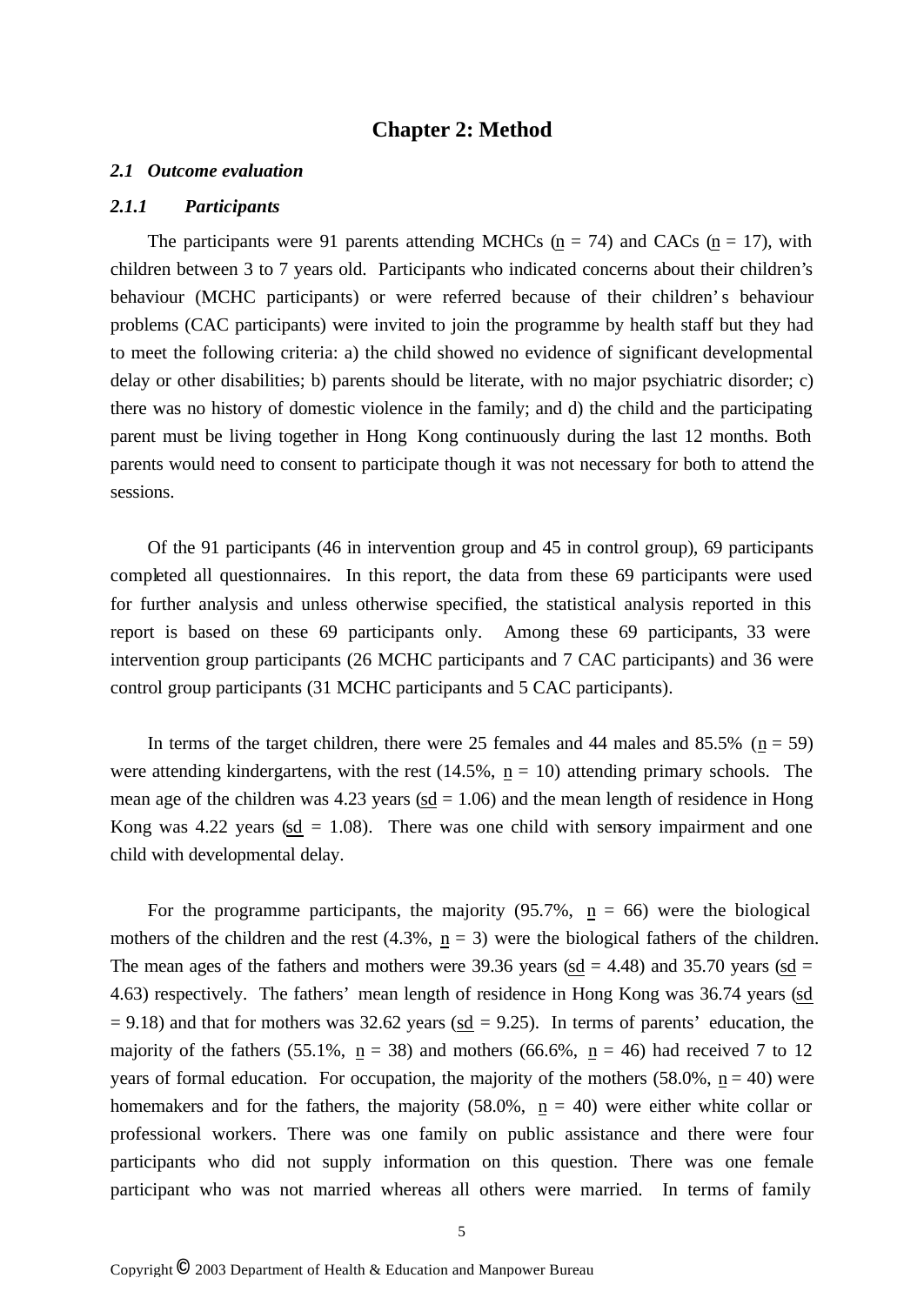# Chapter 2: Method

## *2.1 Outcome evaluation*

### *2.1.1 Participants*

The participants were 91 parents attending MCHCs (n = 74) and CACs (n = 17), with children between 3 to 7 years old. Participants who indicated concerns about their children's behaviour (MCHC participants) or were referred because of their children's behaviour problems (CAC participants) were invited to join the programme by health staff but they had to meet the following criteria: a) the child showed no evidence of significant developmental delay or other disabilities; b) parents should be literate, with no major psychiatric disorder; c) there was no history of domestic violence in the family; and d) the child and the participating parent must be living together in Hong Kong continuously during the last 12 months. Both parents would need to consent to participate though it was not necessary for both to attend the sessions.

Of the 91 participants (46 in intervention group and 45 in control group), 69 participants completed all questionnaires. In this report, the data from these 69 participants were used for further analysis and unless otherwise specified, the statistical analysis reported in this report is based on these 69 participants only. Among these 69 participants, 33 were intervention group participants (26 MCHC participants and 7 CAC participants) and 36 were control group participants (31 MCHC participants and 5 CAC participants).

In terms of the target children, there were 25 females and 44 males and 85.5% (n = 59) were attending kindergartens, with the rest (14.5%, n = 10) attending primary schools. The mean age of the children was 4.23 years (sd = 1.06) and the mean length of residence in Hong Kong was 4.22 years (sd = 1.08). There was one child with sensory impairment and one child with developmental delay.

For the programme participants, the majority (95.7%, n = 66) were the biological mothers of the children and the rest (4.3%, n = 3) were the biological fathers of the children. The mean ages of the fathers and mothers were 39.36 years (sd = 4.48) and 35.70 years (sd = 4.63) respectively. The fathers' mean length of residence in Hong Kong was 36.74 years (sd = 9.18) and that for mothers was 32.62 years (sd = 9.25). In terms of parents' education, the majority of the fathers (55.1%, n = 38) and mothers (66.6%, n = 46) had received 7 to 12 years of formal education. For occupation, the majority of the mothers (58.0%, n = 40) were homemakers and for the fathers, the majority (58.0%, n = 40) were either white collar or professional workers. There was one family on public assistance and there were four participants who did not supply information on this question. There was one female participant who was not married whereas all others were married. In terms of family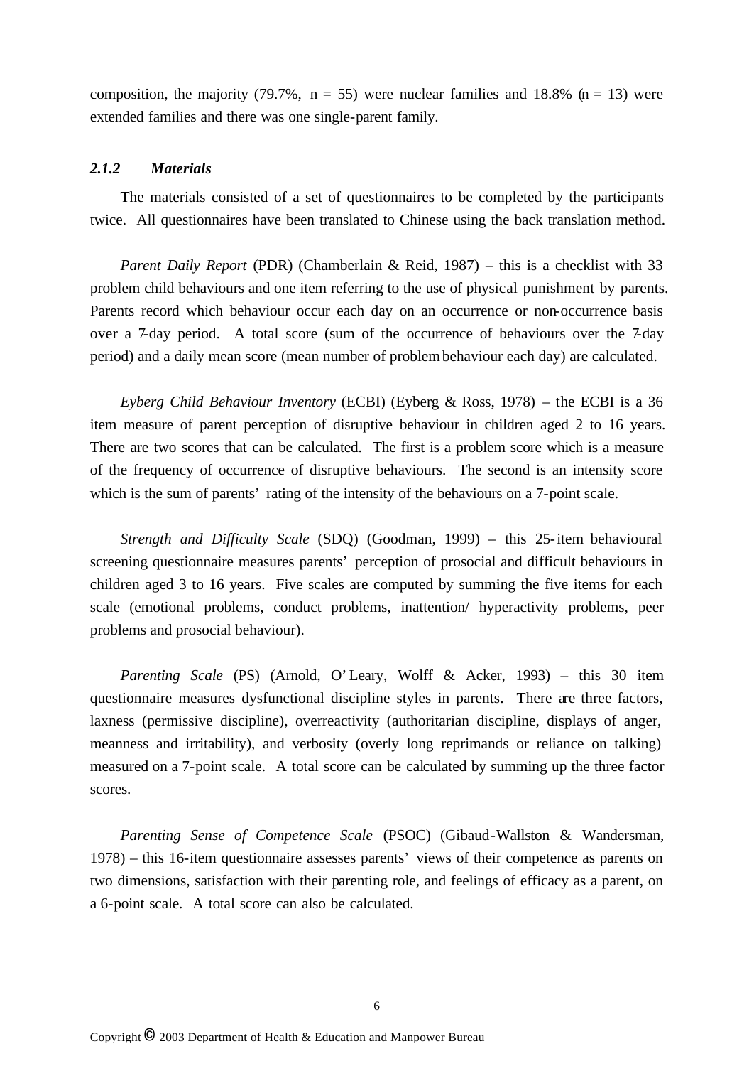composition, the majority (79.7%, n = 55) were nuclear families and 18.8% (n = 13) were extended families and there was one single-parent family.

### *2.1.2 Materials*

The materials consisted of a set of questionnaires to be completed by the participants twice. All questionnaires have been translated to Chinese using the back translation method.

*Parent Daily Report* (PDR) (Chamberlain & Reid, 1987) – this is a checklist with 33 problem child behaviours and one item referring to the use of physical punishment by parents. Parents record which behaviour occur each day on an occurrence or non-occurrence basis over a 7-day period. A total score (sum of the occurrence of behaviours over the 7-day period) and a daily mean score (mean number of problem behaviour each day) are calculated.

*Eyberg Child Behaviour Inventory* (ECBI) (Eyberg & Ross, 1978) – the ECBI is a 36 item measure of parent perception of disruptive behaviour in children aged 2 to 16 years. There are two scores that can be calculated. The first is a problem score which is a measure of the frequency of occurrence of disruptive behaviours. The second is an intensity score which is the sum of parents' rating of the intensity of the behaviours on a 7-point scale.

*Strength and Difficulty Scale* (SDQ) (Goodman, 1999) – this 25-item behavioural screening questionnaire measures parents' perception of prosocial and difficult behaviours in children aged 3 to 16 years. Five scales are computed by summing the five items for each scale (emotional problems, conduct problems, inattention/ hyperactivity problems, peer problems and prosocial behaviour).

*Parenting Scale* (PS) (Arnold, O'Leary, Wolff & Acker, 1993) – this 30 item questionnaire measures dysfunctional discipline styles in parents. There are three factors, laxness (permissive discipline), overreactivity (authoritarian discipline, displays of anger, meanness and irritability), and verbosity (overly long reprimands or reliance on talking) measured on a 7-point scale. A total score can be calculated by summing up the three factor scores.

*Parenting Sense of Competence Scale* (PSOC) (Gibaud-Wallston & Wandersman, 1978) – this 16-item questionnaire assesses parents' views of their competence as parents on two dimensions, satisfaction with their parenting role, and feelings of efficacy as a parent, on a 6-point scale. A total score can also be calculated.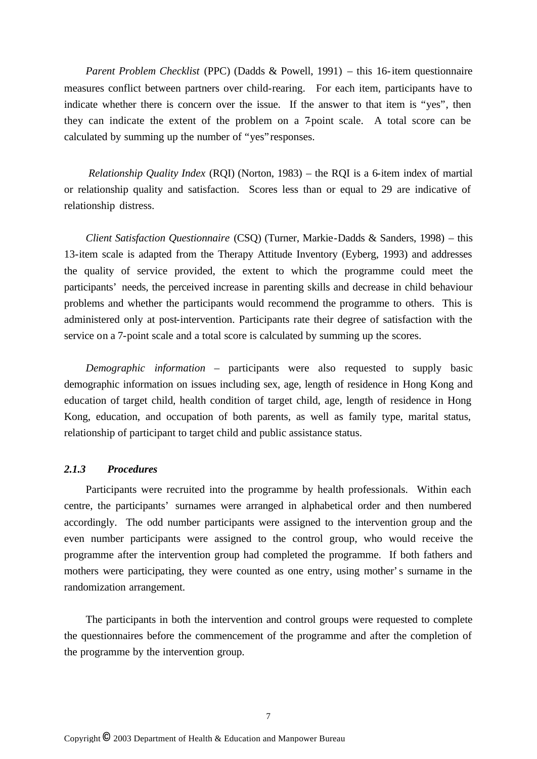*Parent Problem Checklist* (PPC) (Dadds & Powell, 1991) – this 16-item questionnaire measures conflict between partners over child-rearing. For each item, participants have to indicate whether there is concern over the issue. If the answer to that item is "yes", then they can indicate the extent of the problem on a 7-point scale. A total score can be calculated by summing up the number of "yes" responses.

*Relationship Quality Index* (RQI) (Norton, 1983) – the RQI is a 6-item index of martial or relationship quality and satisfaction. Scores less than or equal to 29 are indicative of relationship distress.

*Client Satisfaction Questionnaire* (CSQ) (Turner, Markie-Dadds & Sanders, 1998) – this 13-item scale is adapted from the Therapy Attitude Inventory (Eyberg, 1993) and addresses the quality of service provided, the extent to which the programme could meet the participants' needs, the perceived increase in parenting skills and decrease in child behaviour problems and whether the participants would recommend the programme to others. This is administered only at post-intervention. Participants rate their degree of satisfaction with the service on a 7-point scale and a total score is calculated by summing up the scores.

*Demographic information* – participants were also requested to supply basic demographic information on issues including sex, age, length of residence in Hong Kong and education of target child, health condition of target child, age, length of residence in Hong Kong, education, and occupation of both parents, as well as family type, marital status, relationship of participant to target child and public assistance status.

### *2.1.3 Procedures*

Participants were recruited into the programme by health professionals. Within each centre, the participants' surnames were arranged in alphabetical order and then numbered accordingly. The odd number participants were assigned to the intervention group and the even number participants were assigned to the control group, who would receive the programme after the intervention group had completed the programme. If both fathers and mothers were participating, they were counted as one entry, using mother's surname in the randomization arrangement.

The participants in both the intervention and control groups were requested to complete the questionnaires before the commencement of the programme and after the completion of the programme by the intervention group.

Copyright © 2003 Department of Health & Education and Manpower Bureau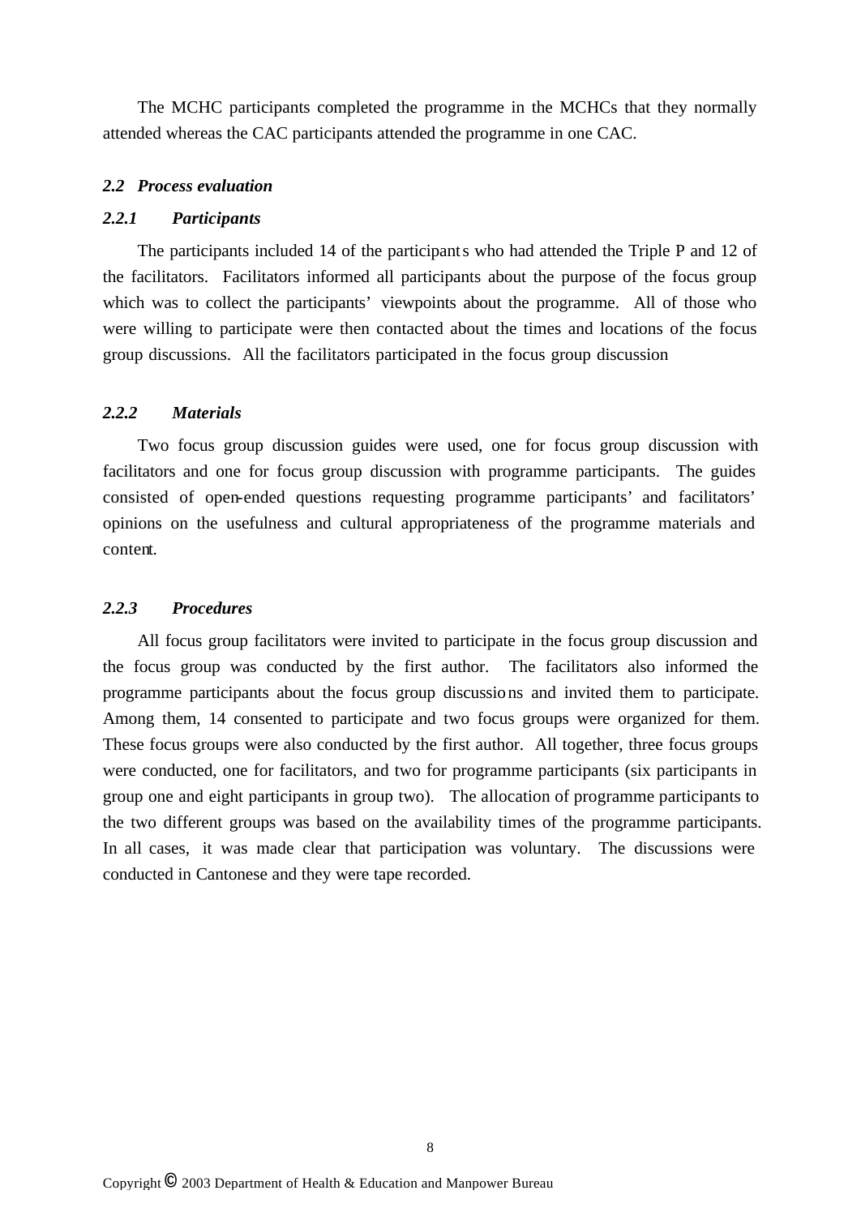The MCHC participants completed the programme in the MCHCs that they normally attended whereas the CAC participants attended the programme in one CAC.

### *2.2 Process evaluation*

#### *2.2.1 Participants*

The participants included 14 of the participants who had attended the Triple P and 12 of the facilitators. Facilitators informed all participants about the purpose of the focus group which was to collect the participants' viewpoints about the programme. All of those who were willing to participate were then contacted about the times and locations of the focus group discussions. All the facilitators participated in the focus group discussion

#### *2.2.2 Materials*

Two focus group discussion guides were used, one for focus group discussion with facilitators and one for focus group discussion with programme participants. The guides consisted of open-ended questions requesting programme participants' and facilitators' opinions on the usefulness and cultural appropriateness of the programme materials and content.

#### *2.2.3 Procedures*

All focus group facilitators were invited to participate in the focus group discussion and the focus group was conducted by the first author. The facilitators also informed the programme participants about the focus group discussions and invited them to participate. Among them, 14 consented to participate and two focus groups were organized for them. These focus groups were also conducted by the first author. All together, three focus groups were conducted, one for facilitators, and two for programme participants (six participants in group one and eight participants in group two). The allocation of programme participants to the two different groups was based on the availability times of the programme participants. In all cases, it was made clear that participation was voluntary. The discussions were conducted in Cantonese and they were tape recorded.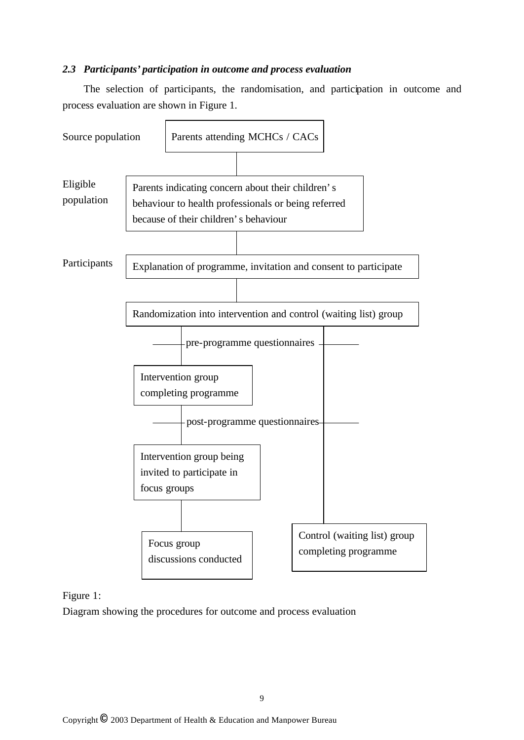### *2.3 Participants' participation in outcome and process evaluation*

The selection of participants, the randomisation, and participation in outcome and process evaluation are shown in Figure 1.

Source population — Parents attending MCHCs / CACs

Eligible population — Parents indicating concern about their children's behaviour to health professionals or being referred because of their children's behaviour

Participants — Explanation of programme, invitation and consent to participate

Randomization into intervention and control (waiting list) group

pre-programme questionnaires

Intervention group completing programme

post-programme questionnaires

Intervention group being invited to participate in focus groups

Focus group discussions conducted

Control (waiting list) group completing programme

Figure 1:
Diagram showing the procedures for outcome and process evaluation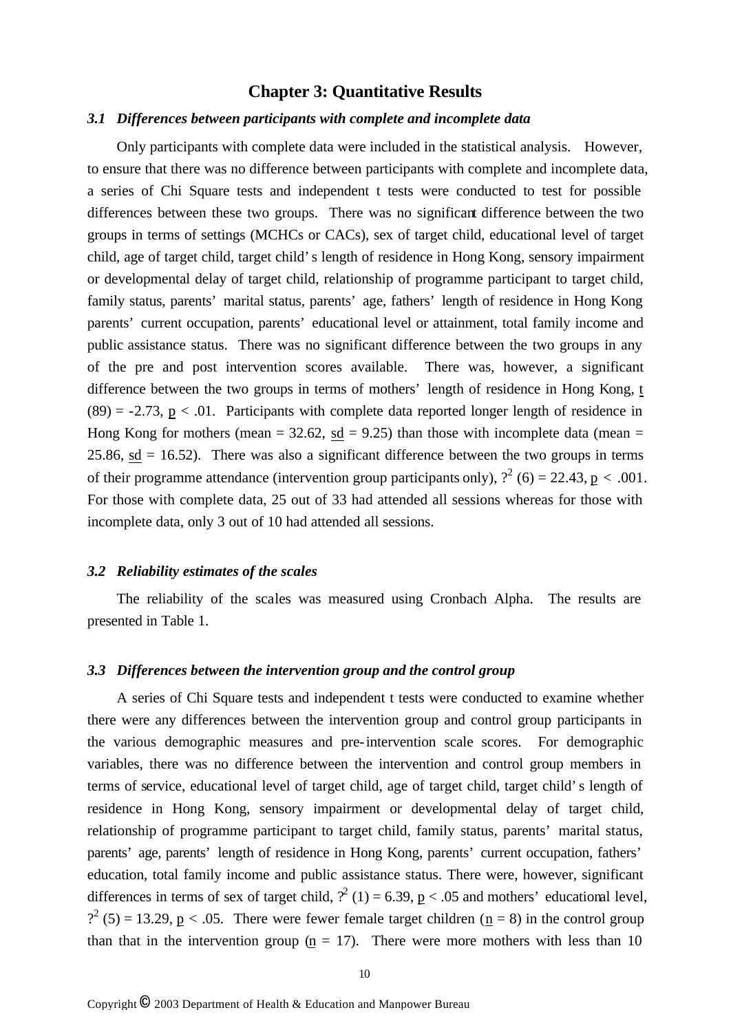# Chapter 3: Quantitative Results

### *3.1 Differences between participants with complete and incomplete data*

Only participants with complete data were included in the statistical analysis. However, to ensure that there was no difference between participants with complete and incomplete data, a series of Chi Square tests and independent t tests were conducted to test for possible differences between these two groups. There was no significant difference between the two groups in terms of settings (MCHCs or CACs), sex of target child, educational level of target child, age of target child, target child's length of residence in Hong Kong, sensory impairment or developmental delay of target child, relationship of programme participant to target child, family status, parents' marital status, parents' age, fathers' length of residence in Hong Kong parents' current occupation, parents' educational level or attainment, total family income and public assistance status. There was no significant difference between the two groups in any of the pre and post intervention scores available. There was, however, a significant difference between the two groups in terms of mothers' length of residence in Hong Kong, $t(89) = -2.73$, $p < .01$. Participants with complete data reported longer length of residence in Hong Kong for mothers (mean = 32.62, sd = 9.25) than those with incomplete data (mean = 25.86, sd = 16.52). There was also a significant difference between the two groups in terms of their programme attendance (intervention group participants only), $?^2(6) = 22.43$, $p < .001$. For those with complete data, 25 out of 33 had attended all sessions whereas for those with incomplete data, only 3 out of 10 had attended all sessions.

### *3.2 Reliability estimates of the scales*

The reliability of the scales was measured using Cronbach Alpha. The results are presented in Table 1.

### *3.3 Differences between the intervention group and the control group*

A series of Chi Square tests and independent t tests were conducted to examine whether there were any differences between the intervention group and control group participants in the various demographic measures and pre-intervention scale scores. For demographic variables, there was no difference between the intervention and control group members in terms of service, educational level of target child, age of target child, target child's length of residence in Hong Kong, sensory impairment or developmental delay of target child, relationship of programme participant to target child, family status, parents' marital status, parents' age, parents' length of residence in Hong Kong, parents' current occupation, fathers' education, total family income and public assistance status. There were, however, significant differences in terms of sex of target child, $?^2(1) = 6.39$, $p < .05$ and mothers' educational level, $?^2(5) = 13.29$, $p < .05$. There were fewer female target children ($n = 8$) in the control group than that in the intervention group ($n = 17$). There were more mothers with less than 10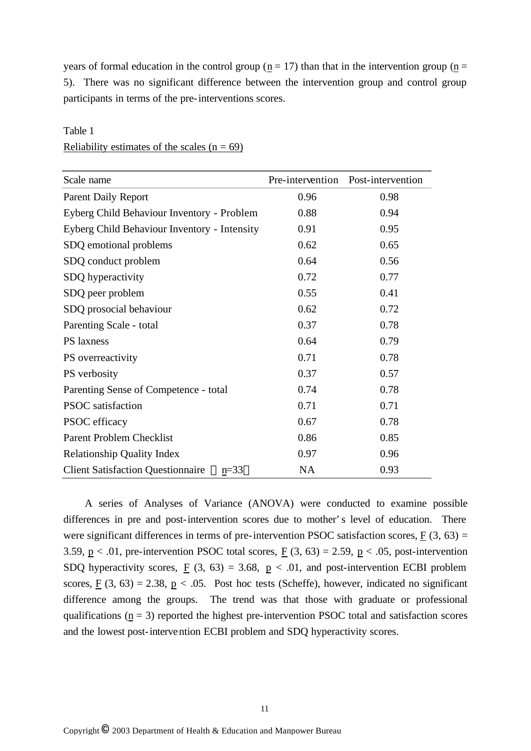years of formal education in the control group (n = 17) than that in the intervention group (n = 5). There was no significant difference between the intervention group and control group participants in terms of the pre-interventions scores.

Table 1

Reliability estimates of the scales (n = 69)

| Scale name | Pre-intervention | Post-intervention |
|---|---|---|
| Parent Daily Report | 0.96 | 0.98 |
| Eyberg Child Behaviour Inventory - Problem | 0.88 | 0.94 |
| Eyberg Child Behaviour Inventory - Intensity | 0.91 | 0.95 |
| SDQ emotional problems | 0.62 | 0.65 |
| SDQ conduct problem | 0.64 | 0.56 |
| SDQ hyperactivity | 0.72 | 0.77 |
| SDQ peer problem | 0.55 | 0.41 |
| SDQ prosocial behaviour | 0.62 | 0.72 |
| Parenting Scale - total | 0.37 | 0.78 |
| PS laxness | 0.64 | 0.79 |
| PS overreactivity | 0.71 | 0.78 |
| PS verbosity | 0.37 | 0.57 |
| Parenting Sense of Competence - total | 0.74 | 0.78 |
| PSOC satisfaction | 0.71 | 0.71 |
| PSOC efficacy | 0.67 | 0.78 |
| Parent Problem Checklist | 0.86 | 0.85 |
| Relationship Quality Index | 0.97 | 0.96 |
| Client Satisfaction Questionnaire （n=33） | NA | 0.93 |

A series of Analyses of Variance (ANOVA) were conducted to examine possible differences in pre and post-intervention scores due to mother's level of education. There were significant differences in terms of pre-intervention PSOC satisfaction scores, $F(3, 63) = 3.59$, $p < .01$, pre-intervention PSOC total scores, $F(3, 63) = 2.59$, $p < .05$, post-intervention SDQ hyperactivity scores, $F(3, 63) = 3.68$, $p < .01$, and post-intervention ECBI problem scores, $F(3, 63) = 2.38$, $p < .05$. Post hoc tests (Scheffe), however, indicated no significant difference among the groups. The trend was that those with graduate or professional qualifications (n = 3) reported the highest pre-intervention PSOC total and satisfaction scores and the lowest post-intervention ECBI problem and SDQ hyperactivity scores.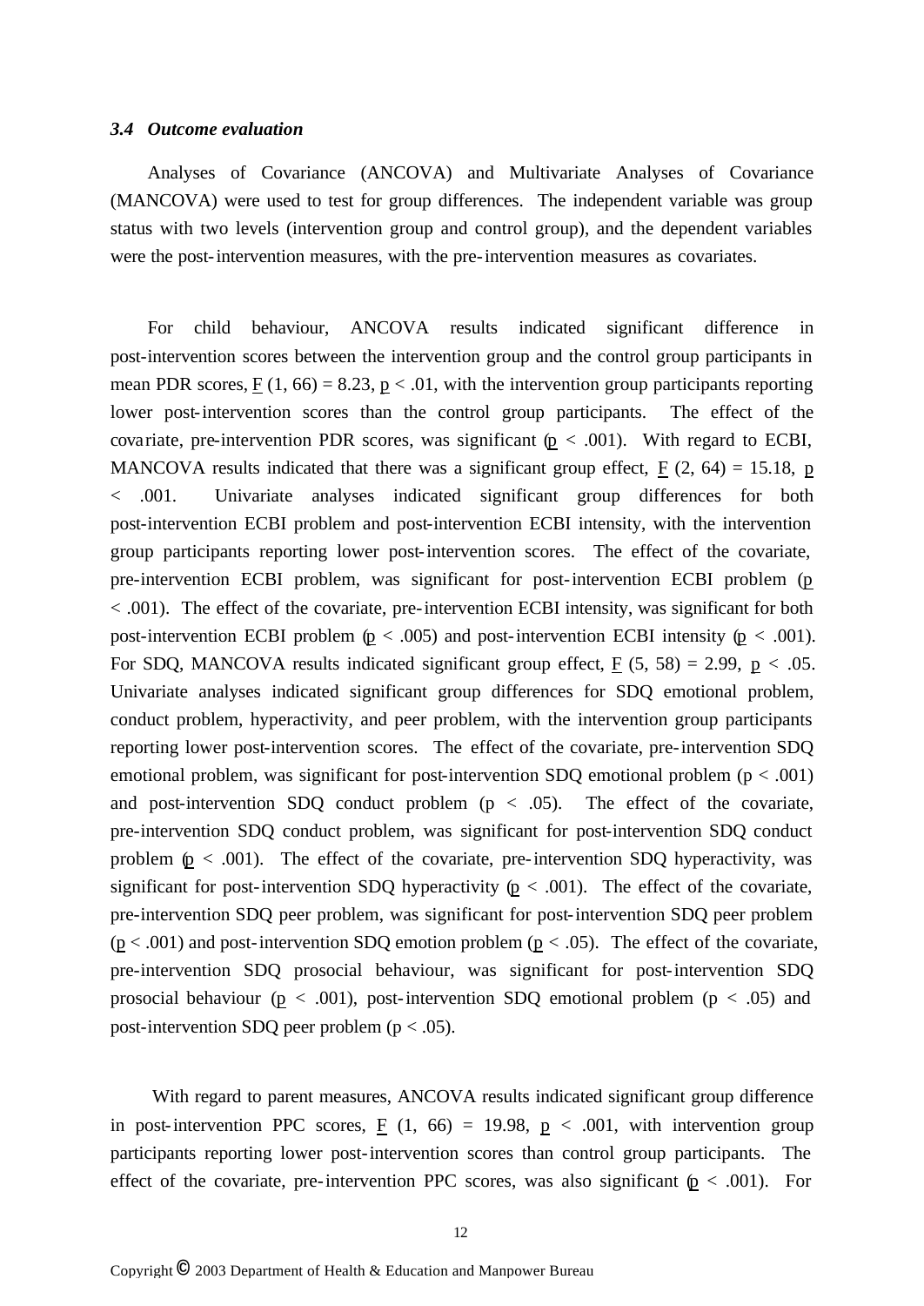### *3.4 Outcome evaluation*

Analyses of Covariance (ANCOVA) and Multivariate Analyses of Covariance (MANCOVA) were used to test for group differences. The independent variable was group status with two levels (intervention group and control group), and the dependent variables were the post-intervention measures, with the pre-intervention measures as covariates.

For child behaviour, ANCOVA results indicated significant difference in post-intervention scores between the intervention group and the control group participants in mean PDR scores, $F(1, 66) = 8.23$, $p < .01$, with the intervention group participants reporting lower post-intervention scores than the control group participants. The effect of the covariate, pre-intervention PDR scores, was significant ($p < .001$). With regard to ECBI, MANCOVA results indicated that there was a significant group effect, $F(2, 64) = 15.18$, $p < .001$. Univariate analyses indicated significant group differences for both post-intervention ECBI problem and post-intervention ECBI intensity, with the intervention group participants reporting lower post-intervention scores. The effect of the covariate, pre-intervention ECBI problem, was significant for post-intervention ECBI problem ($p < .001$). The effect of the covariate, pre-intervention ECBI intensity, was significant for both post-intervention ECBI problem ($p < .005$) and post-intervention ECBI intensity ($p < .001$). For SDQ, MANCOVA results indicated significant group effect, $F(5, 58) = 2.99$, $p < .05$. Univariate analyses indicated significant group differences for SDQ emotional problem, conduct problem, hyperactivity, and peer problem, with the intervention group participants reporting lower post-intervention scores. The effect of the covariate, pre-intervention SDQ emotional problem, was significant for post-intervention SDQ emotional problem ($p < .001$) and post-intervention SDQ conduct problem ($p < .05$). The effect of the covariate, pre-intervention SDQ conduct problem, was significant for post-intervention SDQ conduct problem ($p < .001$). The effect of the covariate, pre-intervention SDQ hyperactivity, was significant for post-intervention SDQ hyperactivity ($p < .001$). The effect of the covariate, pre-intervention SDQ peer problem, was significant for post-intervention SDQ peer problem ($p < .001$) and post-intervention SDQ emotion problem ($p < .05$). The effect of the covariate, pre-intervention SDQ prosocial behaviour, was significant for post-intervention SDQ prosocial behaviour ($p < .001$), post-intervention SDQ emotional problem ($p < .05$) and post-intervention SDQ peer problem ($p < .05$).

With regard to parent measures, ANCOVA results indicated significant group difference in post-intervention PPC scores, $F(1, 66) = 19.98$, $p < .001$, with intervention group participants reporting lower post-intervention scores than control group participants. The effect of the covariate, pre-intervention PPC scores, was also significant ($p < .001$). For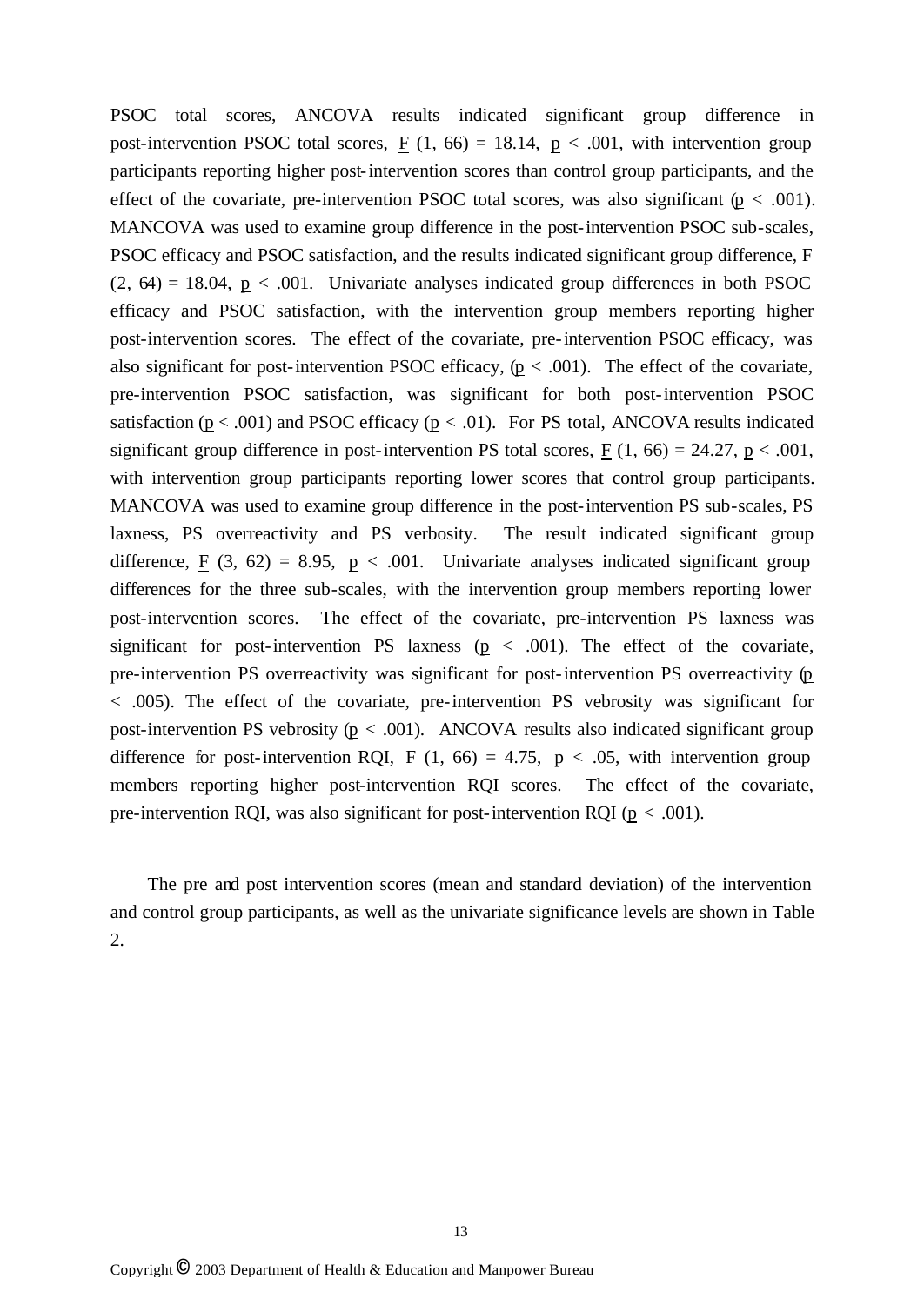PSOC total scores, ANCOVA results indicated significant group difference in post-intervention PSOC total scores, $F$ (1, 66) = 18.14, $p < .001$, with intervention group participants reporting higher post-intervention scores than control group participants, and the effect of the covariate, pre-intervention PSOC total scores, was also significant ($p < .001$). MANCOVA was used to examine group difference in the post-intervention PSOC sub-scales, PSOC efficacy and PSOC satisfaction, and the results indicated significant group difference, $F$ (2, 64) = 18.04, $p < .001$. Univariate analyses indicated group differences in both PSOC efficacy and PSOC satisfaction, with the intervention group members reporting higher post-intervention scores. The effect of the covariate, pre-intervention PSOC efficacy, was also significant for post-intervention PSOC efficacy, ($p < .001$). The effect of the covariate, pre-intervention PSOC satisfaction, was significant for both post-intervention PSOC satisfaction ($p < .001$) and PSOC efficacy ($p < .01$). For PS total, ANCOVA results indicated significant group difference in post-intervention PS total scores, $F$ (1, 66) = 24.27, $p < .001$, with intervention group participants reporting lower scores that control group participants. MANCOVA was used to examine group difference in the post-intervention PS sub-scales, PS laxness, PS overreactivity and PS verbosity. The result indicated significant group difference, $F$ (3, 62) = 8.95, $p < .001$. Univariate analyses indicated significant group differences for the three sub-scales, with the intervention group members reporting lower post-intervention scores. The effect of the covariate, pre-intervention PS laxness was significant for post-intervention PS laxness ($p < .001$). The effect of the covariate, pre-intervention PS overreactivity was significant for post-intervention PS overreactivity ($p < .005$). The effect of the covariate, pre-intervention PS vebrosity was significant for post-intervention PS vebrosity ($p < .001$). ANCOVA results also indicated significant group difference for post-intervention RQI, $F$ (1, 66) = 4.75, $p < .05$, with intervention group members reporting higher post-intervention RQI scores. The effect of the covariate, pre-intervention RQI, was also significant for post-intervention RQI ($p < .001$).

The pre and post intervention scores (mean and standard deviation) of the intervention and control group participants, as well as the univariate significance levels are shown in Table 2.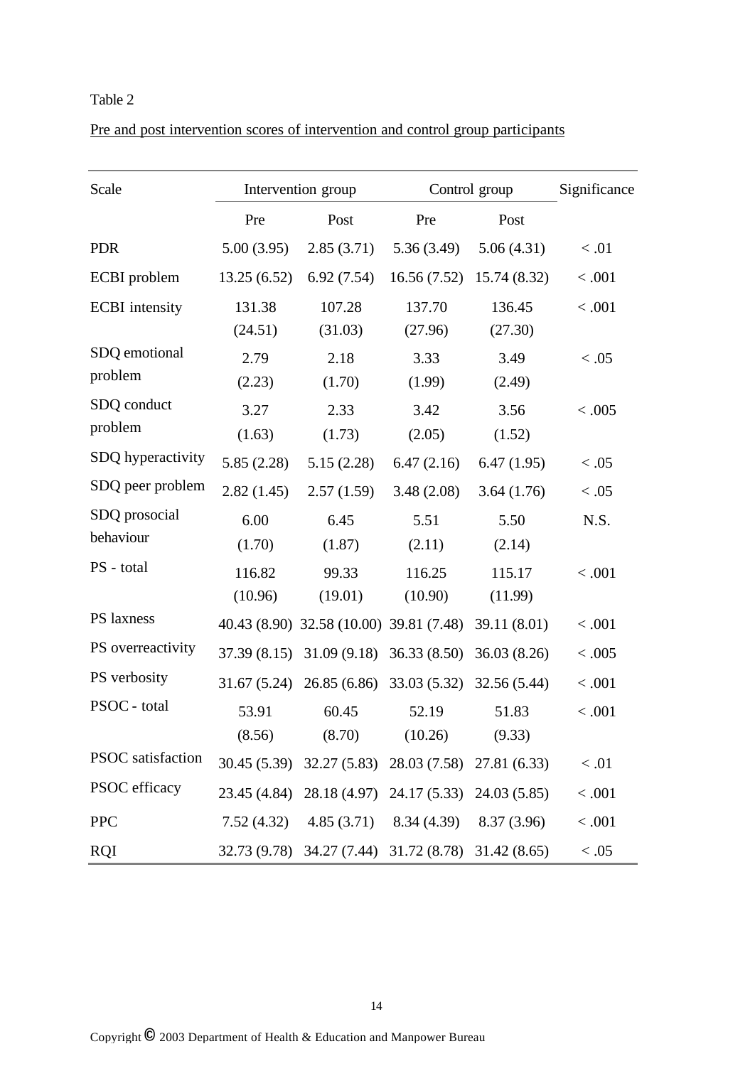Table 2

Pre and post intervention scores of intervention and control group participants

| Scale | Intervention group | | Control group | | Significance |
|---|---|---|---|---|---|
| | Pre | Post | Pre | Post | |
| PDR | 5.00 (3.95) | 2.85 (3.71) | 5.36 (3.49) | 5.06 (4.31) | < .01 |
| ECBI problem | 13.25 (6.52) | 6.92 (7.54) | 16.56 (7.52) | 15.74 (8.32) | < .001 |
| ECBI intensity | 131.38 (24.51) | 107.28 (31.03) | 137.70 (27.96) | 136.45 (27.30) | < .001 |
| SDQ emotional problem | 2.79 (2.23) | 2.18 (1.70) | 3.33 (1.99) | 3.49 (2.49) | < .05 |
| SDQ conduct problem | 3.27 (1.63) | 2.33 (1.73) | 3.42 (2.05) | 3.56 (1.52) | < .005 |
| SDQ hyperactivity | 5.85 (2.28) | 5.15 (2.28) | 6.47 (2.16) | 6.47 (1.95) | < .05 |
| SDQ peer problem | 2.82 (1.45) | 2.57 (1.59) | 3.48 (2.08) | 3.64 (1.76) | < .05 |
| SDQ prosocial behaviour | 6.00 (1.70) | 6.45 (1.87) | 5.51 (2.11) | 5.50 (2.14) | N.S. |
| PS - total | 116.82 (10.96) | 99.33 (19.01) | 116.25 (10.90) | 115.17 (11.99) | < .001 |
| PS laxness | 40.43 (8.90) | 32.58 (10.00) | 39.81 (7.48) | 39.11 (8.01) | < .001 |
| PS overreactivity | 37.39 (8.15) | 31.09 (9.18) | 36.33 (8.50) | 36.03 (8.26) | < .005 |
| PS verbosity | 31.67 (5.24) | 26.85 (6.86) | 33.03 (5.32) | 32.56 (5.44) | < .001 |
| PSOC - total | 53.91 (8.56) | 60.45 (8.70) | 52.19 (10.26) | 51.83 (9.33) | < .001 |
| PSOC satisfaction | 30.45 (5.39) | 32.27 (5.83) | 28.03 (7.58) | 27.81 (6.33) | < .01 |
| PSOC efficacy | 23.45 (4.84) | 28.18 (4.97) | 24.17 (5.33) | 24.03 (5.85) | < .001 |
| PPC | 7.52 (4.32) | 4.85 (3.71) | 8.34 (4.39) | 8.37 (3.96) | < .001 |
| RQI | 32.73 (9.78) | 34.27 (7.44) | 31.72 (8.78) | 31.42 (8.65) | < .05 |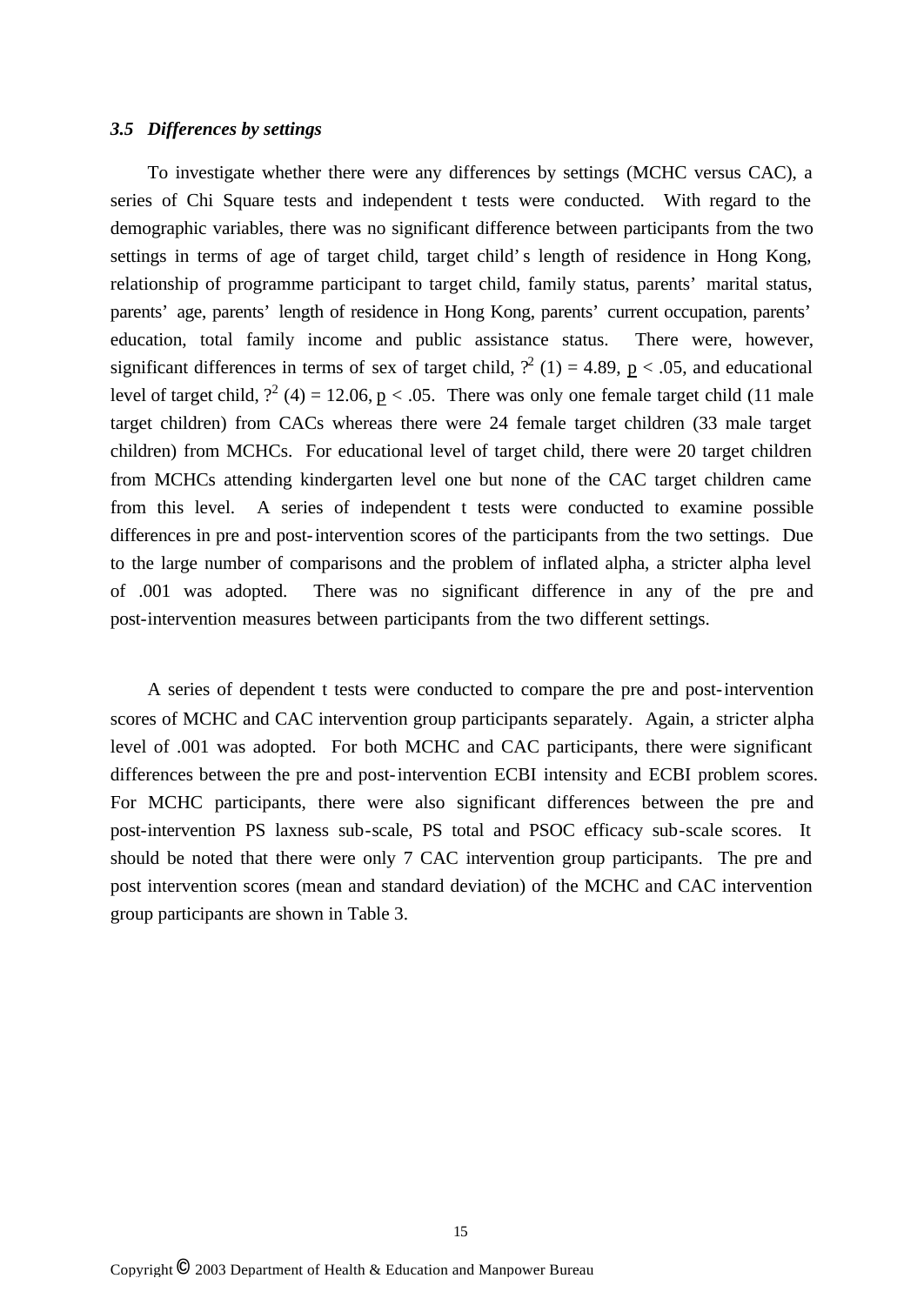### *3.5 Differences by settings*

To investigate whether there were any differences by settings (MCHC versus CAC), a series of Chi Square tests and independent t tests were conducted. With regard to the demographic variables, there was no significant difference between participants from the two settings in terms of age of target child, target child's length of residence in Hong Kong, relationship of programme participant to target child, family status, parents' marital status, parents' age, parents' length of residence in Hong Kong, parents' current occupation, parents' education, total family income and public assistance status. There were, however, significant differences in terms of sex of target child, $?^2$ (1) = 4.89, $p < .05$, and educational level of target child, $?^2$ (4) = 12.06, $p < .05$. There was only one female target child (11 male target children) from CACs whereas there were 24 female target children (33 male target children) from MCHCs. For educational level of target child, there were 20 target children from MCHCs attending kindergarten level one but none of the CAC target children came from this level. A series of independent t tests were conducted to examine possible differences in pre and post-intervention scores of the participants from the two settings. Due to the large number of comparisons and the problem of inflated alpha, a stricter alpha level of .001 was adopted. There was no significant difference in any of the pre and post-intervention measures between participants from the two different settings.

A series of dependent t tests were conducted to compare the pre and post-intervention scores of MCHC and CAC intervention group participants separately. Again, a stricter alpha level of .001 was adopted. For both MCHC and CAC participants, there were significant differences between the pre and post-intervention ECBI intensity and ECBI problem scores. For MCHC participants, there were also significant differences between the pre and post-intervention PS laxness sub-scale, PS total and PSOC efficacy sub-scale scores. It should be noted that there were only 7 CAC intervention group participants. The pre and post intervention scores (mean and standard deviation) of the MCHC and CAC intervention group participants are shown in Table 3.

Copyright © 2003 Department of Health & Education and Manpower Bureau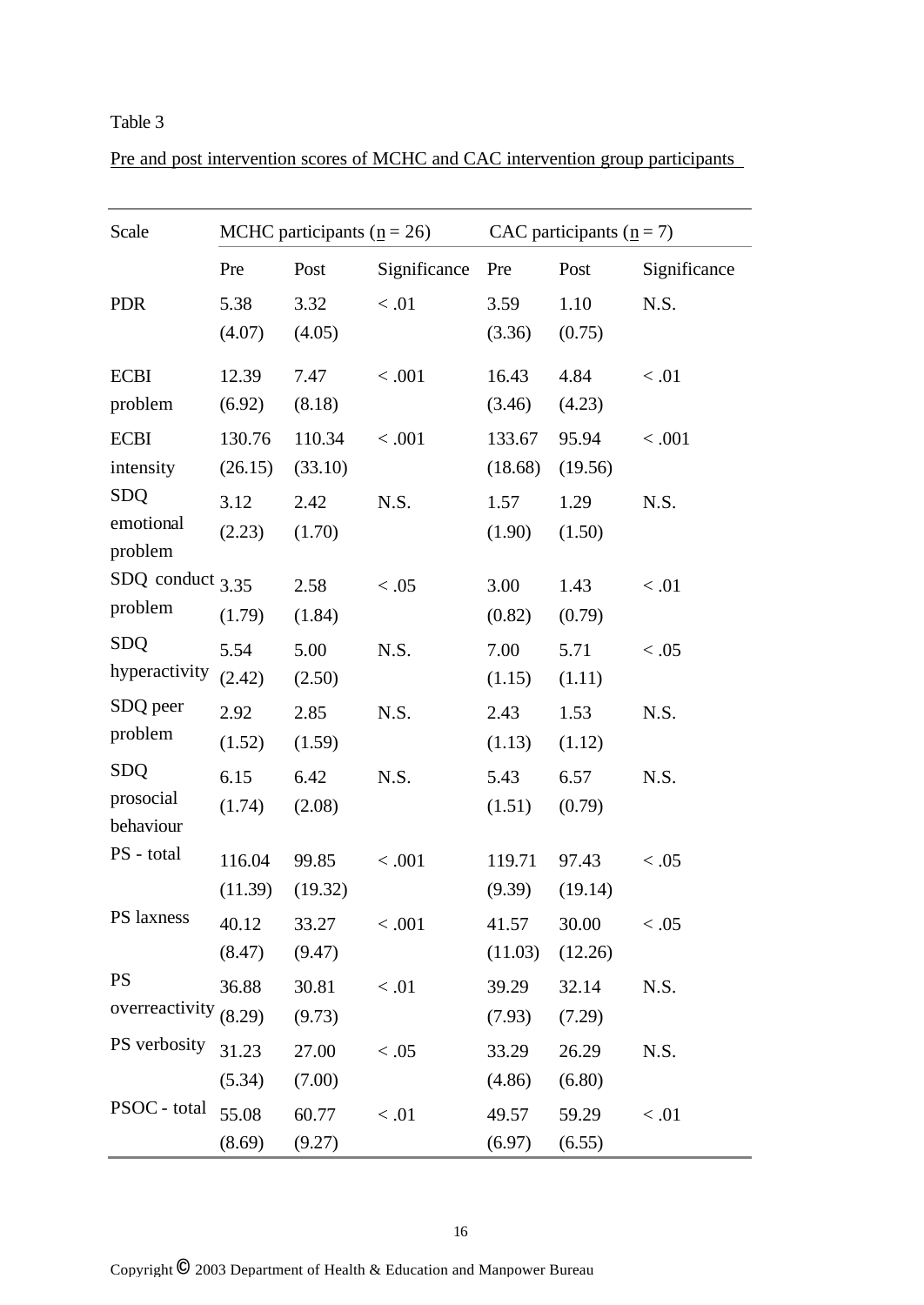Table 3

Pre and post intervention scores of MCHC and CAC intervention group participants

| Scale | MCHC participants (n = 26) | | | CAC participants (n = 7) | | |
|---|---|---|---|---|---|---|
| | Pre | Post | Significance | Pre | Post | Significance |
| PDR | 5.38 (4.07) | 3.32 (4.05) | < .01 | 3.59 (3.36) | 1.10 (0.75) | N.S. |
| ECBI problem | 12.39 (6.92) | 7.47 (8.18) | < .001 | 16.43 (3.46) | 4.84 (4.23) | < .01 |
| ECBI intensity | 130.76 (26.15) | 110.34 (33.10) | < .001 | 133.67 (18.68) | 95.94 (19.56) | < .001 |
| SDQ emotional problem | 3.12 (2.23) | 2.42 (1.70) | N.S. | 1.57 (1.90) | 1.29 (1.50) | N.S. |
| SDQ conduct problem | 3.35 (1.79) | 2.58 (1.84) | < .05 | 3.00 (0.82) | 1.43 (0.79) | < .01 |
| SDQ hyperactivity | 5.54 (2.42) | 5.00 (2.50) | N.S. | 7.00 (1.15) | 5.71 (1.11) | < .05 |
| SDQ peer problem | 2.92 (1.52) | 2.85 (1.59) | N.S. | 2.43 (1.13) | 1.53 (1.12) | N.S. |
| SDQ prosocial behaviour | 6.15 (1.74) | 6.42 (2.08) | N.S. | 5.43 (1.51) | 6.57 (0.79) | N.S. |
| PS - total | 116.04 (11.39) | 99.85 (19.32) | < .001 | 119.71 (9.39) | 97.43 (19.14) | < .05 |
| PS laxness | 40.12 (8.47) | 33.27 (9.47) | < .001 | 41.57 (11.03) | 30.00 (12.26) | < .05 |
| PS overreactivity | 36.88 (8.29) | 30.81 (9.73) | < .01 | 39.29 (7.93) | 32.14 (7.29) | N.S. |
| PS verbosity | 31.23 (5.34) | 27.00 (7.00) | < .05 | 33.29 (4.86) | 26.29 (6.80) | N.S. |
| PSOC - total | 55.08 (8.69) | 60.77 (9.27) | < .01 | 49.57 (6.97) | 59.29 (6.55) | < .01 |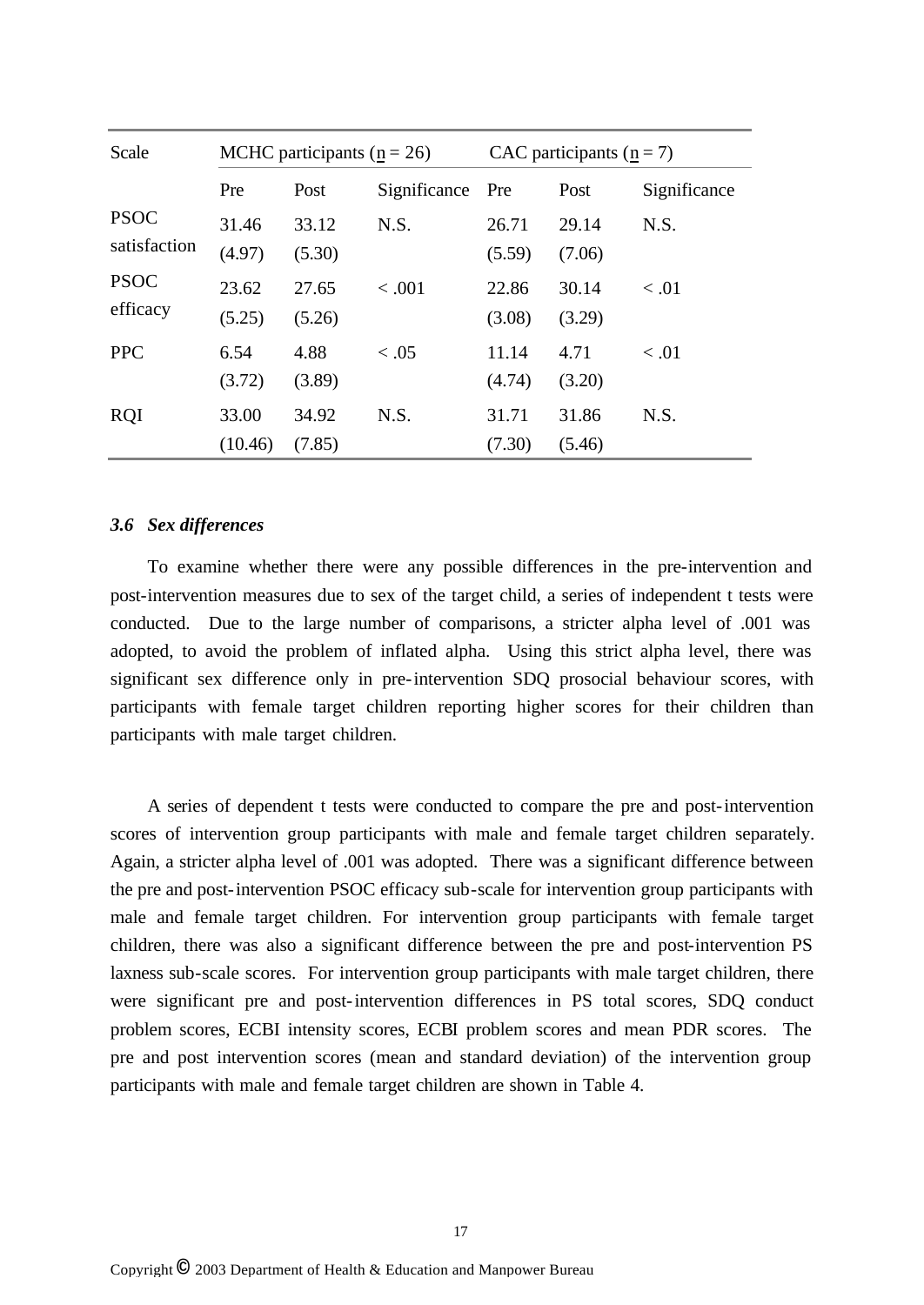| Scale | MCHC participants (n = 26) | | | CAC participants (n = 7) | | |
|---|---|---|---|---|---|---|
| | Pre | Post | Significance | Pre | Post | Significance |
| PSOC satisfaction | 31.46 (4.97) | 33.12 (5.30) | N.S. | 26.71 (5.59) | 29.14 (7.06) | N.S. |
| PSOC efficacy | 23.62 (5.25) | 27.65 (5.26) | < .001 | 22.86 (3.08) | 30.14 (3.29) | < .01 |
| PPC | 6.54 (3.72) | 4.88 (3.89) | < .05 | 11.14 (4.74) | 4.71 (3.20) | < .01 |
| RQI | 33.00 (10.46) | 34.92 (7.85) | N.S. | 31.71 (7.30) | 31.86 (5.46) | N.S. |

### *3.6 Sex differences*

To examine whether there were any possible differences in the pre-intervention and post-intervention measures due to sex of the target child, a series of independent t tests were conducted. Due to the large number of comparisons, a stricter alpha level of .001 was adopted, to avoid the problem of inflated alpha. Using this strict alpha level, there was significant sex difference only in pre-intervention SDQ prosocial behaviour scores, with participants with female target children reporting higher scores for their children than participants with male target children.

A series of dependent t tests were conducted to compare the pre and post-intervention scores of intervention group participants with male and female target children separately. Again, a stricter alpha level of .001 was adopted. There was a significant difference between the pre and post-intervention PSOC efficacy sub-scale for intervention group participants with male and female target children. For intervention group participants with female target children, there was also a significant difference between the pre and post-intervention PS laxness sub-scale scores. For intervention group participants with male target children, there were significant pre and post-intervention differences in PS total scores, SDQ conduct problem scores, ECBI intensity scores, ECBI problem scores and mean PDR scores. The pre and post intervention scores (mean and standard deviation) of the intervention group participants with male and female target children are shown in Table 4.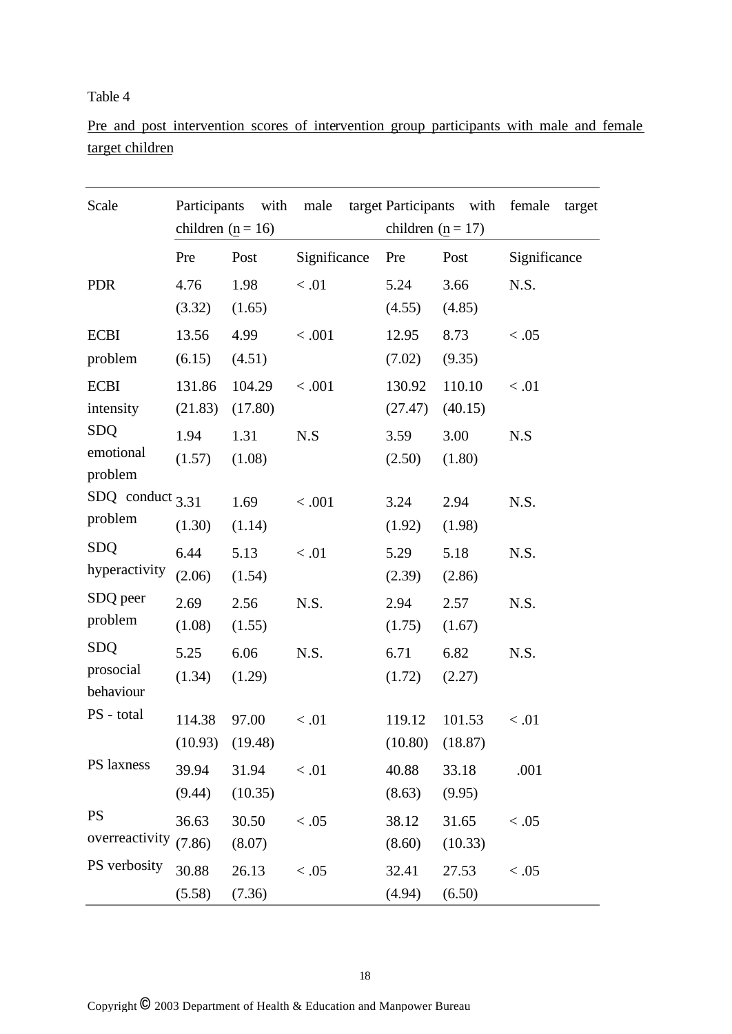Table 4

Pre and post intervention scores of intervention group participants with male and female target children

| Scale | Participants with male target children ($\underline{n}$ = 16) | | | Participants with female target children ($\underline{n}$ = 17) | | |
|---|---|---|---|---|---|---|
| | Pre | Post | Significance | Pre | Post | Significance |
| PDR | 4.76 (3.32) | 1.98 (1.65) | < .01 | 5.24 (4.55) | 3.66 (4.85) | N.S. |
| ECBI problem | 13.56 (6.15) | 4.99 (4.51) | < .001 | 12.95 (7.02) | 8.73 (9.35) | < .05 |
| ECBI intensity | 131.86 (21.83) | 104.29 (17.80) | < .001 | 130.92 (27.47) | 110.10 (40.15) | < .01 |
| SDQ emotional problem | 1.94 (1.57) | 1.31 (1.08) | N.S | 3.59 (2.50) | 3.00 (1.80) | N.S |
| SDQ conduct problem | 3.31 (1.30) | 1.69 (1.14) | < .001 | 3.24 (1.92) | 2.94 (1.98) | N.S. |
| SDQ hyperactivity | 6.44 (2.06) | 5.13 (1.54) | < .01 | 5.29 (2.39) | 5.18 (2.86) | N.S. |
| SDQ peer problem | 2.69 (1.08) | 2.56 (1.55) | N.S. | 2.94 (1.75) | 2.57 (1.67) | N.S. |
| SDQ prosocial behaviour | 5.25 (1.34) | 6.06 (1.29) | N.S. | 6.71 (1.72) | 6.82 (2.27) | N.S. |
| PS - total | 114.38 (10.93) | 97.00 (19.48) | < .01 | 119.12 (10.80) | 101.53 (18.87) | < .01 |
| PS laxness | 39.94 (9.44) | 31.94 (10.35) | < .01 | 40.88 (8.63) | 33.18 (9.95) | .001 |
| PS overreactivity | 36.63 (7.86) | 30.50 (8.07) | < .05 | 38.12 (8.60) | 31.65 (10.33) | < .05 |
| PS verbosity | 30.88 (5.58) | 26.13 (7.36) | < .05 | 32.41 (4.94) | 27.53 (6.50) | < .05 |

Copyright © 2003 Department of Health & Education and Manpower Bureau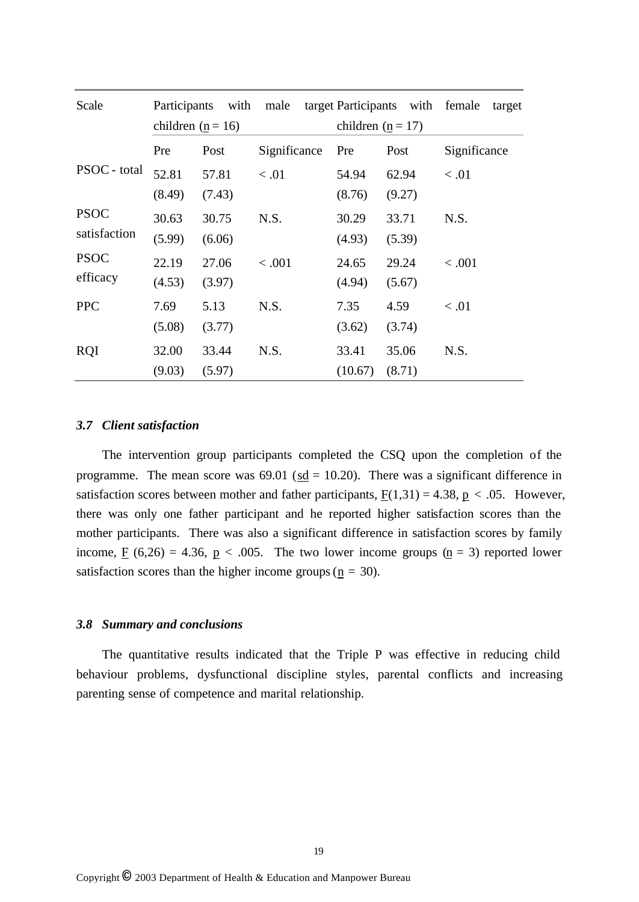| Scale | Participants with male target children ($n$ = 16) | | | Participants with female target children ($n$ = 17) | | |
|---|---|---|---|---|---|---|
| | Pre | Post | Significance | Pre | Post | Significance |
| PSOC - total | 52.81 (8.49) | 57.81 (7.43) | < .01 | 54.94 (8.76) | 62.94 (9.27) | < .01 |
| PSOC satisfaction | 30.63 (5.99) | 30.75 (6.06) | N.S. | 30.29 (4.93) | 33.71 (5.39) | N.S. |
| PSOC efficacy | 22.19 (4.53) | 27.06 (3.97) | < .001 | 24.65 (4.94) | 29.24 (5.67) | < .001 |
| PPC | 7.69 (5.08) | 5.13 (3.77) | N.S. | 7.35 (3.62) | 4.59 (3.74) | < .01 |
| RQI | 32.00 (9.03) | 33.44 (5.97) | N.S. | 33.41 (10.67) | 35.06 (8.71) | N.S. |

### *3.7 Client satisfaction*

The intervention group participants completed the CSQ upon the completion of the programme. The mean score was 69.01 ($sd$ = 10.20). There was a significant difference in satisfaction scores between mother and father participants, $F(1,31) = 4.38$, $p < .05$. However, there was only one father participant and he reported higher satisfaction scores than the mother participants. There was also a significant difference in satisfaction scores by family income, $F(6,26) = 4.36$, $p < .005$. The two lower income groups ($n$ = 3) reported lower satisfaction scores than the higher income groups ($n$ = 30).

### *3.8 Summary and conclusions*

The quantitative results indicated that the Triple P was effective in reducing child behaviour problems, dysfunctional discipline styles, parental conflicts and increasing parenting sense of competence and marital relationship.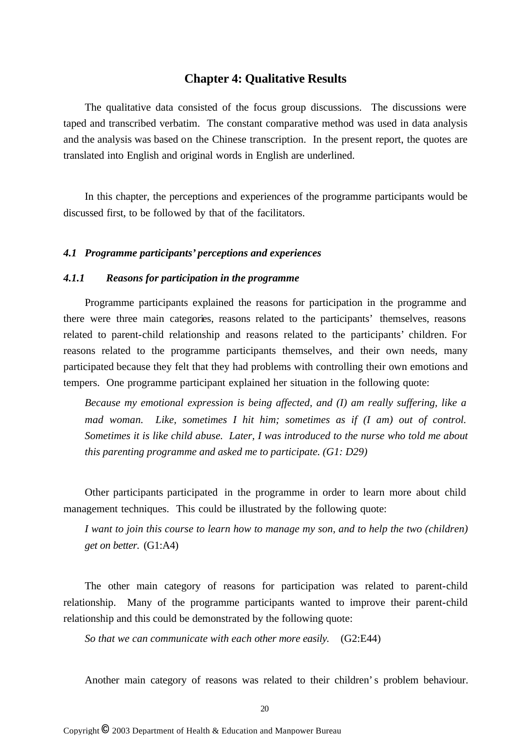# Chapter 4: Qualitative Results

The qualitative data consisted of the focus group discussions. The discussions were taped and transcribed verbatim. The constant comparative method was used in data analysis and the analysis was based on the Chinese transcription. In the present report, the quotes are translated into English and original words in English are underlined.

In this chapter, the perceptions and experiences of the programme participants would be discussed first, to be followed by that of the facilitators.

### *4.1 Programme participants' perceptions and experiences*

#### *4.1.1 Reasons for participation in the programme*

Programme participants explained the reasons for participation in the programme and there were three main categories, reasons related to the participants' themselves, reasons related to parent-child relationship and reasons related to the participants' children. For reasons related to the programme participants themselves, and their own needs, many participated because they felt that they had problems with controlling their own emotions and tempers. One programme participant explained her situation in the following quote:

> *Because my emotional expression is being affected, and (I) am really suffering, like a mad woman. Like, sometimes I hit him; sometimes as if (I am) out of control. Sometimes it is like child abuse. Later, I was introduced to the nurse who told me about this parenting programme and asked me to participate. (G1: D29)*

Other participants participated in the programme in order to learn more about child management techniques. This could be illustrated by the following quote:

> *I want to join this course to learn how to manage my son, and to help the two (children) get on better.* (G1:A4)

The other main category of reasons for participation was related to parent-child relationship. Many of the programme participants wanted to improve their parent-child relationship and this could be demonstrated by the following quote:

> *So that we can communicate with each other more easily.* (G2:E44)

Another main category of reasons was related to their children's problem behaviour.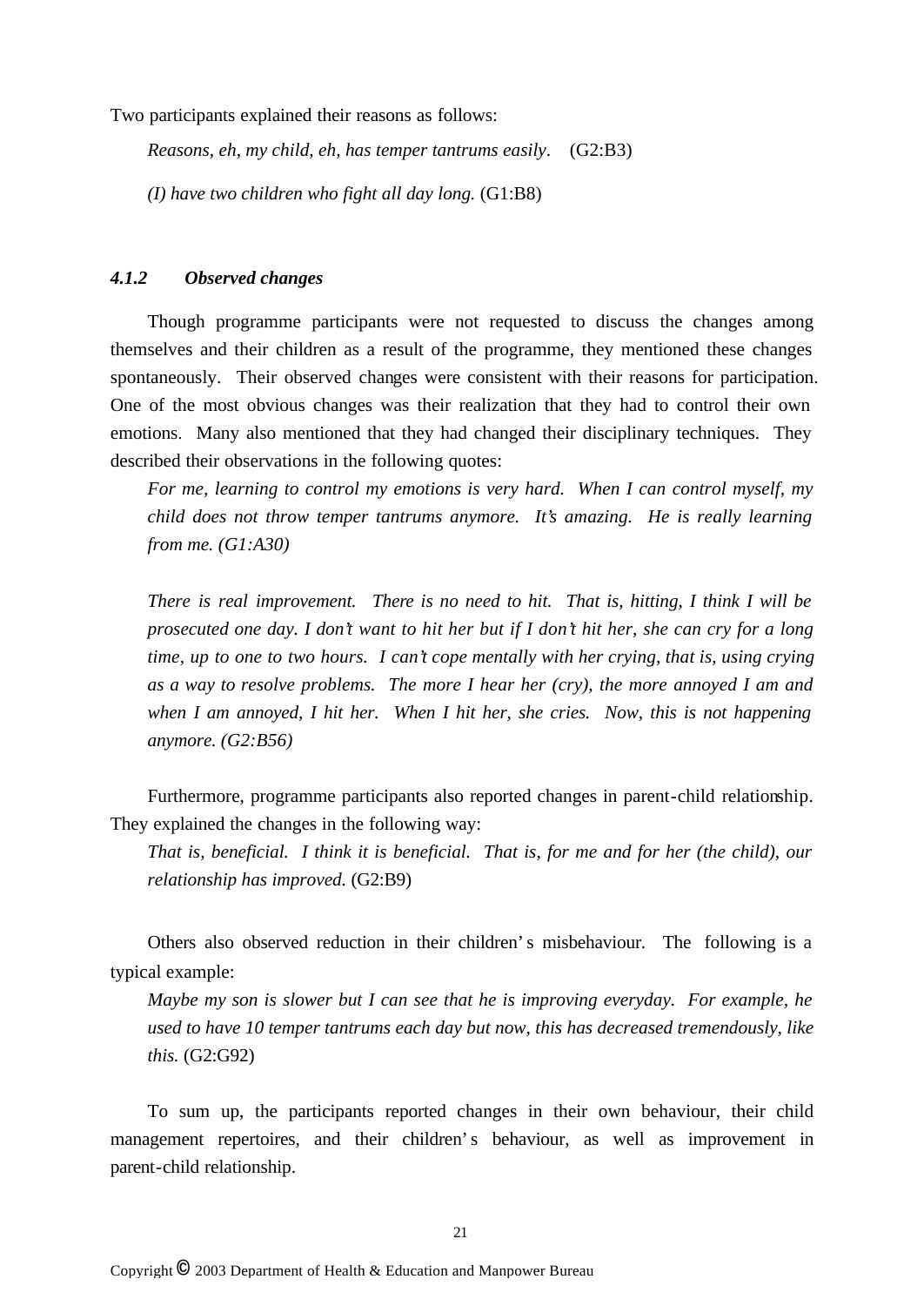Two participants explained their reasons as follows:

> *Reasons, eh, my child, eh, has temper tantrums easily.* (G2:B3)
>
> *(I) have two children who fight all day long.* (G1:B8)

#### *4.1.2 Observed changes*

Though programme participants were not requested to discuss the changes among themselves and their children as a result of the programme, they mentioned these changes spontaneously. Their observed changes were consistent with their reasons for participation. One of the most obvious changes was their realization that they had to control their own emotions. Many also mentioned that they had changed their disciplinary techniques. They described their observations in the following quotes:

> *For me, learning to control my emotions is very hard. When I can control myself, my child does not throw temper tantrums anymore. It's amazing. He is really learning from me. (G1:A30)*
>
> *There is real improvement. There is no need to hit. That is, hitting, I think I will be prosecuted one day. I don't want to hit her but if I don't hit her, she can cry for a long time, up to one to two hours. I can't cope mentally with her crying, that is, using crying as a way to resolve problems. The more I hear her (cry), the more annoyed I am and when I am annoyed, I hit her. When I hit her, she cries. Now, this is not happening anymore. (G2:B56)*

Furthermore, programme participants also reported changes in parent-child relationship. They explained the changes in the following way:

> *That is, beneficial. I think it is beneficial. That is, for me and for her (the child), our relationship has improved.* (G2:B9)

Others also observed reduction in their children's misbehaviour. The following is a typical example:

> *Maybe my son is slower but I can see that he is improving everyday. For example, he used to have 10 temper tantrums each day but now, this has decreased tremendously, like this.* (G2:G92)

To sum up, the participants reported changes in their own behaviour, their child management repertoires, and their children's behaviour, as well as improvement in parent-child relationship.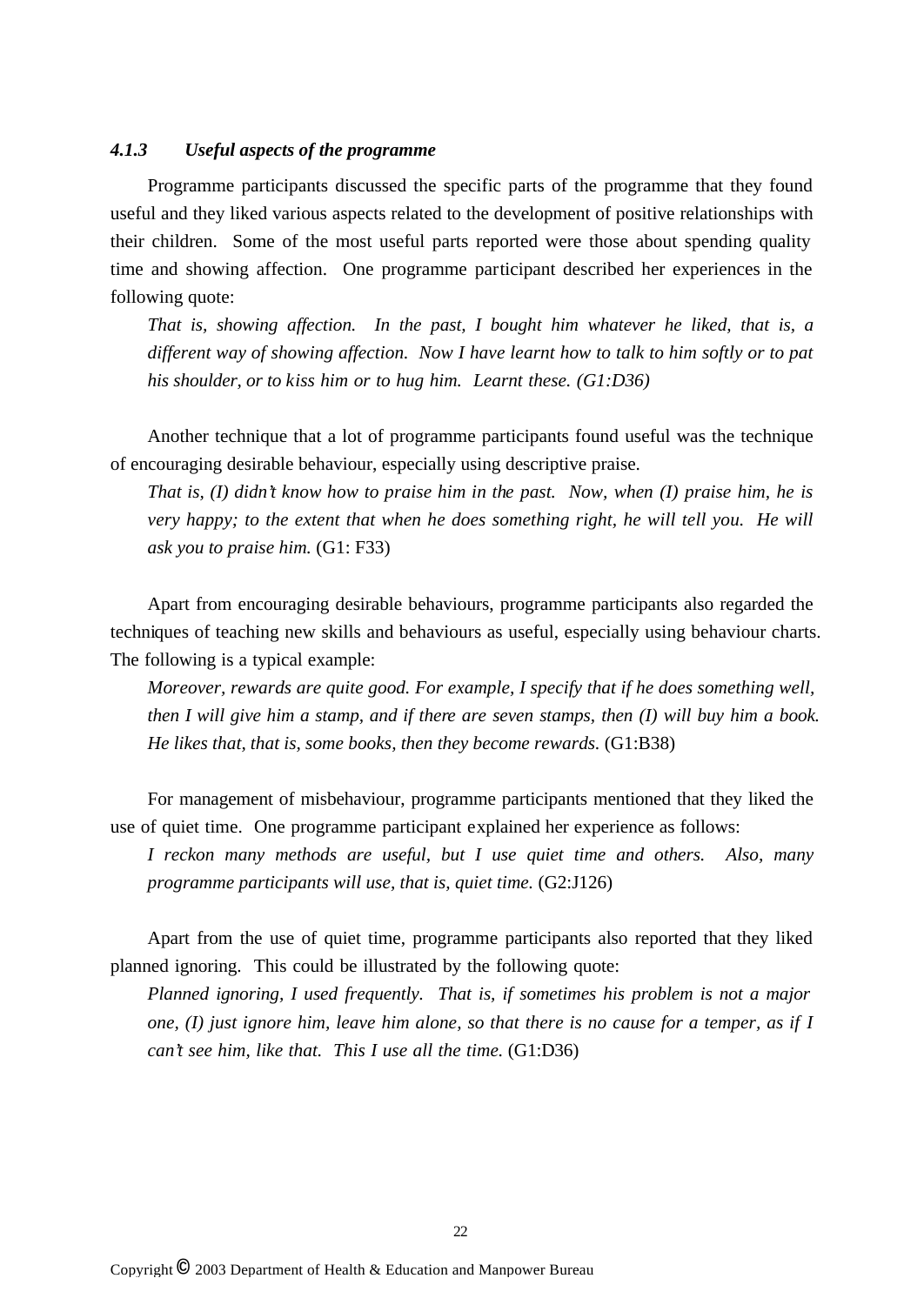#### *4.1.3 Useful aspects of the programme*

Programme participants discussed the specific parts of the programme that they found useful and they liked various aspects related to the development of positive relationships with their children. Some of the most useful parts reported were those about spending quality time and showing affection. One programme participant described her experiences in the following quote:

> *That is, showing affection. In the past, I bought him whatever he liked, that is, a different way of showing affection. Now I have learnt how to talk to him softly or to pat his shoulder, or to kiss him or to hug him. Learnt these. (G1:D36)*

Another technique that a lot of programme participants found useful was the technique of encouraging desirable behaviour, especially using descriptive praise.

> *That is, (I) didn't know how to praise him in the past. Now, when (I) praise him, he is very happy; to the extent that when he does something right, he will tell you. He will ask you to praise him.* (G1: F33)

Apart from encouraging desirable behaviours, programme participants also regarded the techniques of teaching new skills and behaviours as useful, especially using behaviour charts. The following is a typical example:

> *Moreover, rewards are quite good. For example, I specify that if he does something well, then I will give him a stamp, and if there are seven stamps, then (I) will buy him a book. He likes that, that is, some books, then they become rewards.* (G1:B38)

For management of misbehaviour, programme participants mentioned that they liked the use of quiet time. One programme participant explained her experience as follows:

> *I reckon many methods are useful, but I use quiet time and others. Also, many programme participants will use, that is, quiet time.* (G2:J126)

Apart from the use of quiet time, programme participants also reported that they liked planned ignoring. This could be illustrated by the following quote:

> *Planned ignoring, I used frequently. That is, if sometimes his problem is not a major one, (I) just ignore him, leave him alone, so that there is no cause for a temper, as if I can't see him, like that. This I use all the time.* (G1:D36)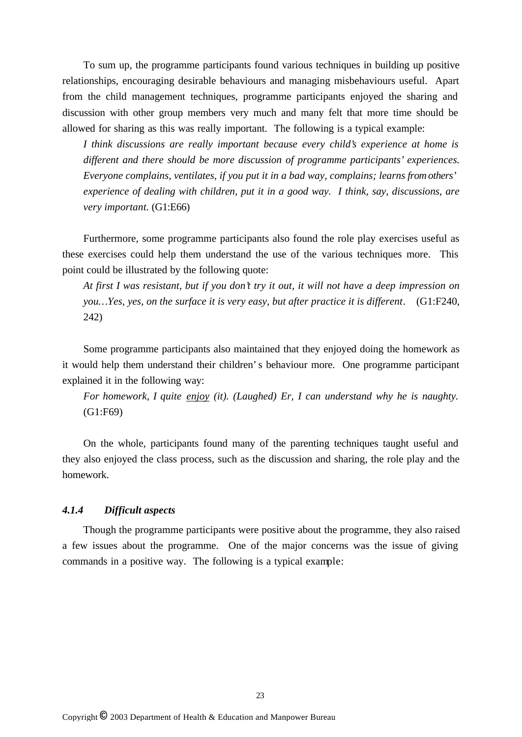To sum up, the programme participants found various techniques in building up positive relationships, encouraging desirable behaviours and managing misbehaviours useful. Apart from the child management techniques, programme participants enjoyed the sharing and discussion with other group members very much and many felt that more time should be allowed for sharing as this was really important. The following is a typical example:

> *I think discussions are really important because every child's experience at home is different and there should be more discussion of programme participants' experiences. Everyone complains, ventilates, if you put it in a bad way, complains; learns from others' experience of dealing with children, put it in a good way. I think, say, discussions, are very important.* (G1:E66)

Furthermore, some programme participants also found the role play exercises useful as these exercises could help them understand the use of the various techniques more. This point could be illustrated by the following quote:

> *At first I was resistant, but if you don't try it out, it will not have a deep impression on you…Yes, yes, on the surface it is very easy, but after practice it is different*. (G1:F240, 242)

Some programme participants also maintained that they enjoyed doing the homework as it would help them understand their children's behaviour more. One programme participant explained it in the following way:

> *For homework, I quite <u>enjoy</u> (it). (Laughed) Er, I can understand why he is naughty.* (G1:F69)

On the whole, participants found many of the parenting techniques taught useful and they also enjoyed the class process, such as the discussion and sharing, the role play and the homework.

#### *4.1.4 Difficult aspects*

Though the programme participants were positive about the programme, they also raised a few issues about the programme. One of the major concerns was the issue of giving commands in a positive way. The following is a typical example:

Copyright © 2003 Department of Health & Education and Manpower Bureau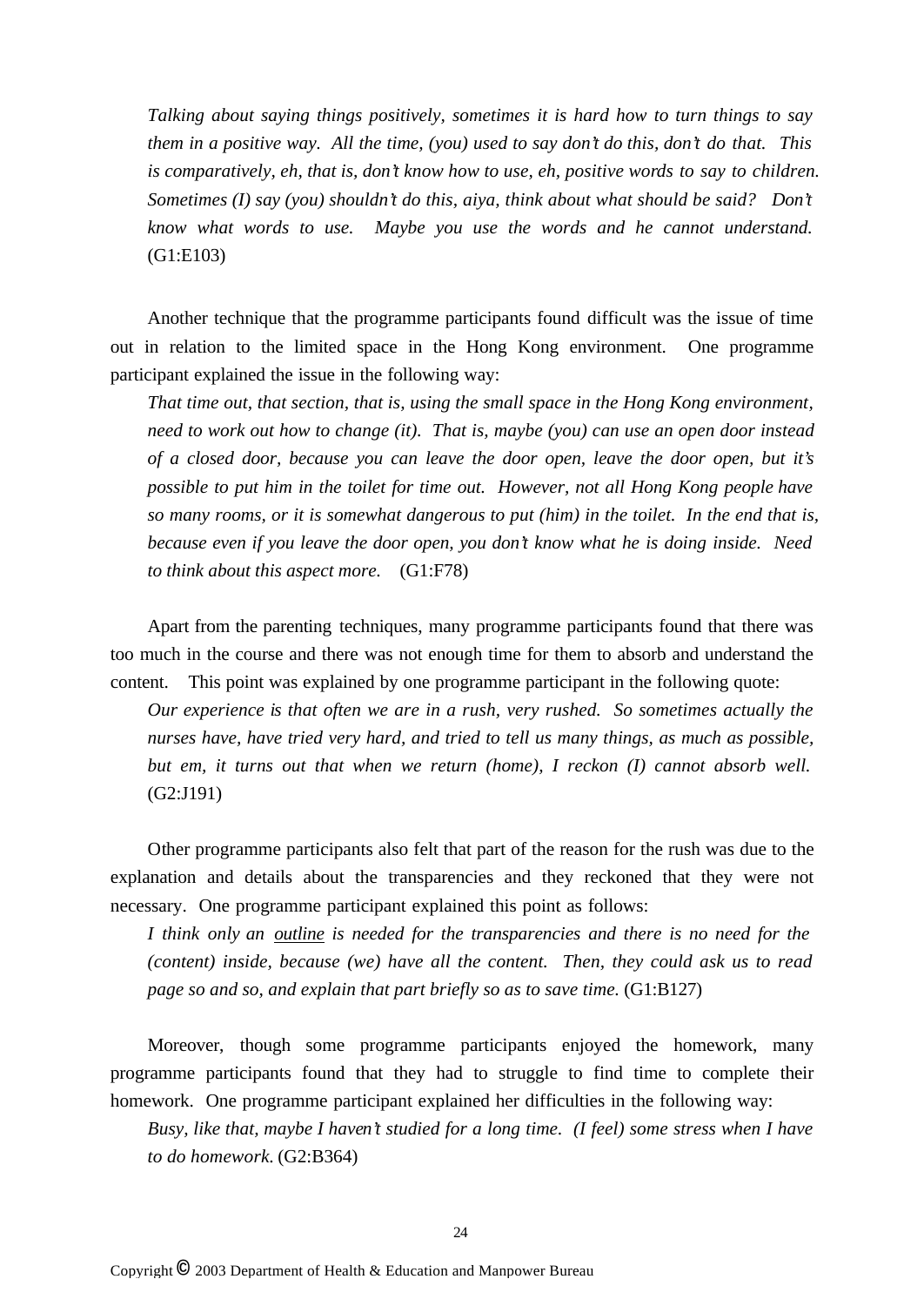*Talking about saying things positively, sometimes it is hard how to turn things to say them in a positive way. All the time, (you) used to say don't do this, don't do that. This is comparatively, eh, that is, don't know how to use, eh, positive words to say to children. Sometimes (I) say (you) shouldn't do this, aiya, think about what should be said? Don't know what words to use. Maybe you use the words and he cannot understand.* (G1:E103)

Another technique that the programme participants found difficult was the issue of time out in relation to the limited space in the Hong Kong environment. One programme participant explained the issue in the following way:

*That time out, that section, that is, using the small space in the Hong Kong environment, need to work out how to change (it). That is, maybe (you) can use an open door instead of a closed door, because you can leave the door open, leave the door open, but it's possible to put him in the toilet for time out. However, not all Hong Kong people have so many rooms, or it is somewhat dangerous to put (him) in the toilet. In the end that is, because even if you leave the door open, you don't know what he is doing inside. Need to think about this aspect more.* (G1:F78)

Apart from the parenting techniques, many programme participants found that there was too much in the course and there was not enough time for them to absorb and understand the content. This point was explained by one programme participant in the following quote:

*Our experience is that often we are in a rush, very rushed. So sometimes actually the nurses have, have tried very hard, and tried to tell us many things, as much as possible, but em, it turns out that when we return (home), I reckon (I) cannot absorb well.* (G2:J191)

Other programme participants also felt that part of the reason for the rush was due to the explanation and details about the transparencies and they reckoned that they were not necessary. One programme participant explained this point as follows:

*I think only an <u>outline</u> is needed for the transparencies and there is no need for the (content) inside, because (we) have all the content. Then, they could ask us to read page so and so, and explain that part briefly so as to save time.* (G1:B127)

Moreover, though some programme participants enjoyed the homework, many programme participants found that they had to struggle to find time to complete their homework. One programme participant explained her difficulties in the following way:

*Busy, like that, maybe I haven't studied for a long time. (I feel) some stress when I have to do homework.* (G2:B364)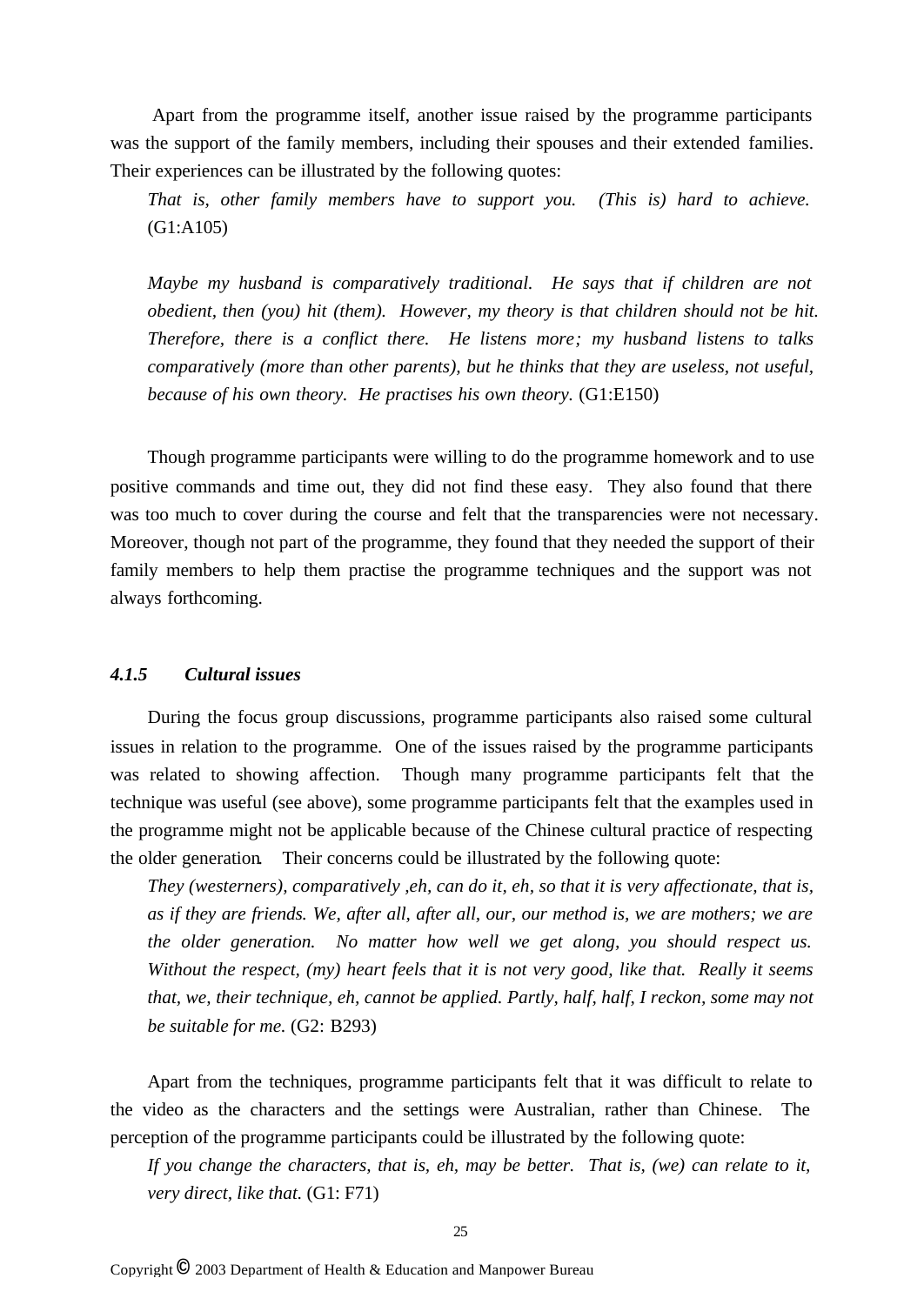Apart from the programme itself, another issue raised by the programme participants was the support of the family members, including their spouses and their extended families. Their experiences can be illustrated by the following quotes:

> *That is, other family members have to support you. (This is) hard to achieve.* (G1:A105)
>
> *Maybe my husband is comparatively traditional. He says that if children are not obedient, then (you) hit (them). However, my theory is that children should not be hit. Therefore, there is a conflict there. He listens more; my husband listens to talks comparatively (more than other parents), but he thinks that they are useless, not useful, because of his own theory. He practises his own theory.* (G1:E150)

Though programme participants were willing to do the programme homework and to use positive commands and time out, they did not find these easy. They also found that there was too much to cover during the course and felt that the transparencies were not necessary. Moreover, though not part of the programme, they found that they needed the support of their family members to help them practise the programme techniques and the support was not always forthcoming.

#### *4.1.5 Cultural issues*

During the focus group discussions, programme participants also raised some cultural issues in relation to the programme. One of the issues raised by the programme participants was related to showing affection. Though many programme participants felt that the technique was useful (see above), some programme participants felt that the examples used in the programme might not be applicable because of the Chinese cultural practice of respecting the older generation. Their concerns could be illustrated by the following quote:

> *They (westerners), comparatively ,eh, can do it, eh, so that it is very affectionate, that is, as if they are friends. We, after all, after all, our, our method is, we are mothers; we are the older generation. No matter how well we get along, you should respect us. Without the respect, (my) heart feels that it is not very good, like that. Really it seems that, we, their technique, eh, cannot be applied. Partly, half, half, I reckon, some may not be suitable for me.* (G2: B293)

Apart from the techniques, programme participants felt that it was difficult to relate to the video as the characters and the settings were Australian, rather than Chinese. The perception of the programme participants could be illustrated by the following quote:

> *If you change the characters, that is, eh, may be better. That is, (we) can relate to it, very direct, like that.* (G1: F71)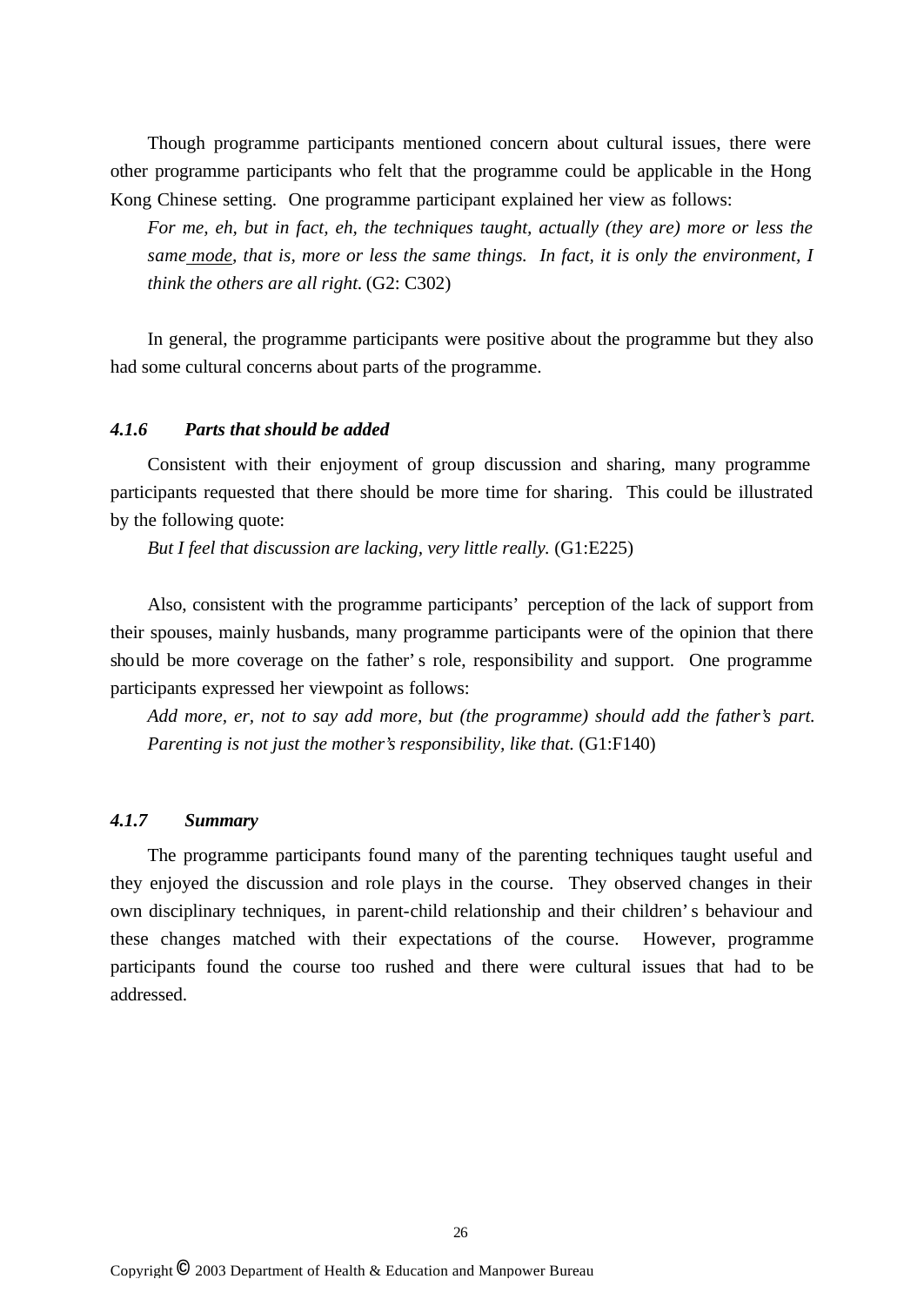Though programme participants mentioned concern about cultural issues, there were other programme participants who felt that the programme could be applicable in the Hong Kong Chinese setting. One programme participant explained her view as follows:

*For me, eh, but in fact, eh, the techniques taught, actually (they are) more or less the same mode, that is, more or less the same things. In fact, it is only the environment, I think the others are all right.* (G2: C302)

In general, the programme participants were positive about the programme but they also had some cultural concerns about parts of the programme.

### *4.1.6 Parts that should be added*

Consistent with their enjoyment of group discussion and sharing, many programme participants requested that there should be more time for sharing. This could be illustrated by the following quote:

*But I feel that discussion are lacking, very little really.* (G1:E225)

Also, consistent with the programme participants' perception of the lack of support from their spouses, mainly husbands, many programme participants were of the opinion that there should be more coverage on the father's role, responsibility and support. One programme participants expressed her viewpoint as follows:

*Add more, er, not to say add more, but (the programme) should add the father's part. Parenting is not just the mother's responsibility, like that.* (G1:F140)

### *4.1.7 Summary*

The programme participants found many of the parenting techniques taught useful and they enjoyed the discussion and role plays in the course. They observed changes in their own disciplinary techniques, in parent-child relationship and their children's behaviour and these changes matched with their expectations of the course. However, programme participants found the course too rushed and there were cultural issues that had to be addressed.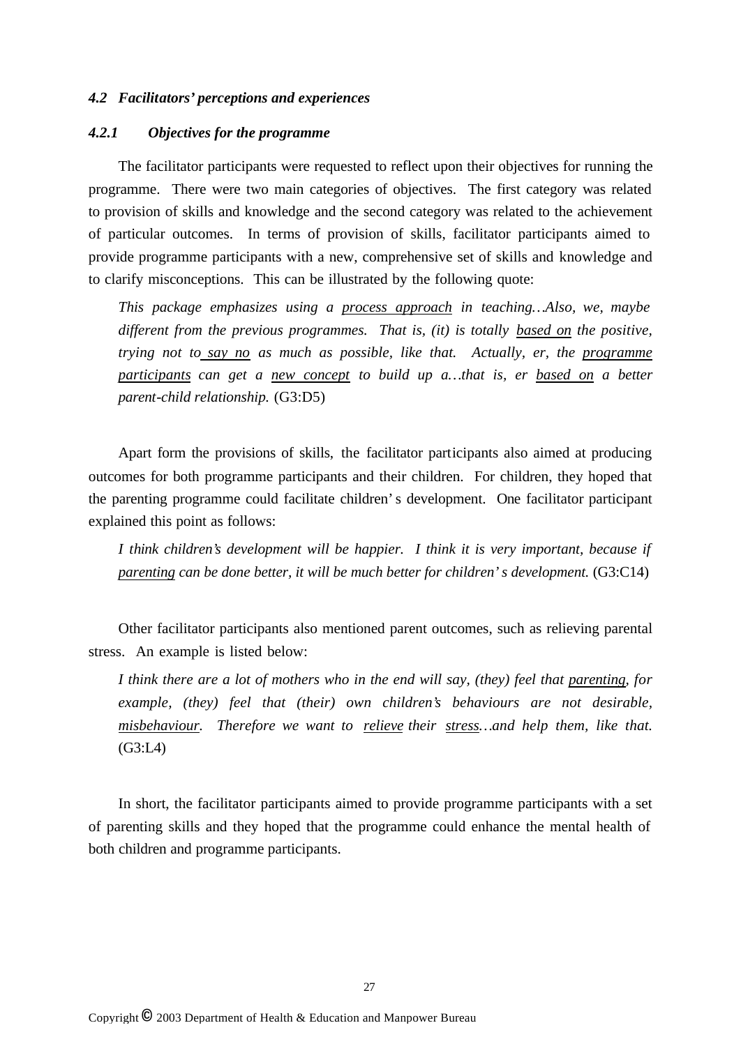### *4.2 Facilitators' perceptions and experiences*

#### *4.2.1 Objectives for the programme*

The facilitator participants were requested to reflect upon their objectives for running the programme. There were two main categories of objectives. The first category was related to provision of skills and knowledge and the second category was related to the achievement of particular outcomes. In terms of provision of skills, facilitator participants aimed to provide programme participants with a new, comprehensive set of skills and knowledge and to clarify misconceptions. This can be illustrated by the following quote:

> *This package emphasizes using a <u>process approach</u> in teaching…Also, we, maybe different from the previous programmes. That is, (it) is totally <u>based on</u> the positive, trying not to <u>say no</u> as much as possible, like that. Actually, er, the <u>programme participants</u> can get a <u>new concept</u> to build up a…that is, er <u>based on</u> a better parent-child relationship.* (G3:D5)

Apart form the provisions of skills, the facilitator participants also aimed at producing outcomes for both programme participants and their children. For children, they hoped that the parenting programme could facilitate children's development. One facilitator participant explained this point as follows:

> *I think children's development will be happier. I think it is very important, because if <u>parenting</u> can be done better, it will be much better for children's development.* (G3:C14)

Other facilitator participants also mentioned parent outcomes, such as relieving parental stress. An example is listed below:

> *I think there are a lot of mothers who in the end will say, (they) feel that <u>parenting</u>, for example, (they) feel that (their) own children's behaviours are not desirable, <u>misbehaviour</u>. Therefore we want to <u>relieve</u> their <u>stress</u>…and help them, like that.* (G3:L4)

In short, the facilitator participants aimed to provide programme participants with a set of parenting skills and they hoped that the programme could enhance the mental health of both children and programme participants.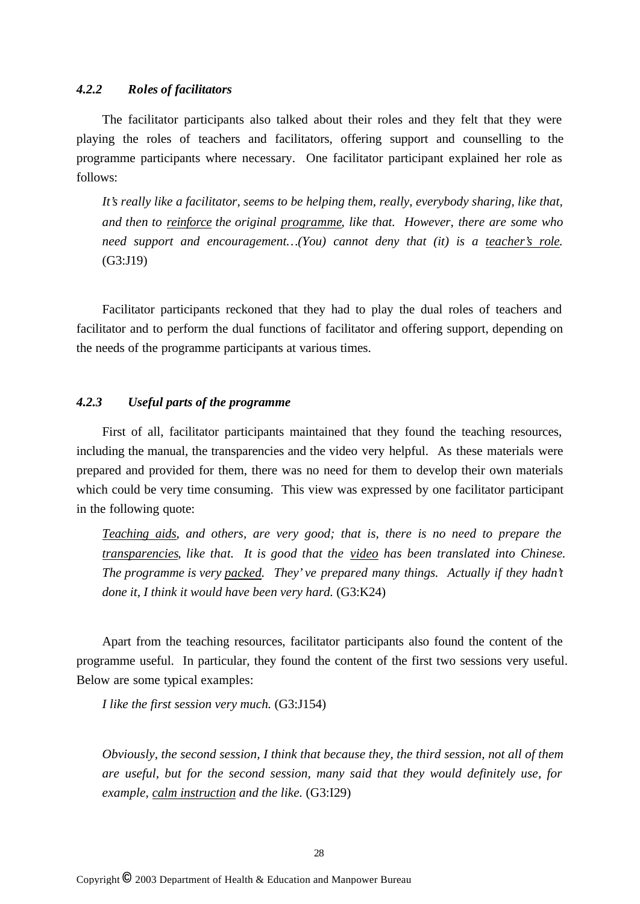### *4.2.2 Roles of facilitators*

The facilitator participants also talked about their roles and they felt that they were playing the roles of teachers and facilitators, offering support and counselling to the programme participants where necessary. One facilitator participant explained her role as follows:

> *It's really like a facilitator, seems to be helping them, really, everybody sharing, like that, and then to <u>reinforce</u> the original <u>programme</u>, like that. However, there are some who need support and encouragement…(You) cannot deny that (it) is a <u>teacher's role</u>.* (G3:J19)

Facilitator participants reckoned that they had to play the dual roles of teachers and facilitator and to perform the dual functions of facilitator and offering support, depending on the needs of the programme participants at various times.

### *4.2.3 Useful parts of the programme*

First of all, facilitator participants maintained that they found the teaching resources, including the manual, the transparencies and the video very helpful. As these materials were prepared and provided for them, there was no need for them to develop their own materials which could be very time consuming. This view was expressed by one facilitator participant in the following quote:

> *<u>Teaching aids</u>, and others, are very good; that is, there is no need to prepare the <u>transparencies</u>, like that. It is good that the <u>video</u> has been translated into Chinese. The programme is very <u>packed</u>. They've prepared many things. Actually if they hadn't done it, I think it would have been very hard.* (G3:K24)

Apart from the teaching resources, facilitator participants also found the content of the programme useful. In particular, they found the content of the first two sessions very useful. Below are some typical examples:

> *I like the first session very much.* (G3:J154)

> *Obviously, the second session, I think that because they, the third session, not all of them are useful, but for the second session, many said that they would definitely use, for example, <u>calm instruction</u> and the like.* (G3:I29)

Copyright © 2003 Department of Health & Education and Manpower Bureau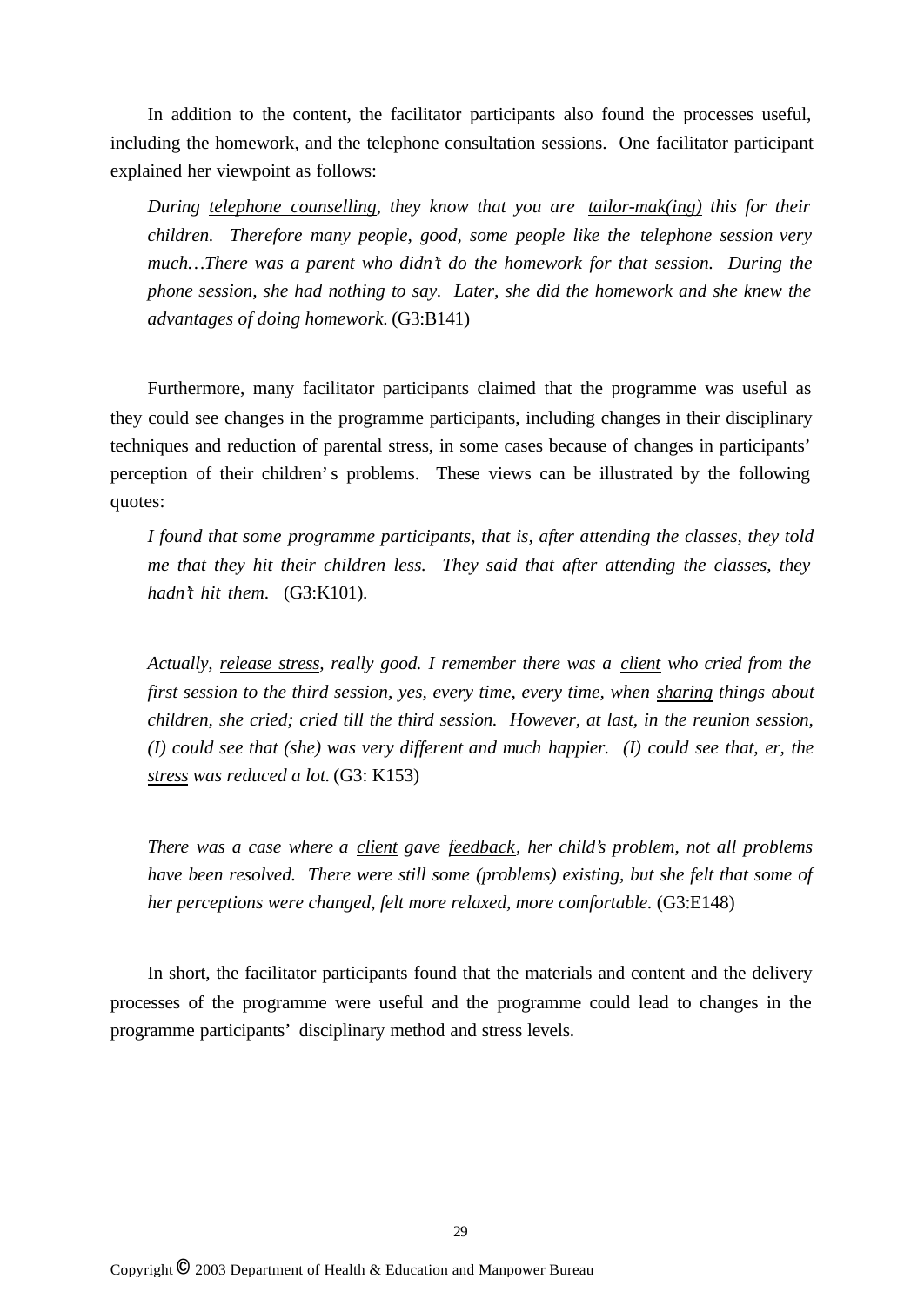In addition to the content, the facilitator participants also found the processes useful, including the homework, and the telephone consultation sessions. One facilitator participant explained her viewpoint as follows:

> *During telephone counselling, they know that you are tailor-mak(ing) this for their children. Therefore many people, good, some people like the telephone session very much…There was a parent who didn't do the homework for that session. During the phone session, she had nothing to say. Later, she did the homework and she knew the advantages of doing homework.* (G3:B141)

Furthermore, many facilitator participants claimed that the programme was useful as they could see changes in the programme participants, including changes in their disciplinary techniques and reduction of parental stress, in some cases because of changes in participants' perception of their children's problems. These views can be illustrated by the following quotes:

> *I found that some programme participants, that is, after attending the classes, they told me that they hit their children less. They said that after attending the classes, they hadn't hit them.* (G3:K101).

> *Actually, release stress, really good. I remember there was a client who cried from the first session to the third session, yes, every time, every time, when sharing things about children, she cried; cried till the third session. However, at last, in the reunion session, (I) could see that (she) was very different and much happier. (I) could see that, er, the stress was reduced a lot.* (G3: K153)

> *There was a case where a client gave feedback, her child's problem, not all problems have been resolved. There were still some (problems) existing, but she felt that some of her perceptions were changed, felt more relaxed, more comfortable.* (G3:E148)

In short, the facilitator participants found that the materials and content and the delivery processes of the programme were useful and the programme could lead to changes in the programme participants' disciplinary method and stress levels.

Copyright © 2003 Department of Health & Education and Manpower Bureau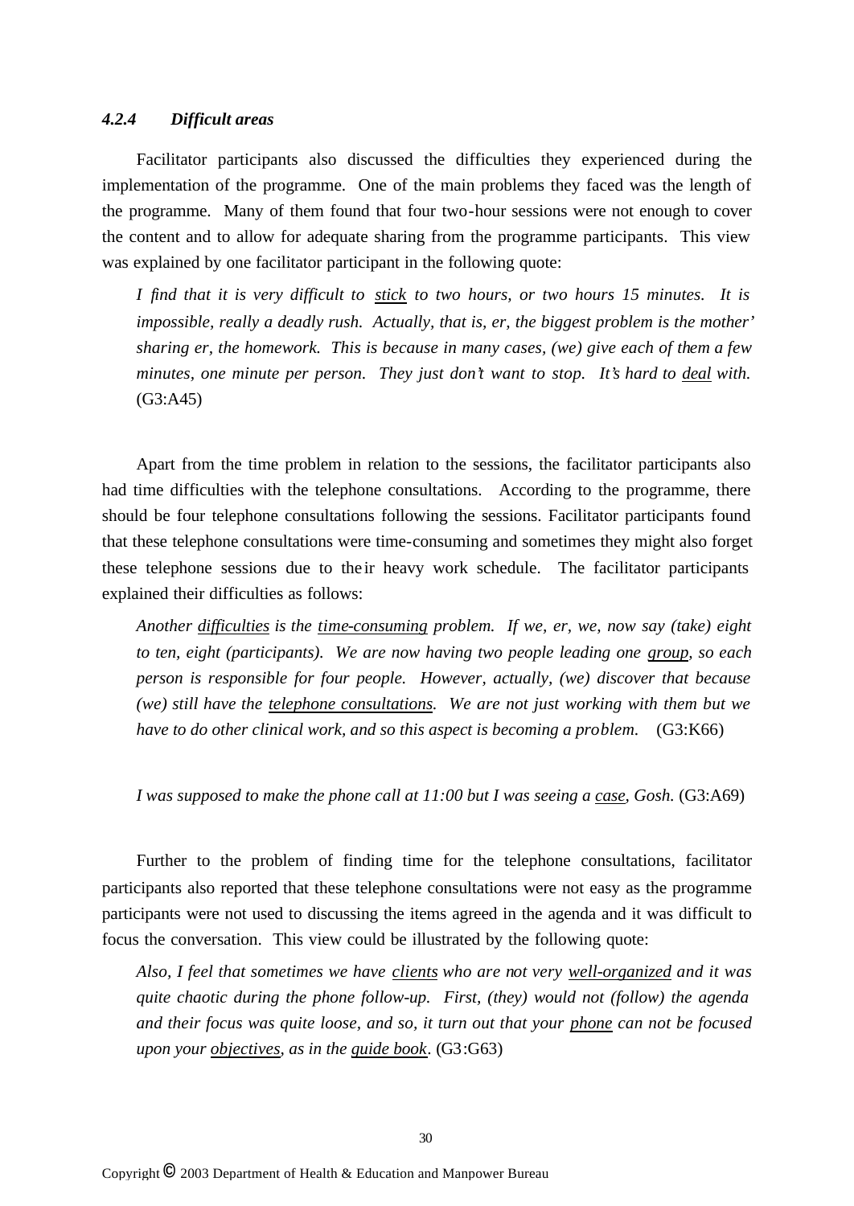### *4.2.4 Difficult areas*

Facilitator participants also discussed the difficulties they experienced during the implementation of the programme. One of the main problems they faced was the length of the programme. Many of them found that four two-hour sessions were not enough to cover the content and to allow for adequate sharing from the programme participants. This view was explained by one facilitator participant in the following quote:

> *I find that it is very difficult to <u>stick</u> to two hours, or two hours 15 minutes. It is impossible, really a deadly rush. Actually, that is, er, the biggest problem is the mother' sharing er, the homework. This is because in many cases, (we) give each of them a few minutes, one minute per person. They just don't want to stop. It's hard to <u>deal</u> with.* (G3:A45)

Apart from the time problem in relation to the sessions, the facilitator participants also had time difficulties with the telephone consultations. According to the programme, there should be four telephone consultations following the sessions. Facilitator participants found that these telephone consultations were time-consuming and sometimes they might also forget these telephone sessions due to their heavy work schedule. The facilitator participants explained their difficulties as follows:

> *Another <u>difficulties</u> is the <u>time-consuming</u> problem. If we, er, we, now say (take) eight to ten, eight (participants). We are now having two people leading one <u>group</u>, so each person is responsible for four people. However, actually, (we) discover that because (we) still have the <u>telephone consultations</u>. We are not just working with them but we have to do other clinical work, and so this aspect is becoming a problem.* (G3:K66)

> *I was supposed to make the phone call at 11:00 but I was seeing a <u>case</u>, Gosh.* (G3:A69)

Further to the problem of finding time for the telephone consultations, facilitator participants also reported that these telephone consultations were not easy as the programme participants were not used to discussing the items agreed in the agenda and it was difficult to focus the conversation. This view could be illustrated by the following quote:

> *Also, I feel that sometimes we have <u>clients</u> who are not very <u>well-organized</u> and it was quite chaotic during the phone follow-up. First, (they) would not (follow) the agenda and their focus was quite loose, and so, it turn out that your <u>phone</u> can not be focused upon your <u>objectives</u>, as in the <u>guide book</u>.* (G3:G63)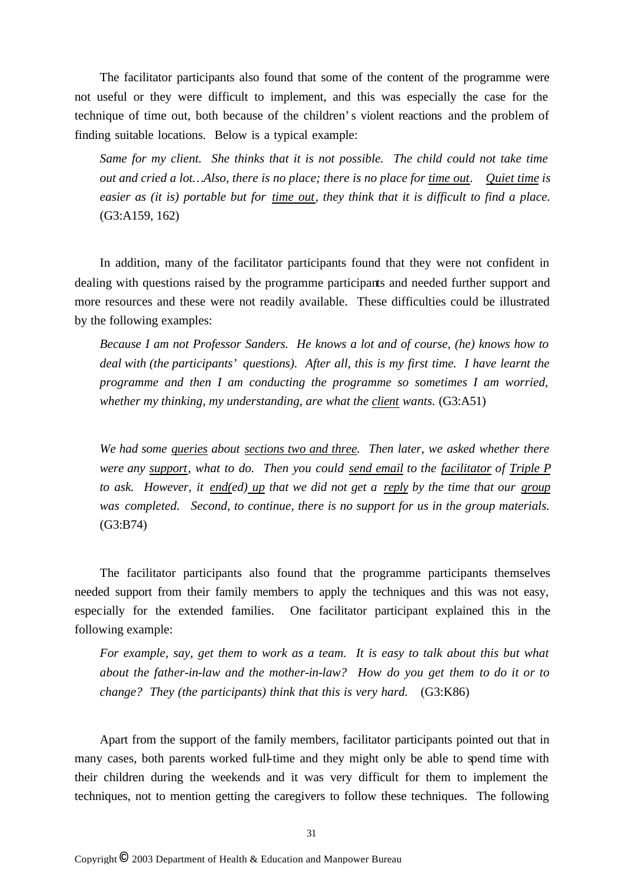The facilitator participants also found that some of the content of the programme were not useful or they were difficult to implement, and this was especially the case for the technique of time out, both because of the children's violent reactions and the problem of finding suitable locations. Below is a typical example:

> *Same for my client. She thinks that it is not possible. The child could not take time out and cried a lot…Also, there is no place; there is no place for <u>time out</u>. <u>Quiet time</u> is easier as (it is) portable but for <u>time out</u>, they think that it is difficult to find a place.* (G3:A159, 162)

In addition, many of the facilitator participants found that they were not confident in dealing with questions raised by the programme participants and needed further support and more resources and these were not readily available. These difficulties could be illustrated by the following examples:

> *Because I am not Professor Sanders. He knows a lot and of course, (he) knows how to deal with (the participants' questions). After all, this is my first time. I have learnt the programme and then I am conducting the programme so sometimes I am worried, whether my thinking, my understanding, are what the <u>client</u> wants.* (G3:A51)

> *We had some <u>queries</u> about <u>sections two and three</u>. Then later, we asked whether there were any <u>support</u>, what to do. Then you could <u>send email</u> to the <u>facilitator</u> of <u>Triple P</u> to ask. However, it <u>end(ed) up</u> that we did not get a <u>reply</u> by the time that our <u>group</u> was completed. Second, to continue, there is no support for us in the group materials.* (G3:B74)

The facilitator participants also found that the programme participants themselves needed support from their family members to apply the techniques and this was not easy, especially for the extended families. One facilitator participant explained this in the following example:

> *For example, say, get them to work as a team. It is easy to talk about this but what about the father-in-law and the mother-in-law? How do you get them to do it or to change? They (the participants) think that this is very hard.* (G3:K86)

Apart from the support of the family members, facilitator participants pointed out that in many cases, both parents worked full-time and they might only be able to spend time with their children during the weekends and it was very difficult for them to implement the techniques, not to mention getting the caregivers to follow these techniques. The following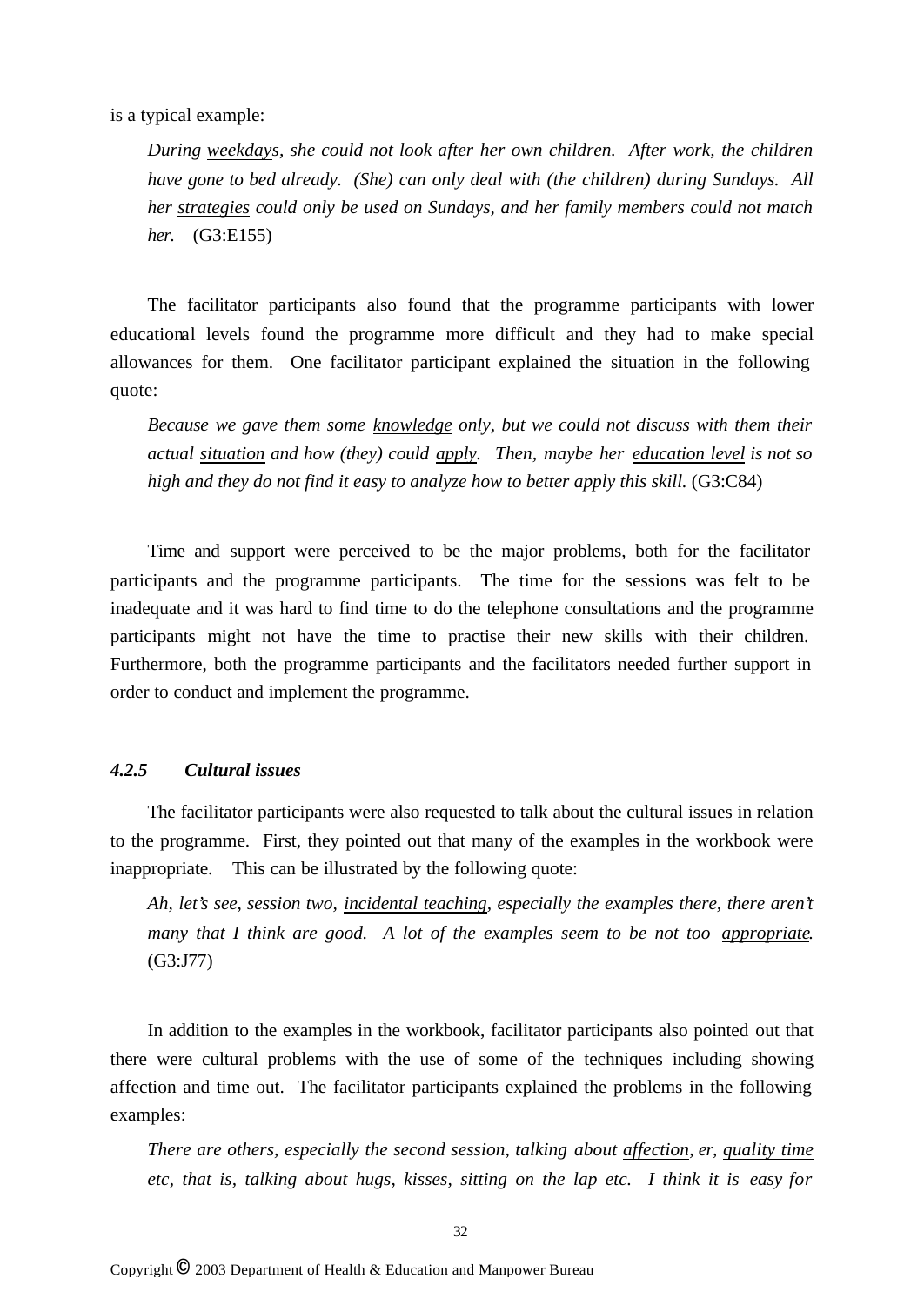is a typical example:

> *During <u>weekdays</u>, she could not look after her own children. After work, the children have gone to bed already. (She) can only deal with (the children) during Sundays. All her <u>strategies</u> could only be used on Sundays, and her family members could not match her.* (G3:E155)

The facilitator participants also found that the programme participants with lower educational levels found the programme more difficult and they had to make special allowances for them. One facilitator participant explained the situation in the following quote:

> *Because we gave them some <u>knowledge</u> only, but we could not discuss with them their actual <u>situation</u> and how (they) could <u>apply</u>. Then, maybe her <u>education level</u> is not so high and they do not find it easy to analyze how to better apply this skill.* (G3:C84)

Time and support were perceived to be the major problems, both for the facilitator participants and the programme participants. The time for the sessions was felt to be inadequate and it was hard to find time to do the telephone consultations and the programme participants might not have the time to practise their new skills with their children. Furthermore, both the programme participants and the facilitators needed further support in order to conduct and implement the programme.

### *4.2.5 Cultural issues*

The facilitator participants were also requested to talk about the cultural issues in relation to the programme. First, they pointed out that many of the examples in the workbook were inappropriate. This can be illustrated by the following quote:

> *Ah, let's see, session two, <u>incidental teaching</u>, especially the examples there, there aren't many that I think are good. A lot of the examples seem to be not too <u>appropriate</u>.* (G3:J77)

In addition to the examples in the workbook, facilitator participants also pointed out that there were cultural problems with the use of some of the techniques including showing affection and time out. The facilitator participants explained the problems in the following examples:

> *There are others, especially the second session, talking about <u>affection</u>, er, <u>quality time</u> etc, that is, talking about hugs, kisses, sitting on the lap etc. I think it is <u>easy</u> for*

Copyright © 2003 Department of Health & Education and Manpower Bureau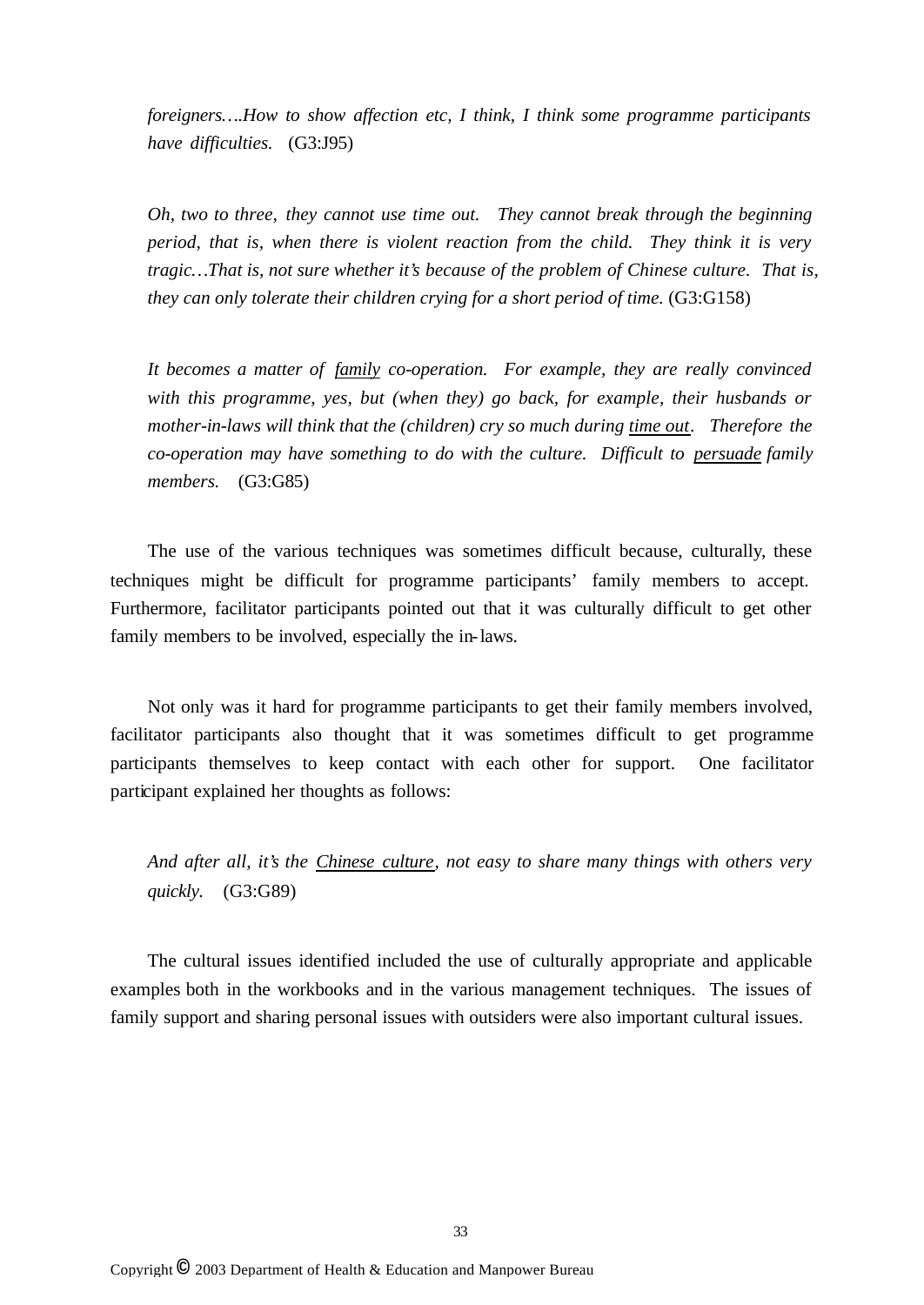*foreigners….How to show affection etc, I think, I think some programme participants have difficulties.* (G3:J95)

*Oh, two to three, they cannot use time out. They cannot break through the beginning period, that is, when there is violent reaction from the child. They think it is very tragic…That is, not sure whether it's because of the problem of Chinese culture. That is, they can only tolerate their children crying for a short period of time.* (G3:G158)

*It becomes a matter of <u>family</u> co-operation. For example, they are really convinced with this programme, yes, but (when they) go back, for example, their husbands or mother-in-laws will think that the (children) cry so much during <u>time out</u>. Therefore the co-operation may have something to do with the culture. Difficult to <u>persuade</u> family members.* (G3:G85)

The use of the various techniques was sometimes difficult because, culturally, these techniques might be difficult for programme participants' family members to accept. Furthermore, facilitator participants pointed out that it was culturally difficult to get other family members to be involved, especially the in-laws.

Not only was it hard for programme participants to get their family members involved, facilitator participants also thought that it was sometimes difficult to get programme participants themselves to keep contact with each other for support. One facilitator participant explained her thoughts as follows:

*And after all, it's the <u>Chinese culture</u>, not easy to share many things with others very quickly.* (G3:G89)

The cultural issues identified included the use of culturally appropriate and applicable examples both in the workbooks and in the various management techniques. The issues of family support and sharing personal issues with outsiders were also important cultural issues.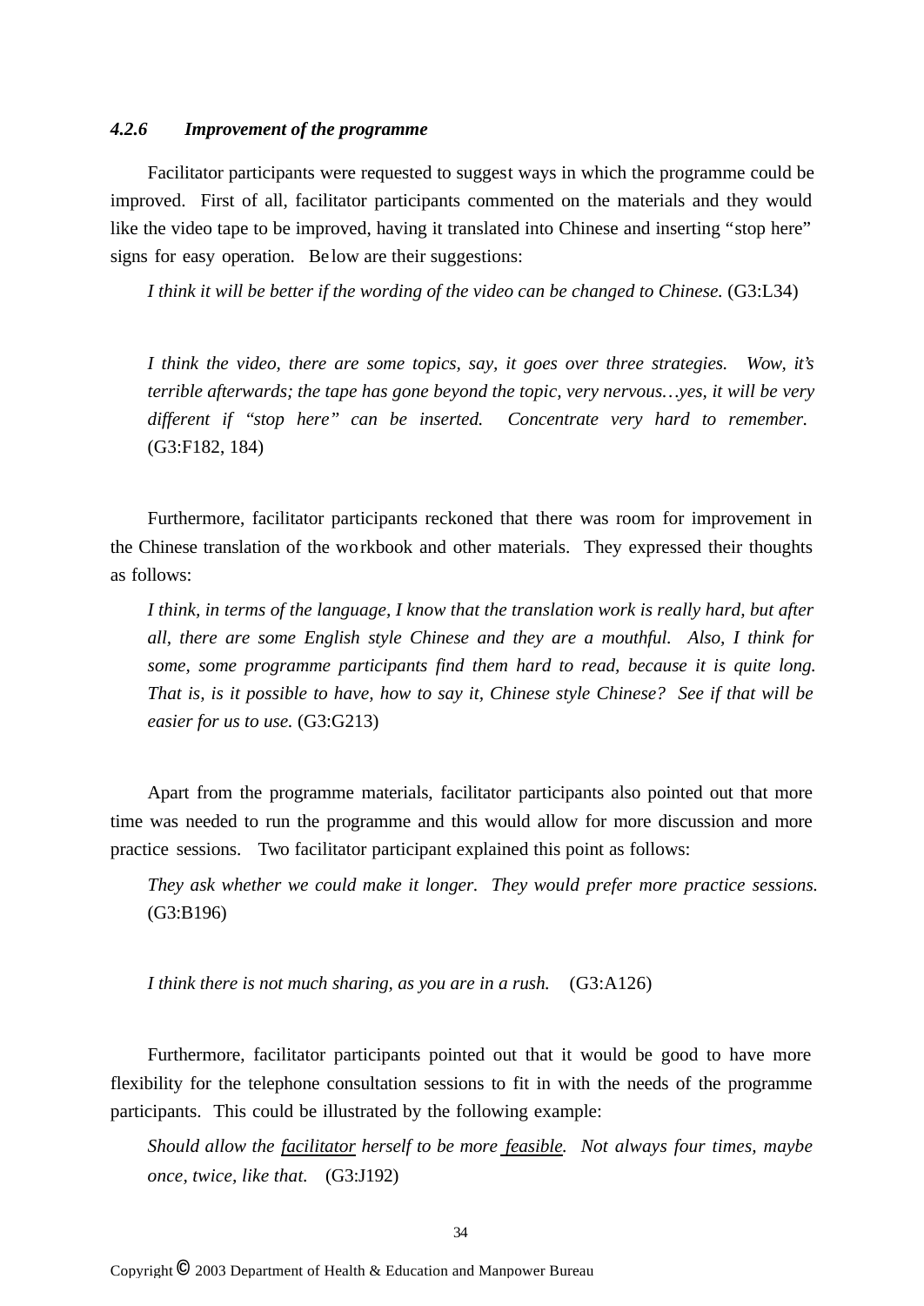### *4.2.6 Improvement of the programme*

Facilitator participants were requested to suggest ways in which the programme could be improved. First of all, facilitator participants commented on the materials and they would like the video tape to be improved, having it translated into Chinese and inserting "stop here" signs for easy operation. Below are their suggestions:

> *I think it will be better if the wording of the video can be changed to Chinese.* (G3:L34)

> *I think the video, there are some topics, say, it goes over three strategies. Wow, it's terrible afterwards; the tape has gone beyond the topic, very nervous…yes, it will be very different if "stop here" can be inserted. Concentrate very hard to remember.* (G3:F182, 184)

Furthermore, facilitator participants reckoned that there was room for improvement in the Chinese translation of the workbook and other materials. They expressed their thoughts as follows:

> *I think, in terms of the language, I know that the translation work is really hard, but after all, there are some English style Chinese and they are a mouthful. Also, I think for some, some programme participants find them hard to read, because it is quite long. That is, is it possible to have, how to say it, Chinese style Chinese? See if that will be easier for us to use.* (G3:G213)

Apart from the programme materials, facilitator participants also pointed out that more time was needed to run the programme and this would allow for more discussion and more practice sessions. Two facilitator participant explained this point as follows:

> *They ask whether we could make it longer. They would prefer more practice sessions.* (G3:B196)

> *I think there is not much sharing, as you are in a rush.* (G3:A126)

Furthermore, facilitator participants pointed out that it would be good to have more flexibility for the telephone consultation sessions to fit in with the needs of the programme participants. This could be illustrated by the following example:

> *Should allow the <u>facilitator</u> herself to be more <u>feasible</u>. Not always four times, maybe once, twice, like that.* (G3:J192)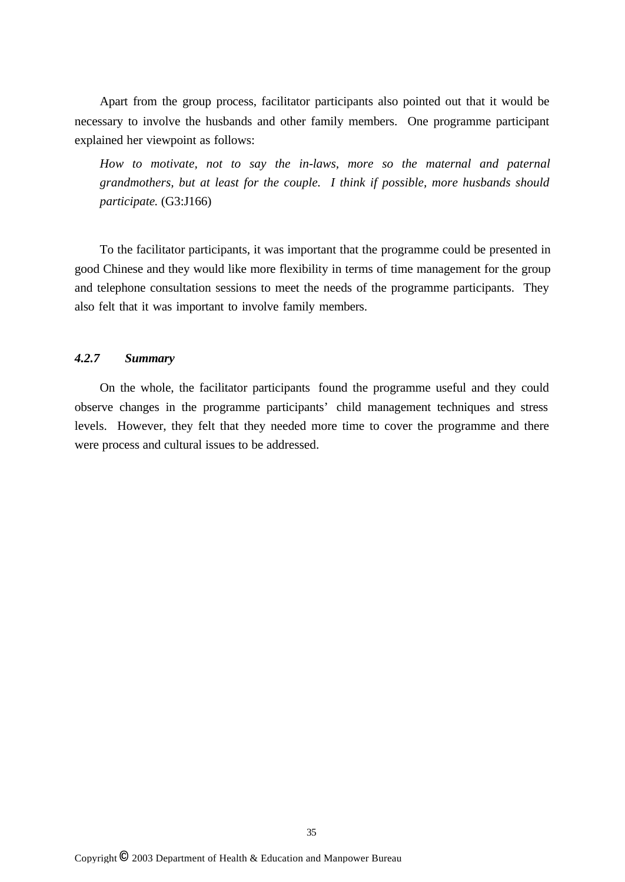Apart from the group process, facilitator participants also pointed out that it would be necessary to involve the husbands and other family members. One programme participant explained her viewpoint as follows:

> *How to motivate, not to say the in-laws, more so the maternal and paternal grandmothers, but at least for the couple. I think if possible, more husbands should participate.* (G3:J166)

To the facilitator participants, it was important that the programme could be presented in good Chinese and they would like more flexibility in terms of time management for the group and telephone consultation sessions to meet the needs of the programme participants. They also felt that it was important to involve family members.

### *4.2.7 Summary*

On the whole, the facilitator participants found the programme useful and they could observe changes in the programme participants' child management techniques and stress levels. However, they felt that they needed more time to cover the programme and there were process and cultural issues to be addressed.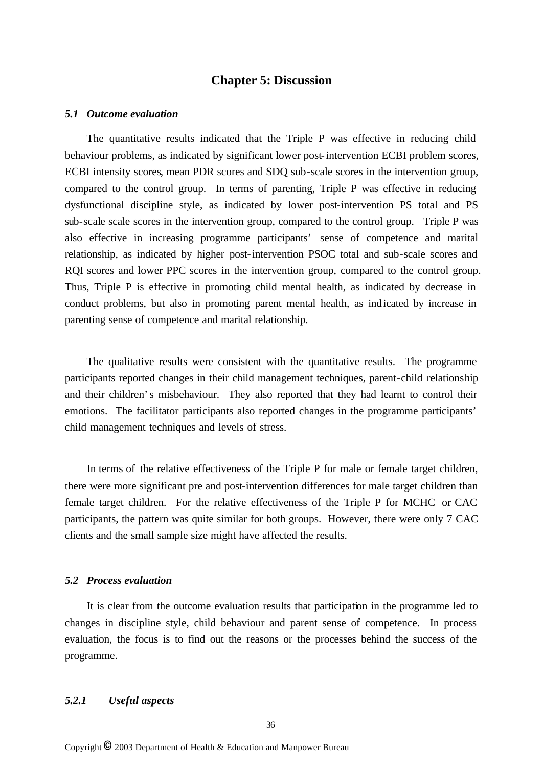# Chapter 5: Discussion

### *5.1 Outcome evaluation*

The quantitative results indicated that the Triple P was effective in reducing child behaviour problems, as indicated by significant lower post-intervention ECBI problem scores, ECBI intensity scores, mean PDR scores and SDQ sub-scale scores in the intervention group, compared to the control group. In terms of parenting, Triple P was effective in reducing dysfunctional discipline style, as indicated by lower post-intervention PS total and PS sub-scale scale scores in the intervention group, compared to the control group. Triple P was also effective in increasing programme participants' sense of competence and marital relationship, as indicated by higher post-intervention PSOC total and sub-scale scores and RQI scores and lower PPC scores in the intervention group, compared to the control group. Thus, Triple P is effective in promoting child mental health, as indicated by decrease in conduct problems, but also in promoting parent mental health, as indicated by increase in parenting sense of competence and marital relationship.

The qualitative results were consistent with the quantitative results. The programme participants reported changes in their child management techniques, parent-child relationship and their children's misbehaviour. They also reported that they had learnt to control their emotions. The facilitator participants also reported changes in the programme participants' child management techniques and levels of stress.

In terms of the relative effectiveness of the Triple P for male or female target children, there were more significant pre and post-intervention differences for male target children than female target children. For the relative effectiveness of the Triple P for MCHC or CAC participants, the pattern was quite similar for both groups. However, there were only 7 CAC clients and the small sample size might have affected the results.

### *5.2 Process evaluation*

It is clear from the outcome evaluation results that participation in the programme led to changes in discipline style, child behaviour and parent sense of competence. In process evaluation, the focus is to find out the reasons or the processes behind the success of the programme.

#### *5.2.1 Useful aspects*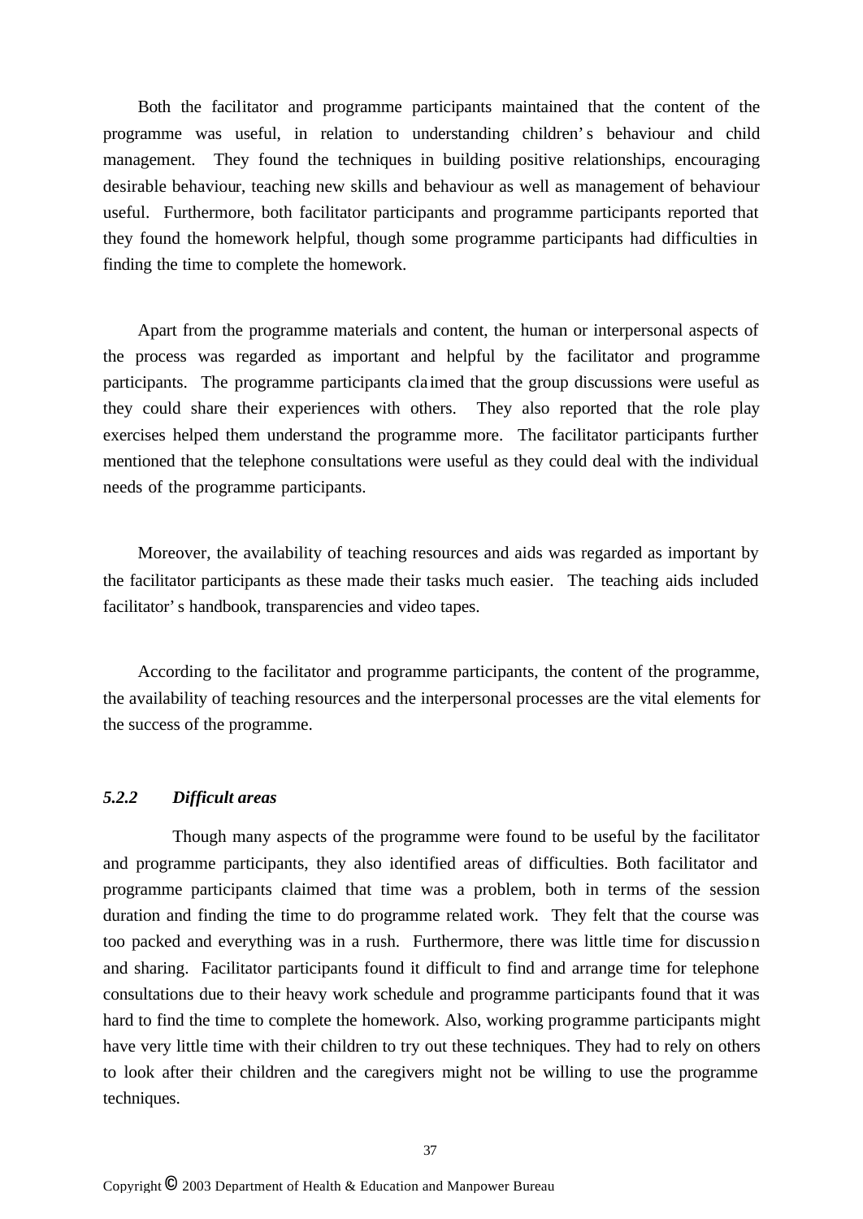Both the facilitator and programme participants maintained that the content of the programme was useful, in relation to understanding children's behaviour and child management. They found the techniques in building positive relationships, encouraging desirable behaviour, teaching new skills and behaviour as well as management of behaviour useful. Furthermore, both facilitator participants and programme participants reported that they found the homework helpful, though some programme participants had difficulties in finding the time to complete the homework.

Apart from the programme materials and content, the human or interpersonal aspects of the process was regarded as important and helpful by the facilitator and programme participants. The programme participants claimed that the group discussions were useful as they could share their experiences with others. They also reported that the role play exercises helped them understand the programme more. The facilitator participants further mentioned that the telephone consultations were useful as they could deal with the individual needs of the programme participants.

Moreover, the availability of teaching resources and aids was regarded as important by the facilitator participants as these made their tasks much easier. The teaching aids included facilitator's handbook, transparencies and video tapes.

According to the facilitator and programme participants, the content of the programme, the availability of teaching resources and the interpersonal processes are the vital elements for the success of the programme.

### *5.2.2 Difficult areas*

Though many aspects of the programme were found to be useful by the facilitator and programme participants, they also identified areas of difficulties. Both facilitator and programme participants claimed that time was a problem, both in terms of the session duration and finding the time to do programme related work. They felt that the course was too packed and everything was in a rush. Furthermore, there was little time for discussion and sharing. Facilitator participants found it difficult to find and arrange time for telephone consultations due to their heavy work schedule and programme participants found that it was hard to find the time to complete the homework. Also, working programme participants might have very little time with their children to try out these techniques. They had to rely on others to look after their children and the caregivers might not be willing to use the programme techniques.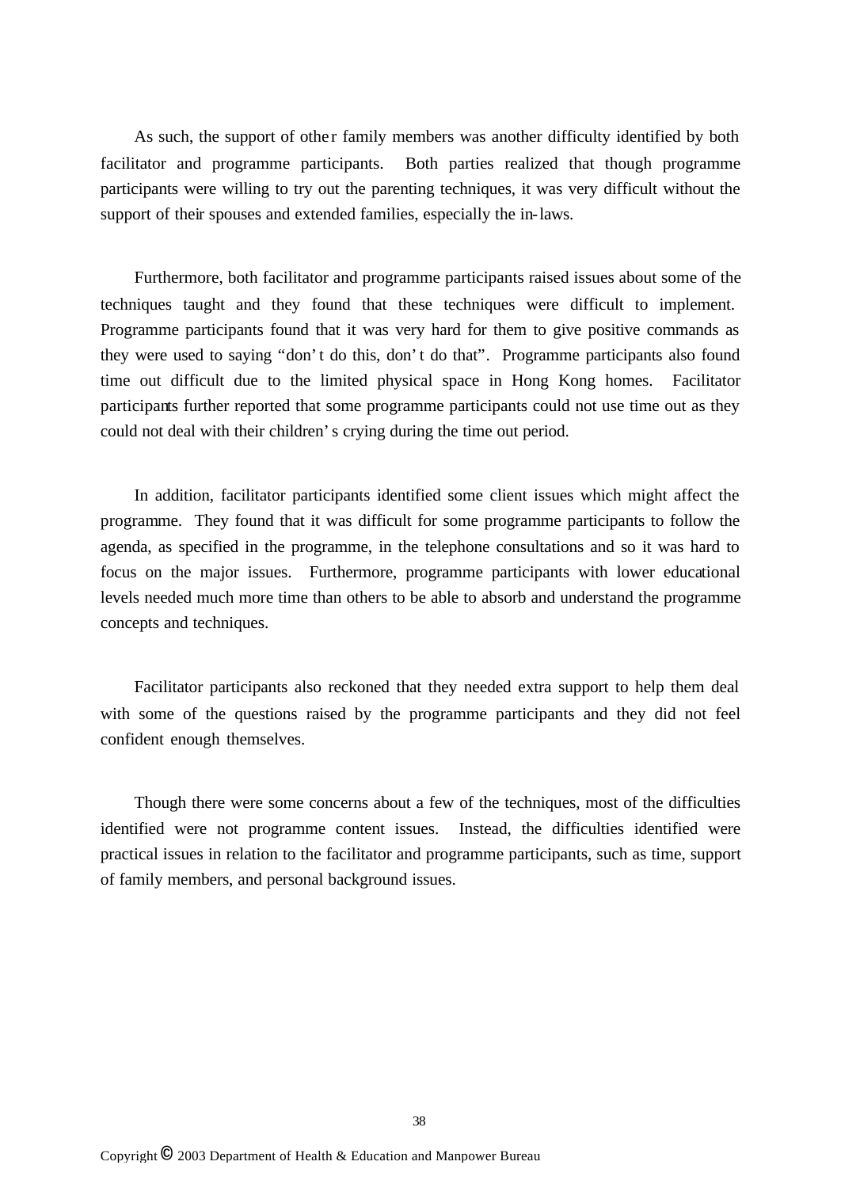As such, the support of other family members was another difficulty identified by both facilitator and programme participants. Both parties realized that though programme participants were willing to try out the parenting techniques, it was very difficult without the support of their spouses and extended families, especially the in-laws.

Furthermore, both facilitator and programme participants raised issues about some of the techniques taught and they found that these techniques were difficult to implement. Programme participants found that it was very hard for them to give positive commands as they were used to saying "don't do this, don't do that". Programme participants also found time out difficult due to the limited physical space in Hong Kong homes. Facilitator participants further reported that some programme participants could not use time out as they could not deal with their children's crying during the time out period.

In addition, facilitator participants identified some client issues which might affect the programme. They found that it was difficult for some programme participants to follow the agenda, as specified in the programme, in the telephone consultations and so it was hard to focus on the major issues. Furthermore, programme participants with lower educational levels needed much more time than others to be able to absorb and understand the programme concepts and techniques.

Facilitator participants also reckoned that they needed extra support to help them deal with some of the questions raised by the programme participants and they did not feel confident enough themselves.

Though there were some concerns about a few of the techniques, most of the difficulties identified were not programme content issues. Instead, the difficulties identified were practical issues in relation to the facilitator and programme participants, such as time, support of family members, and personal background issues.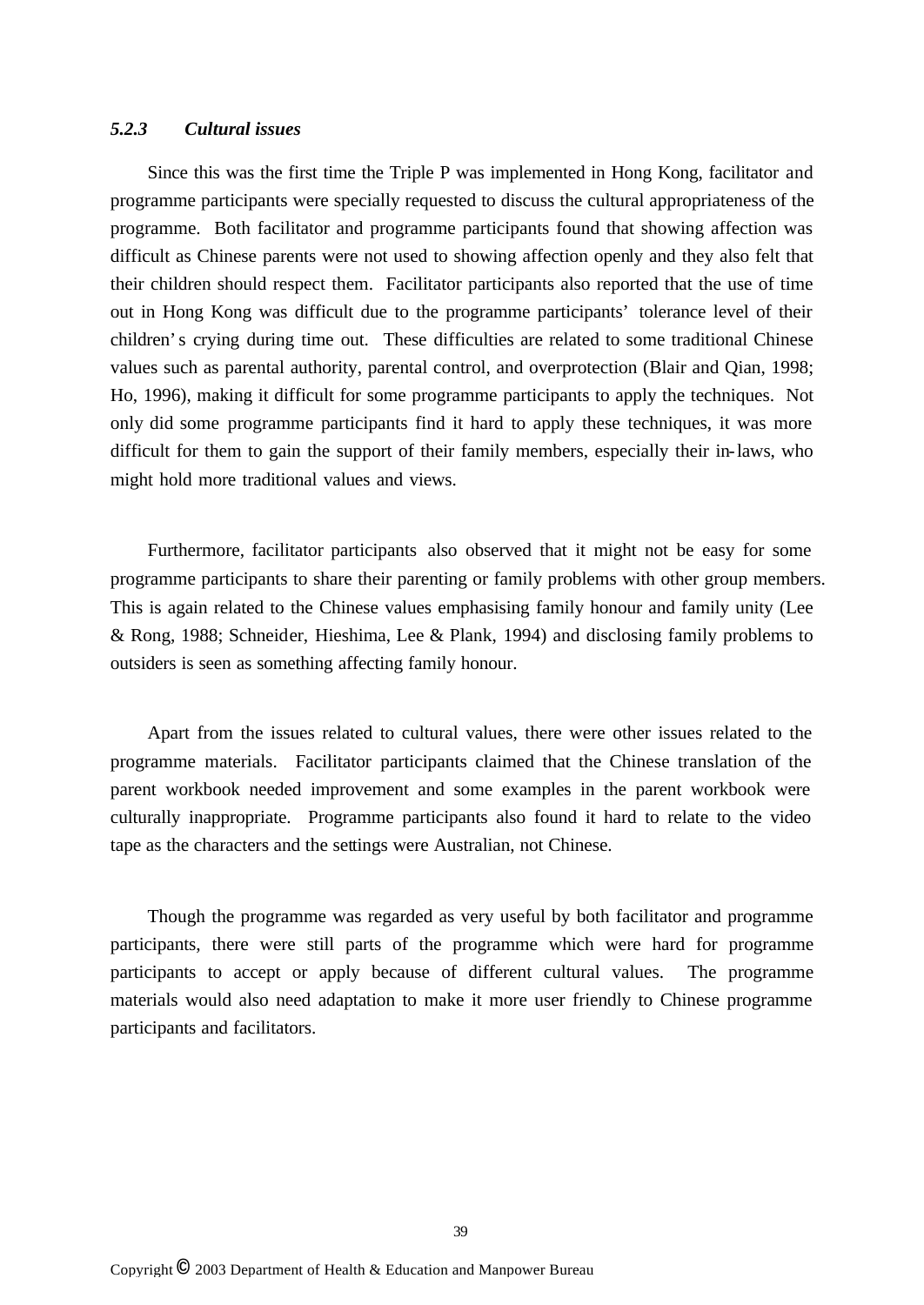### *5.2.3 Cultural issues*

Since this was the first time the Triple P was implemented in Hong Kong, facilitator and programme participants were specially requested to discuss the cultural appropriateness of the programme. Both facilitator and programme participants found that showing affection was difficult as Chinese parents were not used to showing affection openly and they also felt that their children should respect them. Facilitator participants also reported that the use of time out in Hong Kong was difficult due to the programme participants' tolerance level of their children's crying during time out. These difficulties are related to some traditional Chinese values such as parental authority, parental control, and overprotection (Blair and Qian, 1998; Ho, 1996), making it difficult for some programme participants to apply the techniques. Not only did some programme participants find it hard to apply these techniques, it was more difficult for them to gain the support of their family members, especially their in-laws, who might hold more traditional values and views.

Furthermore, facilitator participants also observed that it might not be easy for some programme participants to share their parenting or family problems with other group members. This is again related to the Chinese values emphasising family honour and family unity (Lee & Rong, 1988; Schneider, Hieshima, Lee & Plank, 1994) and disclosing family problems to outsiders is seen as something affecting family honour.

Apart from the issues related to cultural values, there were other issues related to the programme materials. Facilitator participants claimed that the Chinese translation of the parent workbook needed improvement and some examples in the parent workbook were culturally inappropriate. Programme participants also found it hard to relate to the video tape as the characters and the settings were Australian, not Chinese.

Though the programme was regarded as very useful by both facilitator and programme participants, there were still parts of the programme which were hard for programme participants to accept or apply because of different cultural values. The programme materials would also need adaptation to make it more user friendly to Chinese programme participants and facilitators.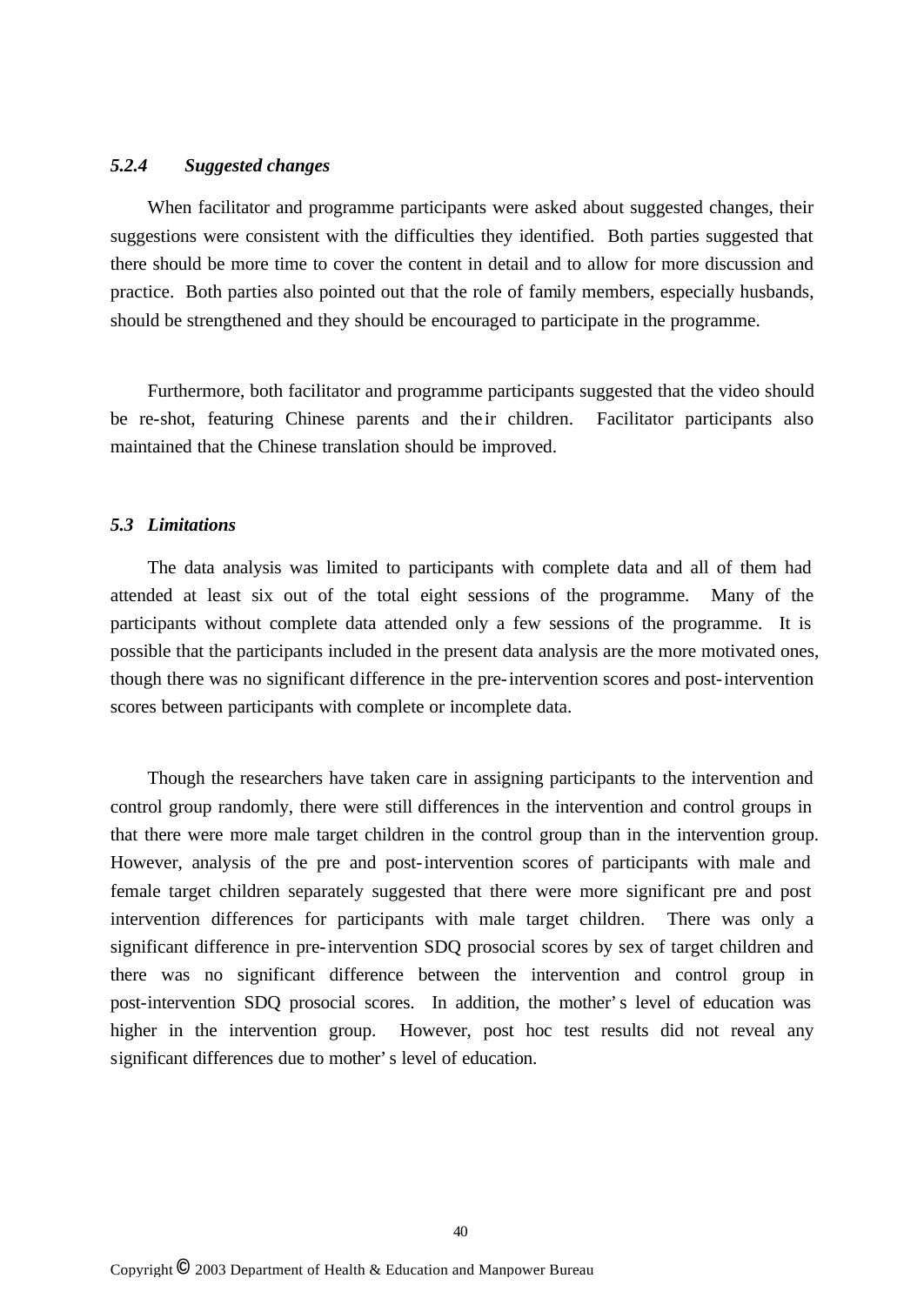### *5.2.4 Suggested changes*

When facilitator and programme participants were asked about suggested changes, their suggestions were consistent with the difficulties they identified. Both parties suggested that there should be more time to cover the content in detail and to allow for more discussion and practice. Both parties also pointed out that the role of family members, especially husbands, should be strengthened and they should be encouraged to participate in the programme.

Furthermore, both facilitator and programme participants suggested that the video should be re-shot, featuring Chinese parents and their children. Facilitator participants also maintained that the Chinese translation should be improved.

### *5.3 Limitations*

The data analysis was limited to participants with complete data and all of them had attended at least six out of the total eight sessions of the programme. Many of the participants without complete data attended only a few sessions of the programme. It is possible that the participants included in the present data analysis are the more motivated ones, though there was no significant difference in the pre-intervention scores and post-intervention scores between participants with complete or incomplete data.

Though the researchers have taken care in assigning participants to the intervention and control group randomly, there were still differences in the intervention and control groups in that there were more male target children in the control group than in the intervention group. However, analysis of the pre and post-intervention scores of participants with male and female target children separately suggested that there were more significant pre and post intervention differences for participants with male target children. There was only a significant difference in pre-intervention SDQ prosocial scores by sex of target children and there was no significant difference between the intervention and control group in post-intervention SDQ prosocial scores. In addition, the mother's level of education was higher in the intervention group. However, post hoc test results did not reveal any significant differences due to mother's level of education.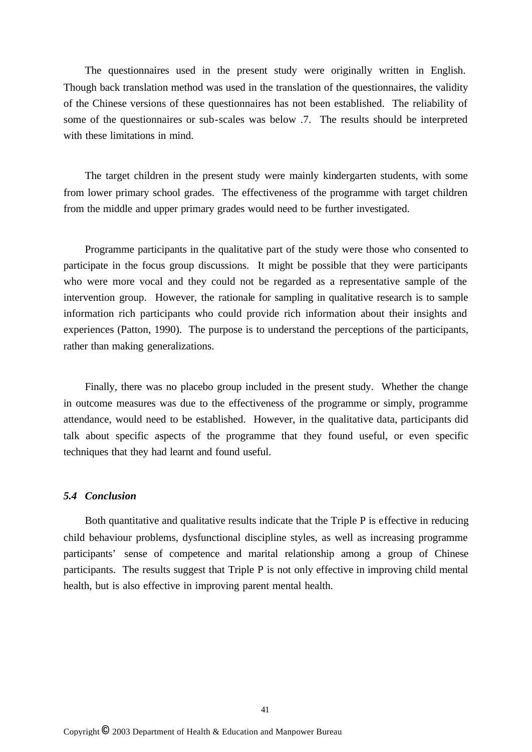The questionnaires used in the present study were originally written in English. Though back translation method was used in the translation of the questionnaires, the validity of the Chinese versions of these questionnaires has not been established. The reliability of some of the questionnaires or sub-scales was below .7. The results should be interpreted with these limitations in mind.

The target children in the present study were mainly kindergarten students, with some from lower primary school grades. The effectiveness of the programme with target children from the middle and upper primary grades would need to be further investigated.

Programme participants in the qualitative part of the study were those who consented to participate in the focus group discussions. It might be possible that they were participants who were more vocal and they could not be regarded as a representative sample of the intervention group. However, the rationale for sampling in qualitative research is to sample information rich participants who could provide rich information about their insights and experiences (Patton, 1990). The purpose is to understand the perceptions of the participants, rather than making generalizations.

Finally, there was no placebo group included in the present study. Whether the change in outcome measures was due to the effectiveness of the programme or simply, programme attendance, would need to be established. However, in the qualitative data, participants did talk about specific aspects of the programme that they found useful, or even specific techniques that they had learnt and found useful.

### *5.4 Conclusion*

Both quantitative and qualitative results indicate that the Triple P is effective in reducing child behaviour problems, dysfunctional discipline styles, as well as increasing programme participants' sense of competence and marital relationship among a group of Chinese participants. The results suggest that Triple P is not only effective in improving child mental health, but is also effective in improving parent mental health.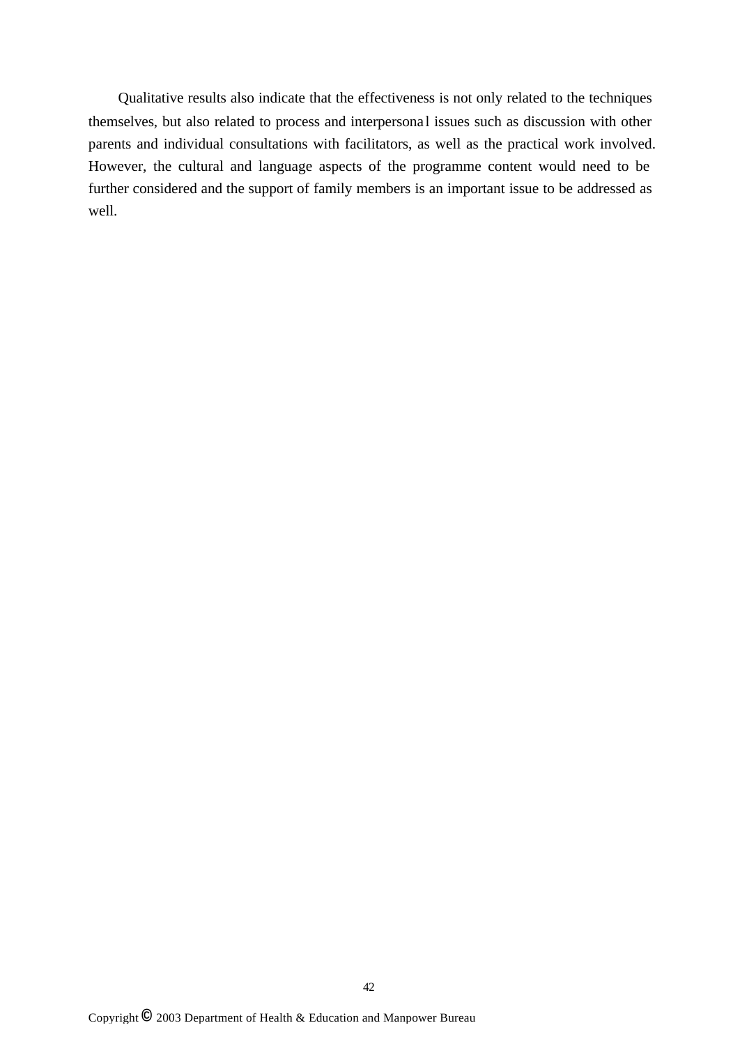Qualitative results also indicate that the effectiveness is not only related to the techniques themselves, but also related to process and interpersonal issues such as discussion with other parents and individual consultations with facilitators, as well as the practical work involved. However, the cultural and language aspects of the programme content would need to be further considered and the support of family members is an important issue to be addressed as well.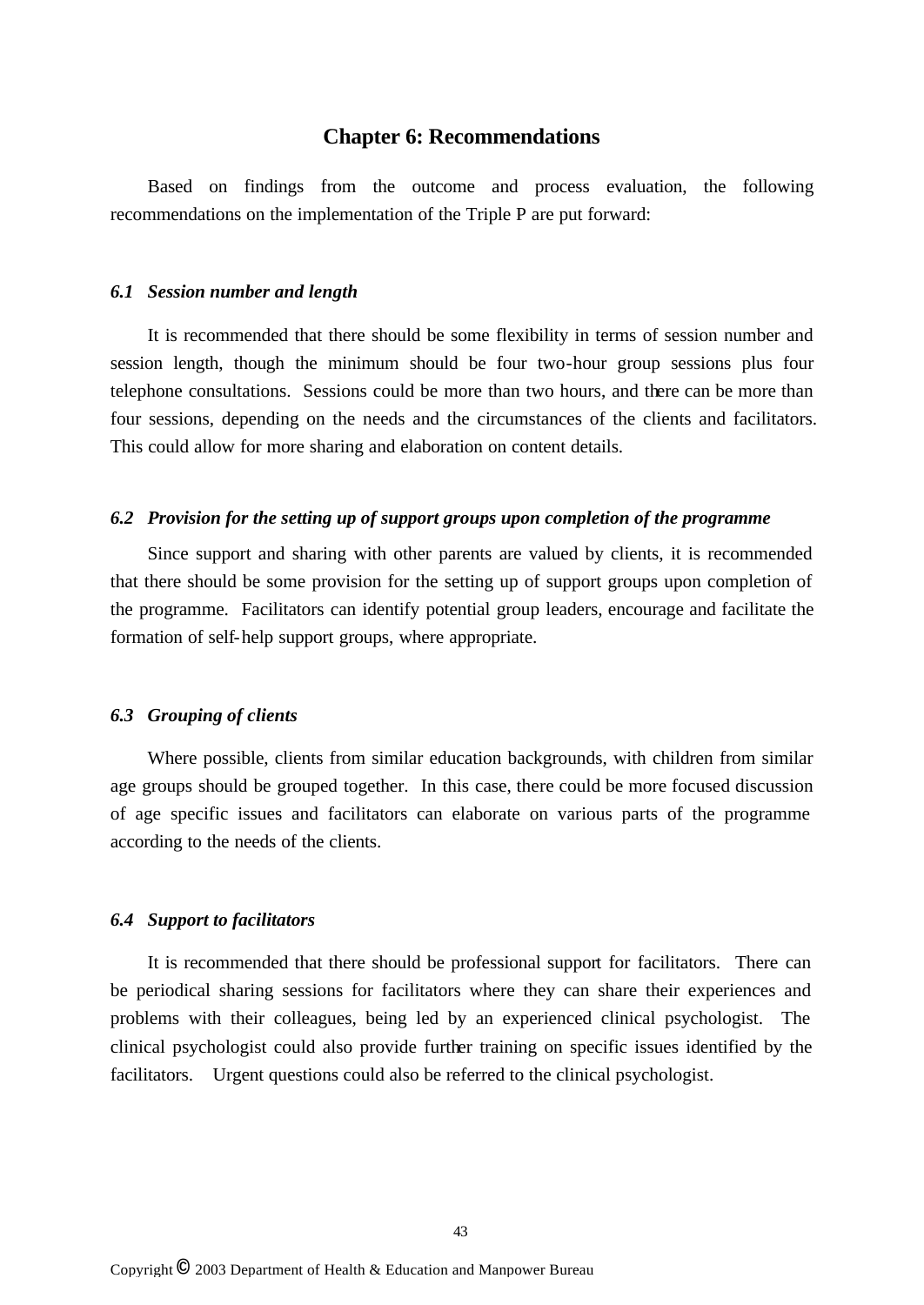# Chapter 6: Recommendations

Based on findings from the outcome and process evaluation, the following recommendations on the implementation of the Triple P are put forward:

### *6.1 Session number and length*

It is recommended that there should be some flexibility in terms of session number and session length, though the minimum should be four two-hour group sessions plus four telephone consultations. Sessions could be more than two hours, and there can be more than four sessions, depending on the needs and the circumstances of the clients and facilitators. This could allow for more sharing and elaboration on content details.

### *6.2 Provision for the setting up of support groups upon completion of the programme*

Since support and sharing with other parents are valued by clients, it is recommended that there should be some provision for the setting up of support groups upon completion of the programme. Facilitators can identify potential group leaders, encourage and facilitate the formation of self-help support groups, where appropriate.

### *6.3 Grouping of clients*

Where possible, clients from similar education backgrounds, with children from similar age groups should be grouped together. In this case, there could be more focused discussion of age specific issues and facilitators can elaborate on various parts of the programme according to the needs of the clients.

### *6.4 Support to facilitators*

It is recommended that there should be professional support for facilitators. There can be periodical sharing sessions for facilitators where they can share their experiences and problems with their colleagues, being led by an experienced clinical psychologist. The clinical psychologist could also provide further training on specific issues identified by the facilitators. Urgent questions could also be referred to the clinical psychologist.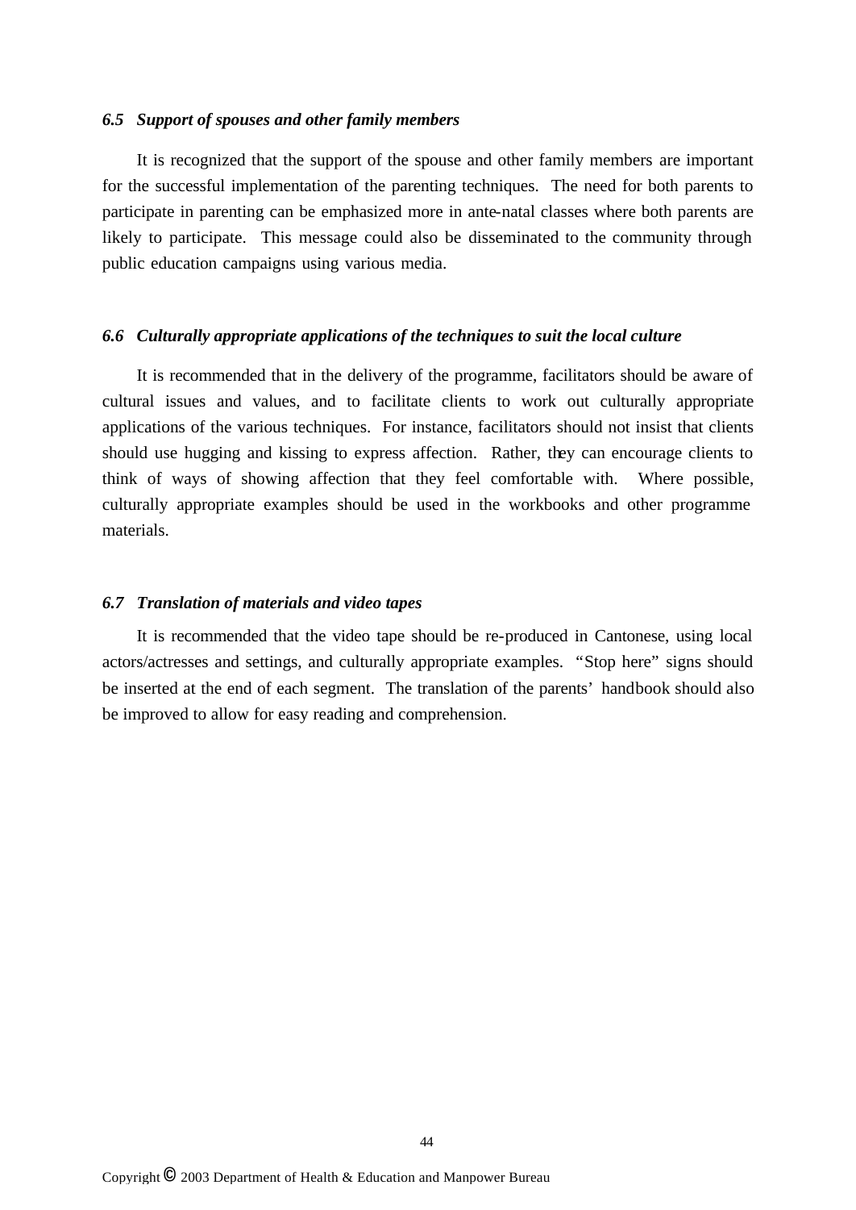### *6.5 Support of spouses and other family members*

It is recognized that the support of the spouse and other family members are important for the successful implementation of the parenting techniques. The need for both parents to participate in parenting can be emphasized more in ante-natal classes where both parents are likely to participate. This message could also be disseminated to the community through public education campaigns using various media.

### *6.6 Culturally appropriate applications of the techniques to suit the local culture*

It is recommended that in the delivery of the programme, facilitators should be aware of cultural issues and values, and to facilitate clients to work out culturally appropriate applications of the various techniques. For instance, facilitators should not insist that clients should use hugging and kissing to express affection. Rather, they can encourage clients to think of ways of showing affection that they feel comfortable with. Where possible, culturally appropriate examples should be used in the workbooks and other programme materials.

### *6.7 Translation of materials and video tapes*

It is recommended that the video tape should be re-produced in Cantonese, using local actors/actresses and settings, and culturally appropriate examples. "Stop here" signs should be inserted at the end of each segment. The translation of the parents' handbook should also be improved to allow for easy reading and comprehension.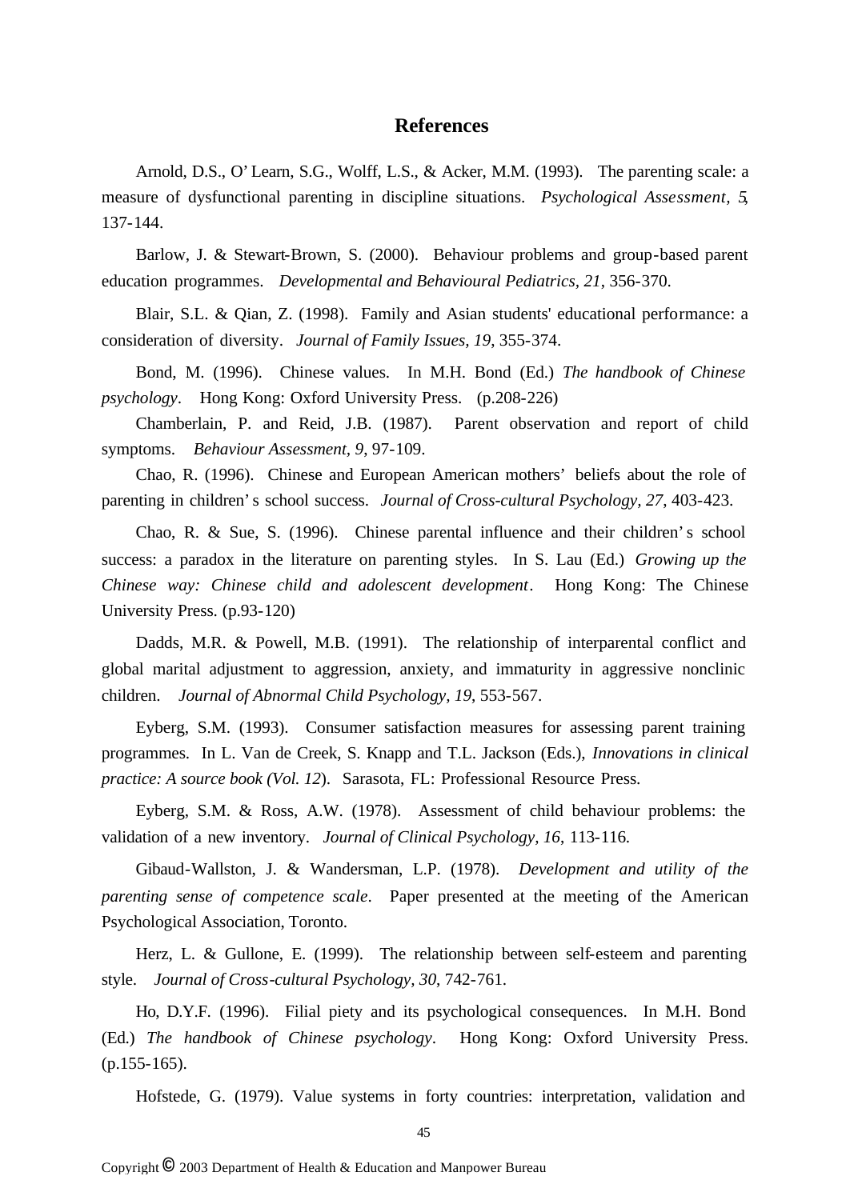## References

Arnold, D.S., O'Learn, S.G., Wolff, L.S., & Acker, M.M. (1993). The parenting scale: a measure of dysfunctional parenting in discipline situations. *Psychological Assessment*, *5*, 137-144.

Barlow, J. & Stewart-Brown, S. (2000). Behaviour problems and group-based parent education programmes. *Developmental and Behavioural Pediatrics*, *21*, 356-370.

Blair, S.L. & Qian, Z. (1998). Family and Asian students' educational performance: a consideration of diversity. *Journal of Family Issues*, *19*, 355-374.

Bond, M. (1996). Chinese values. In M.H. Bond (Ed.) *The handbook of Chinese psychology*. Hong Kong: Oxford University Press. (p.208-226)

Chamberlain, P. and Reid, J.B. (1987). Parent observation and report of child symptoms. *Behaviour Assessment*, *9*, 97-109.

Chao, R. (1996). Chinese and European American mothers' beliefs about the role of parenting in children's school success. *Journal of Cross-cultural Psychology*, *27*, 403-423.

Chao, R. & Sue, S. (1996). Chinese parental influence and their children's school success: a paradox in the literature on parenting styles. In S. Lau (Ed.) *Growing up the Chinese way: Chinese child and adolescent development*. Hong Kong: The Chinese University Press. (p.93-120)

Dadds, M.R. & Powell, M.B. (1991). The relationship of interparental conflict and global marital adjustment to aggression, anxiety, and immaturity in aggressive nonclinic children. *Journal of Abnormal Child Psychology*, *19*, 553-567.

Eyberg, S.M. (1993). Consumer satisfaction measures for assessing parent training programmes. In L. Van de Creek, S. Knapp and T.L. Jackson (Eds.), *Innovations in clinical practice: A source book (Vol. 12*). Sarasota, FL: Professional Resource Press.

Eyberg, S.M. & Ross, A.W. (1978). Assessment of child behaviour problems: the validation of a new inventory. *Journal of Clinical Psychology*, *16*, 113-116.

Gibaud-Wallston, J. & Wandersman, L.P. (1978). *Development and utility of the parenting sense of competence scale*. Paper presented at the meeting of the American Psychological Association, Toronto.

Herz, L. & Gullone, E. (1999). The relationship between self-esteem and parenting style. *Journal of Cross-cultural Psychology*, *30*, 742-761.

Ho, D.Y.F. (1996). Filial piety and its psychological consequences. In M.H. Bond (Ed.) *The handbook of Chinese psychology*. Hong Kong: Oxford University Press. (p.155-165).

Hofstede, G. (1979). Value systems in forty countries: interpretation, validation and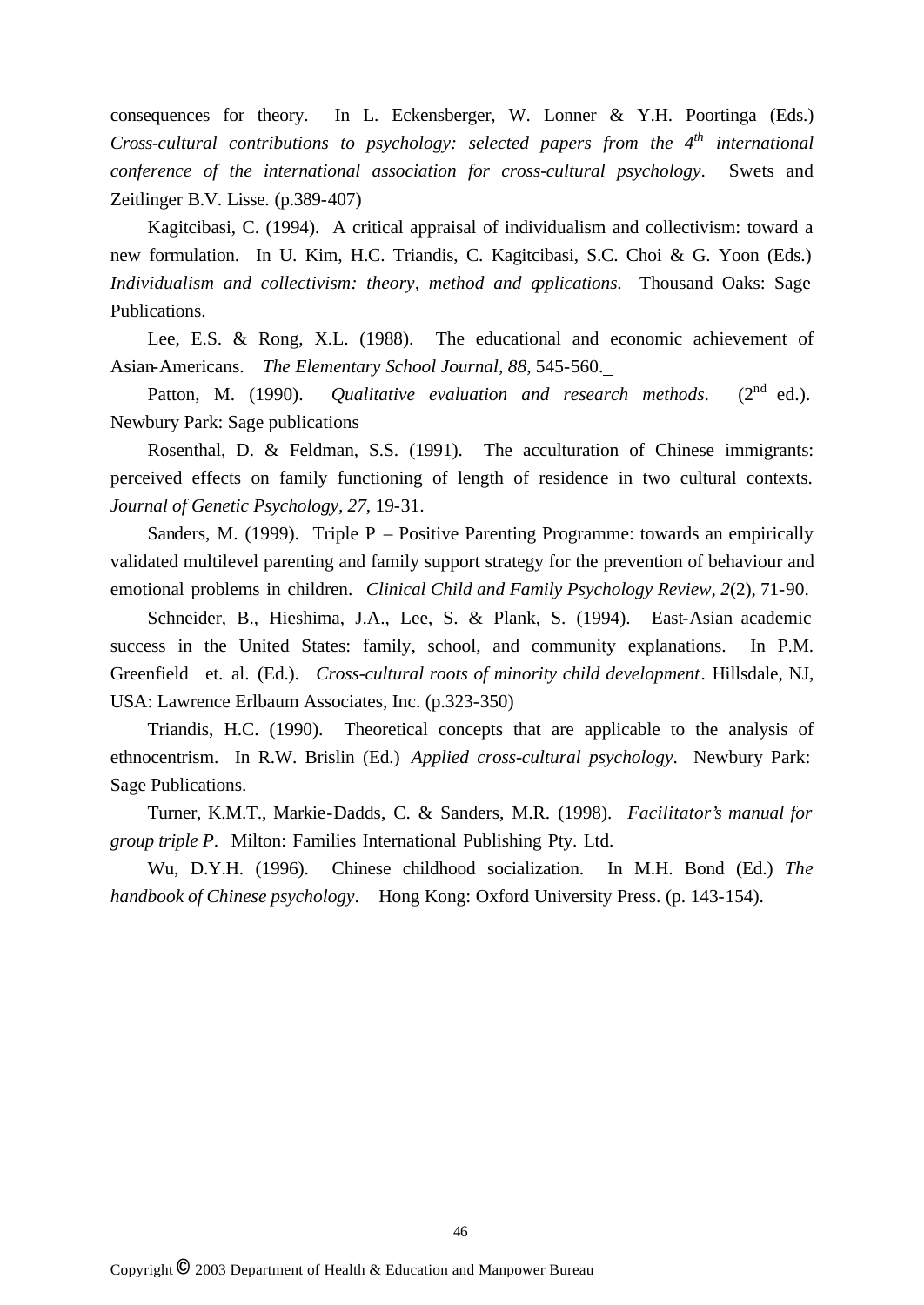consequences for theory. In L. Eckensberger, W. Lonner & Y.H. Poortinga (Eds.) *Cross-cultural contributions to psychology: selected papers from the 4th international conference of the international association for cross-cultural psychology*. Swets and Zeitlinger B.V. Lisse. (p.389-407)

Kagitcibasi, C. (1994). A critical appraisal of individualism and collectivism: toward a new formulation. In U. Kim, H.C. Triandis, C. Kagitcibasi, S.C. Choi & G. Yoon (Eds.) *Individualism and collectivism: theory, method and applications*. Thousand Oaks: Sage Publications.

Lee, E.S. & Rong, X.L. (1988). The educational and economic achievement of Asian-Americans. *The Elementary School Journal, 88*, 545-560.

Patton, M. (1990). *Qualitative evaluation and research methods*. (2nd ed.). Newbury Park: Sage publications

Rosenthal, D. & Feldman, S.S. (1991). The acculturation of Chinese immigrants: perceived effects on family functioning of length of residence in two cultural contexts. *Journal of Genetic Psychology, 27*, 19-31.

Sanders, M. (1999). Triple P – Positive Parenting Programme: towards an empirically validated multilevel parenting and family support strategy for the prevention of behaviour and emotional problems in children. *Clinical Child and Family Psychology Review, 2*(2), 71-90.

Schneider, B., Hieshima, J.A., Lee, S. & Plank, S. (1994). East-Asian academic success in the United States: family, school, and community explanations. In P.M. Greenfield et. al. (Ed.). *Cross-cultural roots of minority child development*. Hillsdale, NJ, USA: Lawrence Erlbaum Associates, Inc. (p.323-350)

Triandis, H.C. (1990). Theoretical concepts that are applicable to the analysis of ethnocentrism. In R.W. Brislin (Ed.) *Applied cross-cultural psychology*. Newbury Park: Sage Publications.

Turner, K.M.T., Markie-Dadds, C. & Sanders, M.R. (1998). *Facilitator's manual for group triple P*. Milton: Families International Publishing Pty. Ltd.

Wu, D.Y.H. (1996). Chinese childhood socialization. In M.H. Bond (Ed.) *The handbook of Chinese psychology*. Hong Kong: Oxford University Press. (p. 143-154).

Copyright © 2003 Department of Health & Education and Manpower Bureau